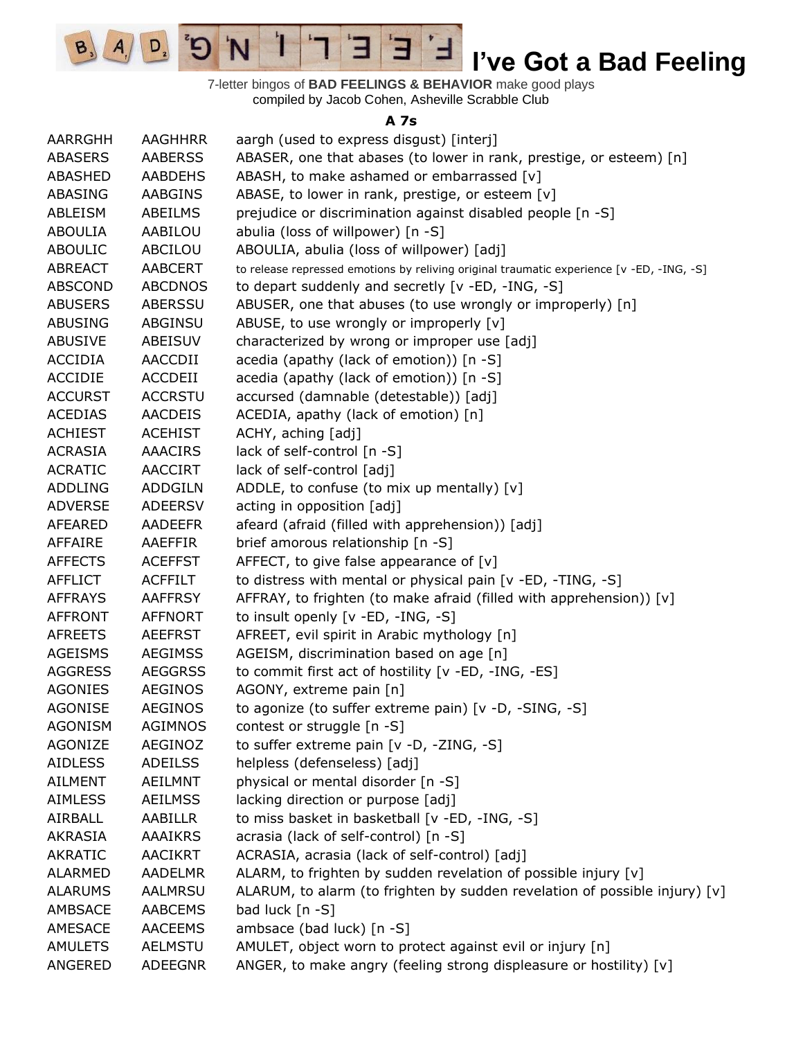# I've Got a Bad Feeling

7-letter bingos of **BAD FEELINGS & BEHAVIOR** make good plays
compiled by Jacob Cohen, Asheville Scrabble Club

### A 7s

| | | |
|---|---|---|
| AARRGHH | AAGHHRR | aargh (used to express disgust) [interj] |
| ABASERS | AABERSS | ABASER, one that abases (to lower in rank, prestige, or esteem) [n] |
| ABASHED | AABDEHS | ABASH, to make ashamed or embarrassed [v] |
| ABASING | AABGINS | ABASE, to lower in rank, prestige, or esteem [v] |
| ABLEISM | ABEILMS | prejudice or discrimination against disabled people [n -S] |
| ABOULIA | AABILOU | abulia (loss of willpower) [n -S] |
| ABOULIC | ABCILOU | ABOULIA, abulia (loss of willpower) [adj] |
| ABREACT | AABCERT | to release repressed emotions by reliving original traumatic experience [v -ED, -ING, -S] |
| ABSCOND | ABCDNOS | to depart suddenly and secretly [v -ED, -ING, -S] |
| ABUSERS | ABERSSU | ABUSER, one that abuses (to use wrongly or improperly) [n] |
| ABUSING | ABGINSU | ABUSE, to use wrongly or improperly [v] |
| ABUSIVE | ABEISUV | characterized by wrong or improper use [adj] |
| ACCIDIA | AACCDII | acedia (apathy (lack of emotion)) [n -S] |
| ACCIDIE | ACCDEII | acedia (apathy (lack of emotion)) [n -S] |
| ACCURST | ACCRSTU | accursed (damnable (detestable)) [adj] |
| ACEDIAS | AACDEIS | ACEDIA, apathy (lack of emotion) [n] |
| ACHIEST | ACEHIST | ACHY, aching [adj] |
| ACRASIA | AAACIRS | lack of self-control [n -S] |
| ACRATIC | AACCIRT | lack of self-control [adj] |
| ADDLING | ADDGILN | ADDLE, to confuse (to mix up mentally) [v] |
| ADVERSE | ADEERSV | acting in opposition [adj] |
| AFEARED | AADEEFR | afeard (afraid (filled with apprehension)) [adj] |
| AFFAIRE | AAEFFIR | brief amorous relationship [n -S] |
| AFFECTS | ACEFFST | AFFECT, to give false appearance of [v] |
| AFFLICT | ACFFILT | to distress with mental or physical pain [v -ED, -TING, -S] |
| AFFRAYS | AAFFRSY | AFFRAY, to frighten (to make afraid (filled with apprehension)) [v] |
| AFFRONT | AFFNORT | to insult openly [v -ED, -ING, -S] |
| AFREETS | AEEFRST | AFREET, evil spirit in Arabic mythology [n] |
| AGEISMS | AEGIMSS | AGEISM, discrimination based on age [n] |
| AGGRESS | AEGGRSS | to commit first act of hostility [v -ED, -ING, -ES] |
| AGONIES | AEGINOS | AGONY, extreme pain [n] |
| AGONISE | AEGINOS | to agonize (to suffer extreme pain) [v -D, -SING, -S] |
| AGONISM | AGIMNOS | contest or struggle [n -S] |
| AGONIZE | AEGINOZ | to suffer extreme pain [v -D, -ZING, -S] |
| AIDLESS | ADEILSS | helpless (defenseless) [adj] |
| AILMENT | AEILMNT | physical or mental disorder [n -S] |
| AIMLESS | AEILMSS | lacking direction or purpose [adj] |
| AIRBALL | AABILLR | to miss basket in basketball [v -ED, -ING, -S] |
| AKRASIA | AAAIKRS | acrasia (lack of self-control) [n -S] |
| AKRATIC | AACIKRT | ACRASIA, acrasia (lack of self-control) [adj] |
| ALARMED | AADELMR | ALARM, to frighten by sudden revelation of possible injury [v] |
| ALARUMS | AALMRSU | ALARUM, to alarm (to frighten by sudden revelation of possible injury) [v] |
| AMBSACE | AABCEMS | bad luck [n -S] |
| AMESACE | AACEEMS | ambsace (bad luck) [n -S] |
| AMULETS | AELMSTU | AMULET, object worn to protect against evil or injury [n] |
| ANGERED | ADEEGNR | ANGER, to make angry (feeling strong displeasure or hostility) [v] |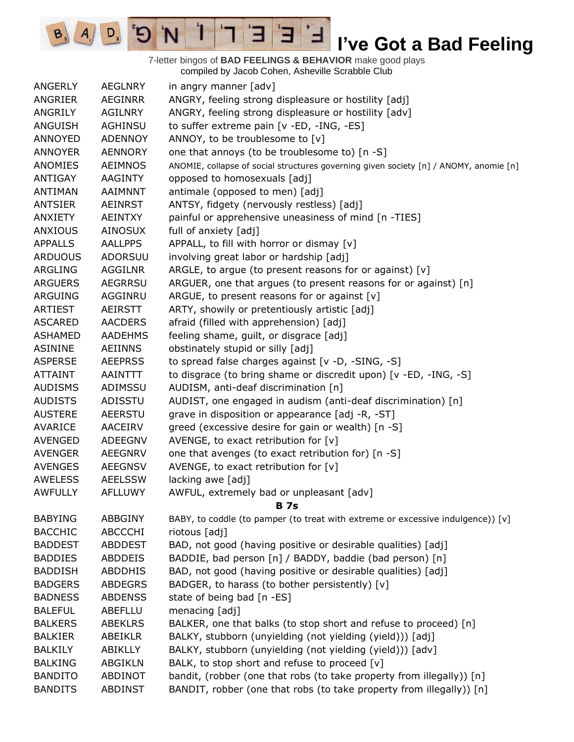# I've Got a Bad Feeling

7-letter bingos of **BAD FEELINGS & BEHAVIOR** make good plays
compiled by Jacob Cohen, Asheville Scrabble Club

| | | |
|---|---|---|
| ANGERLY | AEGLNRY | in angry manner [adv] |
| ANGRIER | AEGINRR | ANGRY, feeling strong displeasure or hostility [adj] |
| ANGRILY | AGILNRY | ANGRY, feeling strong displeasure or hostility [adv] |
| ANGUISH | AGHINSU | to suffer extreme pain [v -ED, -ING, -ES] |
| ANNOYED | ADENNOY | ANNOY, to be troublesome to [v] |
| ANNOYER | AENNORY | one that annoys (to be troublesome to) [n -S] |
| ANOMIES | AEIMNOS | ANOMIE, collapse of social structures governing given society [n] / ANOMY, anomie [n] |
| ANTIGAY | AAGINTY | opposed to homosexuals [adj] |
| ANTIMAN | AAIMNNT | antimale (opposed to men) [adj] |
| ANTSIER | AEINRST | ANTSY, fidgety (nervously restless) [adj] |
| ANXIETY | AEINTXY | painful or apprehensive uneasiness of mind [n -TIES] |
| ANXIOUS | AINOSUX | full of anxiety [adj] |
| APPALLS | AALLPPS | APPALL, to fill with horror or dismay [v] |
| ARDUOUS | ADORSUU | involving great labor or hardship [adj] |
| ARGLING | AGGILNR | ARGLE, to argue (to present reasons for or against) [v] |
| ARGUERS | AEGRRSU | ARGUER, one that argues (to present reasons for or against) [n] |
| ARGUING | AGGINRU | ARGUE, to present reasons for or against [v] |
| ARTIEST | AEIRSTT | ARTY, showily or pretentiously artistic [adj] |
| ASCARED | AACDERS | afraid (filled with apprehension) [adj] |
| ASHAMED | AADEHMS | feeling shame, guilt, or disgrace [adj] |
| ASININE | AEIINNS | obstinately stupid or silly [adj] |
| ASPERSE | AEEPRSS | to spread false charges against [v -D, -SING, -S] |
| ATTAINT | AAINTTT | to disgrace (to bring shame or discredit upon) [v -ED, -ING, -S] |
| AUDISMS | ADIMSSU | AUDISM, anti-deaf discrimination [n] |
| AUDISTS | ADISSTU | AUDIST, one engaged in audism (anti-deaf discrimination) [n] |
| AUSTERE | AEERSTU | grave in disposition or appearance [adj -R, -ST] |
| AVARICE | AACEIRV | greed (excessive desire for gain or wealth) [n -S] |
| AVENGED | ADEEGNV | AVENGE, to exact retribution for [v] |
| AVENGER | AEEGNRV | one that avenges (to exact retribution for) [n -S] |
| AVENGES | AEEGNSV | AVENGE, to exact retribution for [v] |
| AWELESS | AEELSSW | lacking awe [adj] |
| AWFULLY | AFLLUWY | AWFUL, extremely bad or unpleasant [adv] |

**B 7s**

| | | |
|---|---|---|
| BABYING | ABBGINY | BABY, to coddle (to pamper (to treat with extreme or excessive indulgence)) [v] |
| BACCHIC | ABCCCHI | riotous [adj] |
| BADDEST | ABDDEST | BAD, not good (having positive or desirable qualities) [adj] |
| BADDIES | ABDDEIS | BADDIE, bad person [n] / BADDY, baddie (bad person) [n] |
| BADDISH | ABDDHIS | BAD, not good (having positive or desirable qualities) [adj] |
| BADGERS | ABDEGRS | BADGER, to harass (to bother persistently) [v] |
| BADNESS | ABDENSS | state of being bad [n -ES] |
| BALEFUL | ABEFLLU | menacing [adj] |
| BALKERS | ABEKLRS | BALKER, one that balks (to stop short and refuse to proceed) [n] |
| BALKIER | ABEIKLR | BALKY, stubborn (unyielding (not yielding (yield))) [adj] |
| BALKILY | ABIKLLY | BALKY, stubborn (unyielding (not yielding (yield))) [adv] |
| BALKING | ABGIKLN | BALK, to stop short and refuse to proceed [v] |
| BANDITO | ABDINOT | bandit, (robber (one that robs (to take property from illegally)) [n] |
| BANDITS | ABDINST | BANDIT, robber (one that robs (to take property from illegally)) [n] |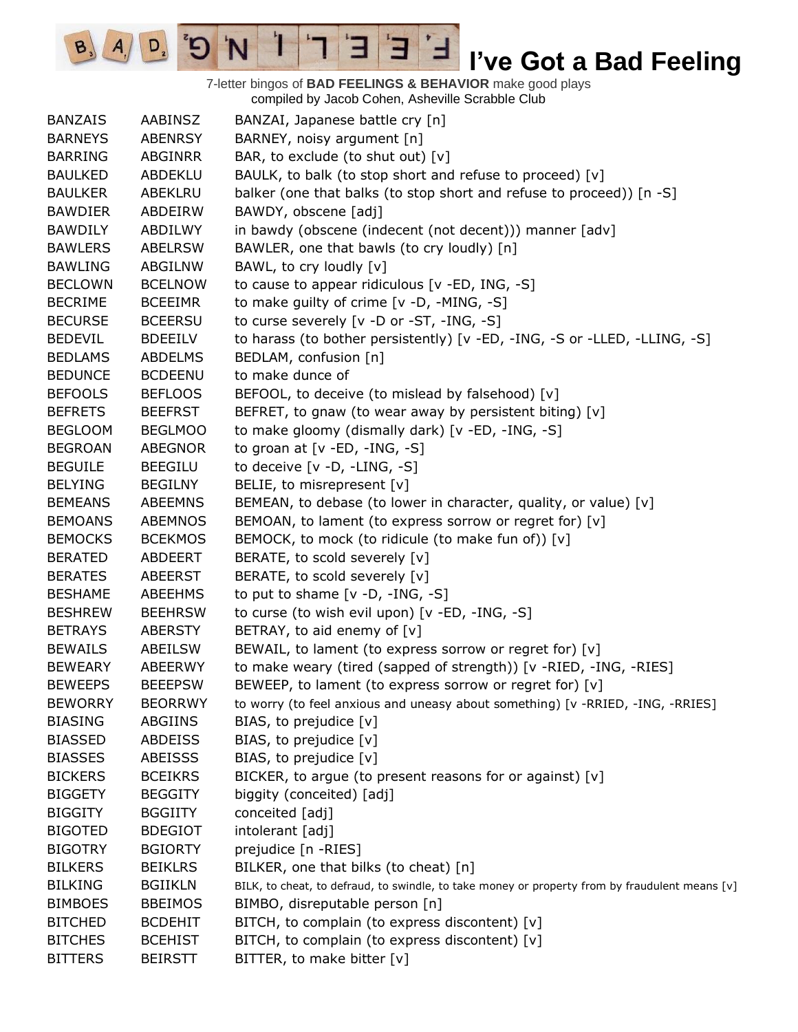# I've Got a Bad Feeling

7-letter bingos of **BAD FEELINGS & BEHAVIOR** make good plays
compiled by Jacob Cohen, Asheville Scrabble Club

| | | |
|---|---|---|
| BANZAIS | AABINSZ | BANZAI, Japanese battle cry [n] |
| BARNEYS | ABENRSY | BARNEY, noisy argument [n] |
| BARRING | ABGINRR | BAR, to exclude (to shut out) [v] |
| BAULKED | ABDEKLU | BAULK, to balk (to stop short and refuse to proceed) [v] |
| BAULKER | ABEKLRU | balker (one that balks (to stop short and refuse to proceed)) [n -S] |
| BAWDIER | ABDEIRW | BAWDY, obscene [adj] |
| BAWDILY | ABDILWY | in bawdy (obscene (indecent (not decent))) manner [adv] |
| BAWLERS | ABELRSW | BAWLER, one that bawls (to cry loudly) [n] |
| BAWLING | ABGILNW | BAWL, to cry loudly [v] |
| BECLOWN | BCELNOW | to cause to appear ridiculous [v -ED, ING, -S] |
| BECRIME | BCEEIMR | to make guilty of crime [v -D, -MING, -S] |
| BECURSE | BCEERSU | to curse severely [v -D or -ST, -ING, -S] |
| BEDEVIL | BDEEILV | to harass (to bother persistently) [v -ED, -ING, -S or -LLED, -LLING, -S] |
| BEDLAMS | ABDELMS | BEDLAM, confusion [n] |
| BEDUNCE | BCDEENU | to make dunce of |
| BEFOOLS | BEFLOOS | BEFOOL, to deceive (to mislead by falsehood) [v] |
| BEFRETS | BEEFRST | BEFRET, to gnaw (to wear away by persistent biting) [v] |
| BEGLOOM | BEGLMOO | to make gloomy (dismally dark) [v -ED, -ING, -S] |
| BEGROAN | ABEGNOR | to groan at [v -ED, -ING, -S] |
| BEGUILE | BEEGILU | to deceive [v -D, -LING, -S] |
| BELYING | BEGILNY | BELIE, to misrepresent [v] |
| BEMEANS | ABEEMNS | BEMEAN, to debase (to lower in character, quality, or value) [v] |
| BEMOANS | ABEMNOS | BEMOAN, to lament (to express sorrow or regret for) [v] |
| BEMOCKS | BCEKMOS | BEMOCK, to mock (to ridicule (to make fun of)) [v] |
| BERATED | ABDEERT | BERATE, to scold severely [v] |
| BERATES | ABEERST | BERATE, to scold severely [v] |
| BESHAME | ABEEHMS | to put to shame [v -D, -ING, -S] |
| BESHREW | BEEHRSW | to curse (to wish evil upon) [v -ED, -ING, -S] |
| BETRAYS | ABERSTY | BETRAY, to aid enemy of [v] |
| BEWAILS | ABEILSW | BEWAIL, to lament (to express sorrow or regret for) [v] |
| BEWEARY | ABEERWY | to make weary (tired (sapped of strength)) [v -RIED, -ING, -RIES] |
| BEWEEPS | BEEEPSW | BEWEEP, to lament (to express sorrow or regret for) [v] |
| BEWORRY | BEORRWY | to worry (to feel anxious and uneasy about something) [v -RRIED, -ING, -RRIES] |
| BIASING | ABGIINS | BIAS, to prejudice [v] |
| BIASSED | ABDEISS | BIAS, to prejudice [v] |
| BIASSES | ABEISSS | BIAS, to prejudice [v] |
| BICKERS | BCEIKRS | BICKER, to argue (to present reasons for or against) [v] |
| BIGGETY | BEGGITY | biggity (conceited) [adj] |
| BIGGITY | BGGIITY | conceited [adj] |
| BIGOTED | BDEGIOT | intolerant [adj] |
| BIGOTRY | BGIORTY | prejudice [n -RIES] |
| BILKERS | BEIKLRS | BILKER, one that bilks (to cheat) [n] |
| BILKING | BGIIKLN | BILK, to cheat, to defraud, to swindle, to take money or property from by fraudulent means [v] |
| BIMBOES | BBEIMOS | BIMBO, disreputable person [n] |
| BITCHED | BCDEHIT | BITCH, to complain (to express discontent) [v] |
| BITCHES | BCEHIST | BITCH, to complain (to express discontent) [v] |
| BITTERS | BEIRSTT | BITTER, to make bitter [v] |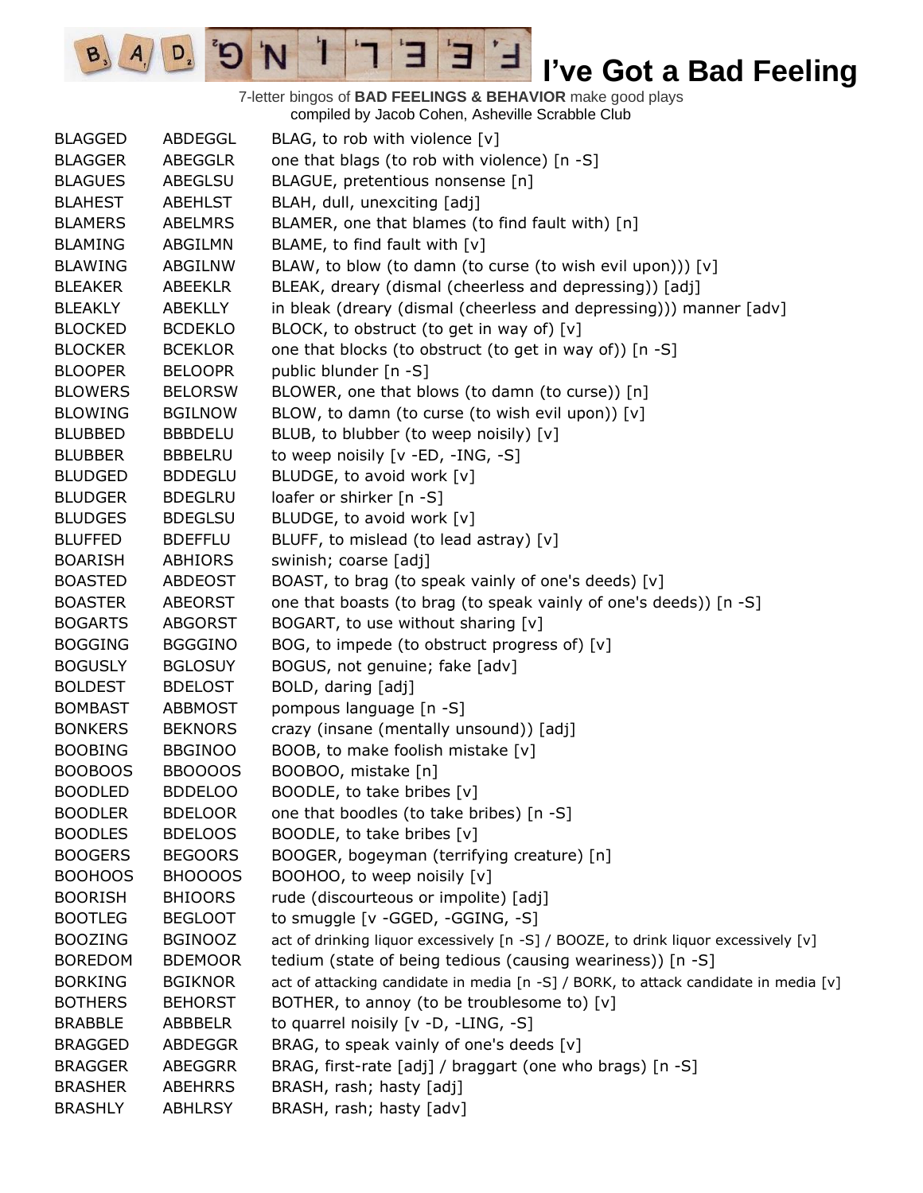# I've Got a Bad Feeling

7-letter bingos of **BAD FEELINGS & BEHAVIOR** make good plays
compiled by Jacob Cohen, Asheville Scrabble Club

| | | |
|---|---|---|
| BLAGGED | ABDEGGL | BLAG, to rob with violence [v] |
| BLAGGER | ABEGGLR | one that blags (to rob with violence) [n -S] |
| BLAGUES | ABEGLSU | BLAGUE, pretentious nonsense [n] |
| BLAHEST | ABEHLST | BLAH, dull, unexciting [adj] |
| BLAMERS | ABELMRS | BLAMER, one that blames (to find fault with) [n] |
| BLAMING | ABGILMN | BLAME, to find fault with [v] |
| BLAWING | ABGILNW | BLAW, to blow (to damn (to curse (to wish evil upon))) [v] |
| BLEAKER | ABEEKLR | BLEAK, dreary (dismal (cheerless and depressing)) [adj] |
| BLEAKLY | ABEKLLY | in bleak (dreary (dismal (cheerless and depressing))) manner [adv] |
| BLOCKED | BCDEKLO | BLOCK, to obstruct (to get in way of) [v] |
| BLOCKER | BCEKLOR | one that blocks (to obstruct (to get in way of)) [n -S] |
| BLOOPER | BELOOPR | public blunder [n -S] |
| BLOWERS | BELORSW | BLOWER, one that blows (to damn (to curse)) [n] |
| BLOWING | BGILNOW | BLOW, to damn (to curse (to wish evil upon)) [v] |
| BLUBBED | BBBDELU | BLUB, to blubber (to weep noisily) [v] |
| BLUBBER | BBBELRU | to weep noisily [v -ED, -ING, -S] |
| BLUDGED | BDDEGLU | BLUDGE, to avoid work [v] |
| BLUDGER | BDEGLRU | loafer or shirker [n -S] |
| BLUDGES | BDEGLSU | BLUDGE, to avoid work [v] |
| BLUFFED | BDEFFLU | BLUFF, to mislead (to lead astray) [v] |
| BOARISH | ABHIORS | swinish; coarse [adj] |
| BOASTED | ABDEOST | BOAST, to brag (to speak vainly of one's deeds) [v] |
| BOASTER | ABEORST | one that boasts (to brag (to speak vainly of one's deeds)) [n -S] |
| BOGARTS | ABGORST | BOGART, to use without sharing [v] |
| BOGGING | BGGGINO | BOG, to impede (to obstruct progress of) [v] |
| BOGUSLY | BGLOSUY | BOGUS, not genuine; fake [adv] |
| BOLDEST | BDELOST | BOLD, daring [adj] |
| BOMBAST | ABBMOST | pompous language [n -S] |
| BONKERS | BEKNORS | crazy (insane (mentally unsound)) [adj] |
| BOOBING | BBGINOO | BOOB, to make foolish mistake [v] |
| BOOBOOS | BBOOOOS | BOOBOO, mistake [n] |
| BOODLED | BDDELOO | BOODLE, to take bribes [v] |
| BOODLER | BDELOOR | one that boodles (to take bribes) [n -S] |
| BOODLES | BDELOOS | BOODLE, to take bribes [v] |
| BOOGERS | BEGOORS | BOOGER, bogeyman (terrifying creature) [n] |
| BOOHOOS | BHOOOOS | BOOHOO, to weep noisily [v] |
| BOORISH | BHIOORS | rude (discourteous or impolite) [adj] |
| BOOTLEG | BEGLOOT | to smuggle [v -GGED, -GGING, -S] |
| BOOZING | BGINOOZ | act of drinking liquor excessively [n -S] / BOOZE, to drink liquor excessively [v] |
| BOREDOM | BDEMOOR | tedium (state of being tedious (causing weariness)) [n -S] |
| BORKING | BGIKNOR | act of attacking candidate in media [n -S] / BORK, to attack candidate in media [v] |
| BOTHERS | BEHORST | BOTHER, to annoy (to be troublesome to) [v] |
| BRABBLE | ABBBELR | to quarrel noisily [v -D, -LING, -S] |
| BRAGGED | ABDEGGR | BRAG, to speak vainly of one's deeds [v] |
| BRAGGER | ABEGGRR | BRAG, first-rate [adj] / braggart (one who brags) [n -S] |
| BRASHER | ABEHRRS | BRASH, rash; hasty [adj] |
| BRASHLY | ABHLRSY | BRASH, rash; hasty [adv] |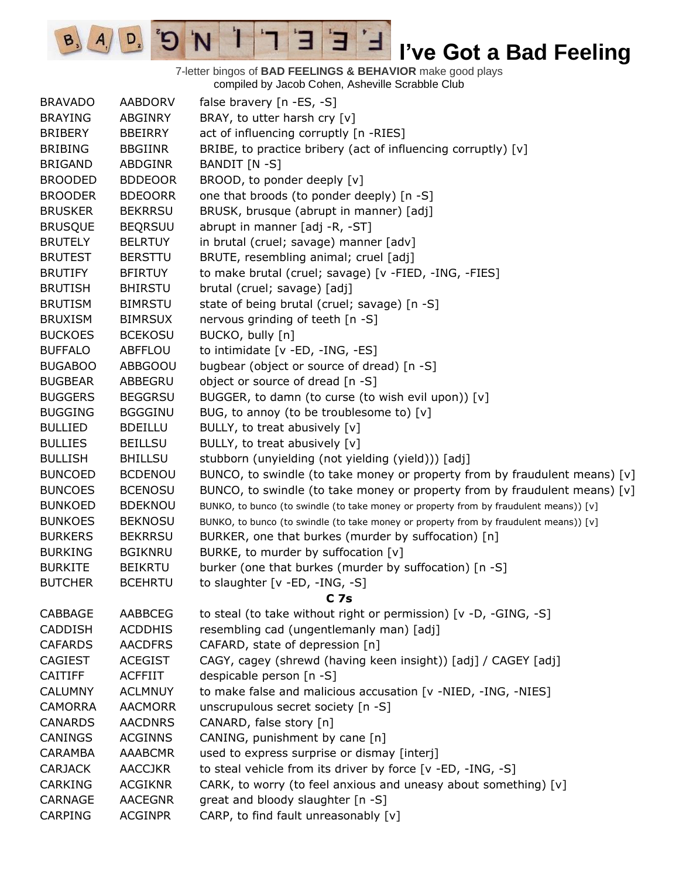# I've Got a Bad Feeling

7-letter bingos of **BAD FEELINGS & BEHAVIOR** make good plays
compiled by Jacob Cohen, Asheville Scrabble Club

| | | |
|---|---|---|
| BRAVADO | AABDORV | false bravery [n -ES, -S] |
| BRAYING | ABGINRY | BRAY, to utter harsh cry [v] |
| BRIBERY | BBEIRRY | act of influencing corruptly [n -RIES] |
| BRIBING | BBGIINR | BRIBE, to practice bribery (act of influencing corruptly) [v] |
| BRIGAND | ABDGINR | BANDIT [N -S] |
| BROODED | BDDEOOR | BROOD, to ponder deeply [v] |
| BROODER | BDEOORR | one that broods (to ponder deeply) [n -S] |
| BRUSKER | BEKRRSU | BRUSK, brusque (abrupt in manner) [adj] |
| BRUSQUE | BEQRSUU | abrupt in manner [adj -R, -ST] |
| BRUTELY | BELRTUY | in brutal (cruel; savage) manner [adv] |
| BRUTEST | BERSTTU | BRUTE, resembling animal; cruel [adj] |
| BRUTIFY | BFIRTUY | to make brutal (cruel; savage) [v -FIED, -ING, -FIES] |
| BRUTISH | BHIRSTU | brutal (cruel; savage) [adj] |
| BRUTISM | BIMRSTU | state of being brutal (cruel; savage) [n -S] |
| BRUXISM | BIMRSUX | nervous grinding of teeth [n -S] |
| BUCKOES | BCEKOSU | BUCKO, bully [n] |
| BUFFALO | ABFFLOU | to intimidate [v -ED, -ING, -ES] |
| BUGABOO | ABBGOOU | bugbear (object or source of dread) [n -S] |
| BUGBEAR | ABBEGRU | object or source of dread [n -S] |
| BUGGERS | BEGGRSU | BUGGER, to damn (to curse (to wish evil upon)) [v] |
| BUGGING | BGGGINU | BUG, to annoy (to be troublesome to) [v] |
| BULLIED | BDEILLU | BULLY, to treat abusively [v] |
| BULLIES | BEILLSU | BULLY, to treat abusively [v] |
| BULLISH | BHILLSU | stubborn (unyielding (not yielding (yield))) [adj] |
| BUNCOED | BCDENOU | BUNCO, to swindle (to take money or property from by fraudulent means) [v] |
| BUNCOES | BCENOSU | BUNCO, to swindle (to take money or property from by fraudulent means) [v] |
| BUNKOED | BDEKNOU | BUNKO, to bunco (to swindle (to take money or property from by fraudulent means)) [v] |
| BUNKOES | BEKNOSU | BUNKO, to bunco (to swindle (to take money or property from by fraudulent means)) [v] |
| BURKERS | BEKRRSU | BURKER, one that burkes (murder by suffocation) [n] |
| BURKING | BGIKNRU | BURKE, to murder by suffocation [v] |
| BURKITE | BEIKRTU | burker (one that burkes (murder by suffocation) [n -S] |
| BUTCHER | BCEHRTU | to slaughter [v -ED, -ING, -S] |

**C 7s**

| | | |
|---|---|---|
| CABBAGE | AABBCEG | to steal (to take without right or permission) [v -D, -GING, -S] |
| CADDISH | ACDDHIS | resembling cad (ungentlemanly man) [adj] |
| CAFARDS | AACDFRS | CAFARD, state of depression [n] |
| CAGIEST | ACEGIST | CAGY, cagey (shrewd (having keen insight)) [adj] / CAGEY [adj] |
| CAITIFF | ACFFIIT | despicable person [n -S] |
| CALUMNY | ACLMNUY | to make false and malicious accusation [v -NIED, -ING, -NIES] |
| CAMORRA | AACMORR | unscrupulous secret society [n -S] |
| CANARDS | AACDNRS | CANARD, false story [n] |
| CANINGS | ACGINNS | CANING, punishment by cane [n] |
| CARAMBA | AAABCMR | used to express surprise or dismay [interj] |
| CARJACK | AACCJKR | to steal vehicle from its driver by force [v -ED, -ING, -S] |
| CARKING | ACGIKNR | CARK, to worry (to feel anxious and uneasy about something) [v] |
| CARNAGE | AACEGNR | great and bloody slaughter [n -S] |
| CARPING | ACGINPR | CARP, to find fault unreasonably [v] |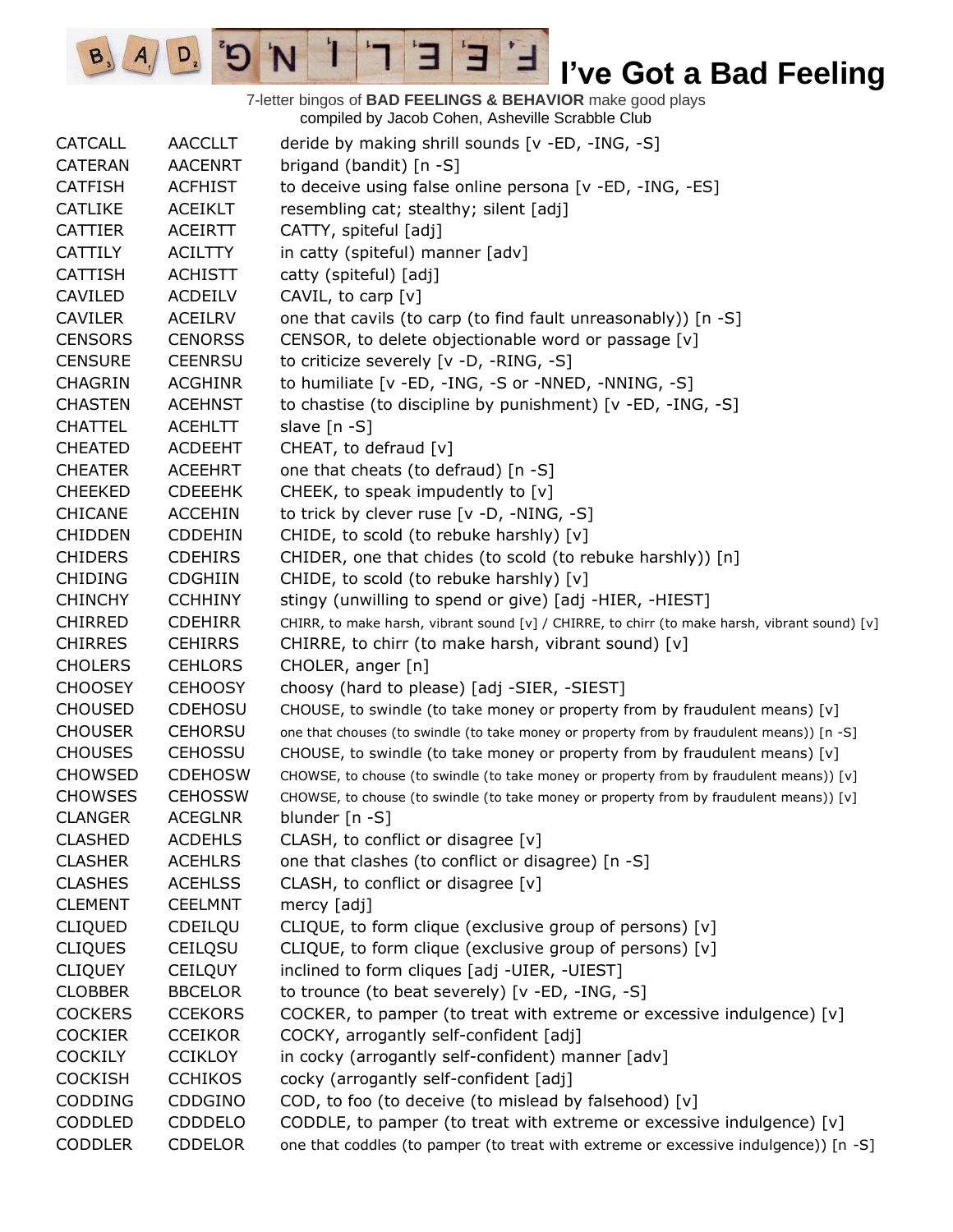# I've Got a Bad Feeling

7-letter bingos of **BAD FEELINGS & BEHAVIOR** make good plays
compiled by Jacob Cohen, Asheville Scrabble Club

| | | |
|---|---|---|
| CATCALL | AACCLLT | deride by making shrill sounds [v -ED, -ING, -S] |
| CATERAN | AACENRT | brigand (bandit) [n -S] |
| CATFISH | ACFHIST | to deceive using false online persona [v -ED, -ING, -ES] |
| CATLIKE | ACEIKLT | resembling cat; stealthy; silent [adj] |
| CATTIER | ACEIRTT | CATTY, spiteful [adj] |
| CATTILY | ACILTTY | in catty (spiteful) manner [adv] |
| CATTISH | ACHISTT | catty (spiteful) [adj] |
| CAVILED | ACDEILV | CAVIL, to carp [v] |
| CAVILER | ACEILRV | one that cavils (to carp (to find fault unreasonably)) [n -S] |
| CENSORS | CENORSS | CENSOR, to delete objectionable word or passage [v] |
| CENSURE | CEENRSU | to criticize severely [v -D, -RING, -S] |
| CHAGRIN | ACGHINR | to humiliate [v -ED, -ING, -S or -NNED, -NNING, -S] |
| CHASTEN | ACEHNST | to chastise (to discipline by punishment) [v -ED, -ING, -S] |
| CHATTEL | ACEHLTT | slave [n -S] |
| CHEATED | ACDEEHT | CHEAT, to defraud [v] |
| CHEATER | ACEEHRT | one that cheats (to defraud) [n -S] |
| CHEEKED | CDEEEHK | CHEEK, to speak impudently to [v] |
| CHICANE | ACCEHIN | to trick by clever ruse [v -D, -NING, -S] |
| CHIDDEN | CDDEHIN | CHIDE, to scold (to rebuke harshly) [v] |
| CHIDERS | CDEHIRS | CHIDER, one that chides (to scold (to rebuke harshly)) [n] |
| CHIDING | CDGHIIN | CHIDE, to scold (to rebuke harshly) [v] |
| CHINCHY | CCHHINY | stingy (unwilling to spend or give) [adj -HIER, -HIEST] |
| CHIRRED | CDEHIRR | CHIRR, to make harsh, vibrant sound [v] / CHIRRE, to chirr (to make harsh, vibrant sound) [v] |
| CHIRRES | CEHIRRS | CHIRRE, to chirr (to make harsh, vibrant sound) [v] |
| CHOLERS | CEHLORS | CHOLER, anger [n] |
| CHOOSEY | CEHOOSY | choosy (hard to please) [adj -SIER, -SIEST] |
| CHOUSED | CDEHOSU | CHOUSE, to swindle (to take money or property from by fraudulent means) [v] |
| CHOUSER | CEHORSU | one that chouses (to swindle (to take money or property from by fraudulent means)) [n -S] |
| CHOUSES | CEHOSSU | CHOUSE, to swindle (to take money or property from by fraudulent means) [v] |
| CHOWSED | CDEHOSW | CHOWSE, to chouse (to swindle (to take money or property from by fraudulent means)) [v] |
| CHOWSES | CEHOSSW | CHOWSE, to chouse (to swindle (to take money or property from by fraudulent means)) [v] |
| CLANGER | ACEGLNR | blunder [n -S] |
| CLASHED | ACDEHLS | CLASH, to conflict or disagree [v] |
| CLASHER | ACEHLRS | one that clashes (to conflict or disagree) [n -S] |
| CLASHES | ACEHLSS | CLASH, to conflict or disagree [v] |
| CLEMENT | CEELMNT | mercy [adj] |
| CLIQUED | CDEILQU | CLIQUE, to form clique (exclusive group of persons) [v] |
| CLIQUES | CEILQSU | CLIQUE, to form clique (exclusive group of persons) [v] |
| CLIQUEY | CEILQUY | inclined to form cliques [adj -UIER, -UIEST] |
| CLOBBER | BBCELOR | to trounce (to beat severely) [v -ED, -ING, -S] |
| COCKERS | CCEKORS | COCKER, to pamper (to treat with extreme or excessive indulgence) [v] |
| COCKIER | CCEIKOR | COCKY, arrogantly self-confident [adj] |
| COCKILY | CCIKLOY | in cocky (arrogantly self-confident) manner [adv] |
| COCKISH | CCHIKOS | cocky (arrogantly self-confident [adj] |
| CODDING | CDDGINO | COD, to foo (to deceive (to mislead by falsehood) [v] |
| CODDLED | CDDDELO | CODDLE, to pamper (to treat with extreme or excessive indulgence) [v] |
| CODDLER | CDDELOR | one that coddles (to pamper (to treat with extreme or excessive indulgence)) [n -S] |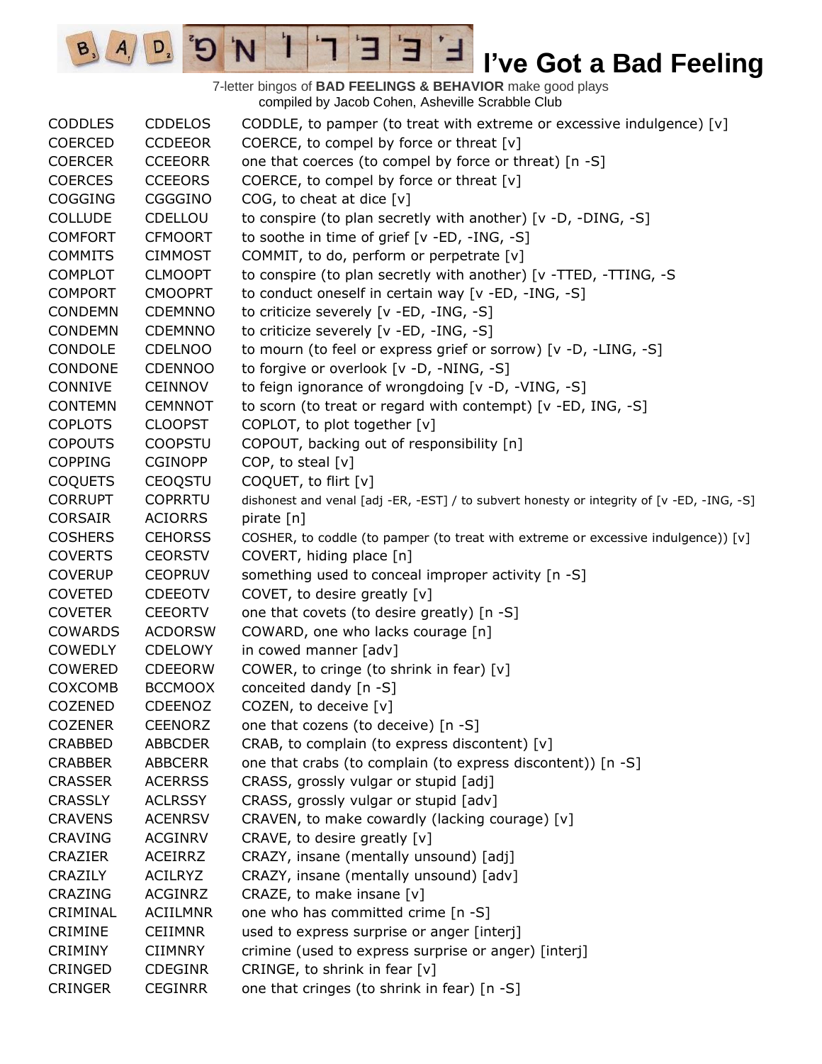# I've Got a Bad Feeling

7-letter bingos of **BAD FEELINGS & BEHAVIOR** make good plays
compiled by Jacob Cohen, Asheville Scrabble Club

| | | |
|---|---|---|
| CODDLES | CDDELOS | CODDLE, to pamper (to treat with extreme or excessive indulgence) [v] |
| COERCED | CCDEEOR | COERCE, to compel by force or threat [v] |
| COERCER | CCEEORR | one that coerces (to compel by force or threat) [n -S] |
| COERCES | CCEEORS | COERCE, to compel by force or threat [v] |
| COGGING | CGGGINO | COG, to cheat at dice [v] |
| COLLUDE | CDELLOU | to conspire (to plan secretly with another) [v -D, -DING, -S] |
| COMFORT | CFMOORT | to soothe in time of grief [v -ED, -ING, -S] |
| COMMITS | CIMMOST | COMMIT, to do, perform or perpetrate [v] |
| COMPLOT | CLMOOPT | to conspire (to plan secretly with another) [v -TTED, -TTING, -S |
| COMPORT | CMOOPRT | to conduct oneself in certain way [v -ED, -ING, -S] |
| CONDEMN | CDEMNNO | to criticize severely [v -ED, -ING, -S] |
| CONDEMN | CDEMNNO | to criticize severely [v -ED, -ING, -S] |
| CONDOLE | CDELNOO | to mourn (to feel or express grief or sorrow) [v -D, -LING, -S] |
| CONDONE | CDENNOO | to forgive or overlook [v -D, -NING, -S] |
| CONNIVE | CEINNOV | to feign ignorance of wrongdoing [v -D, -VING, -S] |
| CONTEMN | CEMNNOT | to scorn (to treat or regard with contempt) [v -ED, ING, -S] |
| COPLOTS | CLOOPST | COPLOT, to plot together [v] |
| COPOUTS | COOPSTU | COPOUT, backing out of responsibility [n] |
| COPPING | CGINOPP | COP, to steal [v] |
| COQUETS | CEOQSTU | COQUET, to flirt [v] |
| CORRUPT | COPRRTU | dishonest and venal [adj -ER, -EST] / to subvert honesty or integrity of [v -ED, -ING, -S] |
| CORSAIR | ACIORRS | pirate [n] |
| COSHERS | CEHORSS | COSHER, to coddle (to pamper (to treat with extreme or excessive indulgence)) [v] |
| COVERTS | CEORSTV | COVERT, hiding place [n] |
| COVERUP | CEOPRUV | something used to conceal improper activity [n -S] |
| COVETED | CDEEOTV | COVET, to desire greatly [v] |
| COVETER | CEEORTV | one that covets (to desire greatly) [n -S] |
| COWARDS | ACDORSW | COWARD, one who lacks courage [n] |
| COWEDLY | CDELOWY | in cowed manner [adv] |
| COWERED | CDEEORW | COWER, to cringe (to shrink in fear) [v] |
| COXCOMB | BCCMOOX | conceited dandy [n -S] |
| COZENED | CDEENOZ | COZEN, to deceive [v] |
| COZENER | CEENORZ | one that cozens (to deceive) [n -S] |
| CRABBED | ABBCDER | CRAB, to complain (to express discontent) [v] |
| CRABBER | ABBCERR | one that crabs (to complain (to express discontent)) [n -S] |
| CRASSER | ACERRSS | CRASS, grossly vulgar or stupid [adj] |
| CRASSLY | ACLRSSY | CRASS, grossly vulgar or stupid [adv] |
| CRAVENS | ACENRSV | CRAVEN, to make cowardly (lacking courage) [v] |
| CRAVING | ACGINRV | CRAVE, to desire greatly [v] |
| CRAZIER | ACEIRRZ | CRAZY, insane (mentally unsound) [adj] |
| CRAZILY | ACILRYZ | CRAZY, insane (mentally unsound) [adv] |
| CRAZING | ACGINRZ | CRAZE, to make insane [v] |
| CRIMINAL | ACIILMNR | one who has committed crime [n -S] |
| CRIMINE | CEIIMNR | used to express surprise or anger [interj] |
| CRIMINY | CIIMNRY | crimine (used to express surprise or anger) [interj] |
| CRINGED | CDEGINR | CRINGE, to shrink in fear [v] |
| CRINGER | CEGINRR | one that cringes (to shrink in fear) [n -S] |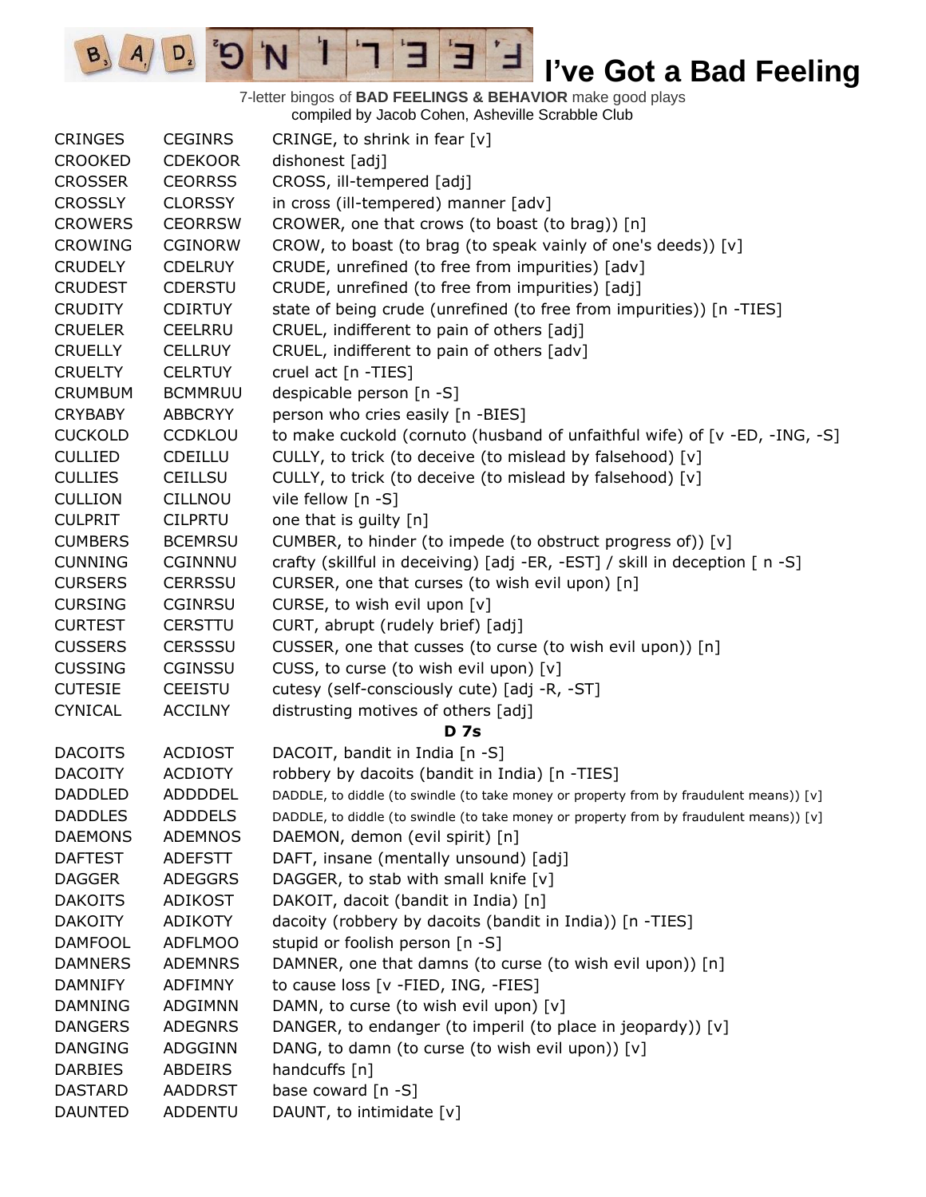# I've Got a Bad Feeling

7-letter bingos of **BAD FEELINGS & BEHAVIOR** make good plays
compiled by Jacob Cohen, Asheville Scrabble Club

| | | |
|---|---|---|
| CRINGES | CEGINRS | CRINGE, to shrink in fear [v] |
| CROOKED | CDEKOOR | dishonest [adj] |
| CROSSER | CEORRSS | CROSS, ill-tempered [adj] |
| CROSSLY | CLORSSY | in cross (ill-tempered) manner [adv] |
| CROWERS | CEORRSW | CROWER, one that crows (to boast (to brag)) [n] |
| CROWING | CGINORW | CROW, to boast (to brag (to speak vainly of one's deeds)) [v] |
| CRUDELY | CDELRUY | CRUDE, unrefined (to free from impurities) [adv] |
| CRUDEST | CDERSTU | CRUDE, unrefined (to free from impurities) [adj] |
| CRUDITY | CDIRTUY | state of being crude (unrefined (to free from impurities)) [n -TIES] |
| CRUELER | CEELRRU | CRUEL, indifferent to pain of others [adj] |
| CRUELLY | CELLRUY | CRUEL, indifferent to pain of others [adv] |
| CRUELTY | CELRTUY | cruel act [n -TIES] |
| CRUMBUM | BCMMRUU | despicable person [n -S] |
| CRYBABY | ABBCRYY | person who cries easily [n -BIES] |
| CUCKOLD | CCDKLOU | to make cuckold (cornuto (husband of unfaithful wife) of [v -ED, -ING, -S] |
| CULLIED | CDEILLU | CULLY, to trick (to deceive (to mislead by falsehood) [v] |
| CULLIES | CEILLSU | CULLY, to trick (to deceive (to mislead by falsehood) [v] |
| CULLION | CILLNOU | vile fellow [n -S] |
| CULPRIT | CILPRTU | one that is guilty [n] |
| CUMBERS | BCEMRSU | CUMBER, to hinder (to impede (to obstruct progress of)) [v] |
| CUNNING | CGINNNU | crafty (skillful in deceiving) [adj -ER, -EST] / skill in deception [ n -S] |
| CURSERS | CERRSSU | CURSER, one that curses (to wish evil upon) [n] |
| CURSING | CGINRSU | CURSE, to wish evil upon [v] |
| CURTEST | CERSTTU | CURT, abrupt (rudely brief) [adj] |
| CUSSERS | CERSSSU | CUSSER, one that cusses (to curse (to wish evil upon)) [n] |
| CUSSING | CGINSSU | CUSS, to curse (to wish evil upon) [v] |
| CUTESIE | CEEISTU | cutesy (self-consciously cute) [adj -R, -ST] |
| CYNICAL | ACCILNY | distrusting motives of others [adj] |
| | | **D 7s** |
| DACOITS | ACDIOST | DACOIT, bandit in India [n -S] |
| DACOITY | ACDIOTY | robbery by dacoits (bandit in India) [n -TIES] |
| DADDLED | ADDDDEL | DADDLE, to diddle (to swindle (to take money or property from by fraudulent means)) [v] |
| DADDLES | ADDDELS | DADDLE, to diddle (to swindle (to take money or property from by fraudulent means)) [v] |
| DAEMONS | ADEMNOS | DAEMON, demon (evil spirit) [n] |
| DAFTEST | ADEFSTT | DAFT, insane (mentally unsound) [adj] |
| DAGGER | ADEGGRS | DAGGER, to stab with small knife [v] |
| DAKOITS | ADIKOST | DAKOIT, dacoit (bandit in India) [n] |
| DAKOITY | ADIKOTY | dacoity (robbery by dacoits (bandit in India)) [n -TIES] |
| DAMFOOL | ADFLMOO | stupid or foolish person [n -S] |
| DAMNERS | ADEMNRS | DAMNER, one that damns (to curse (to wish evil upon)) [n] |
| DAMNIFY | ADFIMNY | to cause loss [v -FIED, ING, -FIES] |
| DAMNING | ADGIMNN | DAMN, to curse (to wish evil upon) [v] |
| DANGERS | ADEGNRS | DANGER, to endanger (to imperil (to place in jeopardy)) [v] |
| DANGING | ADGGINN | DANG, to damn (to curse (to wish evil upon)) [v] |
| DARBIES | ABDEIRS | handcuffs [n] |
| DASTARD | AADDRST | base coward [n -S] |
| DAUNTED | ADDENTU | DAUNT, to intimidate [v] |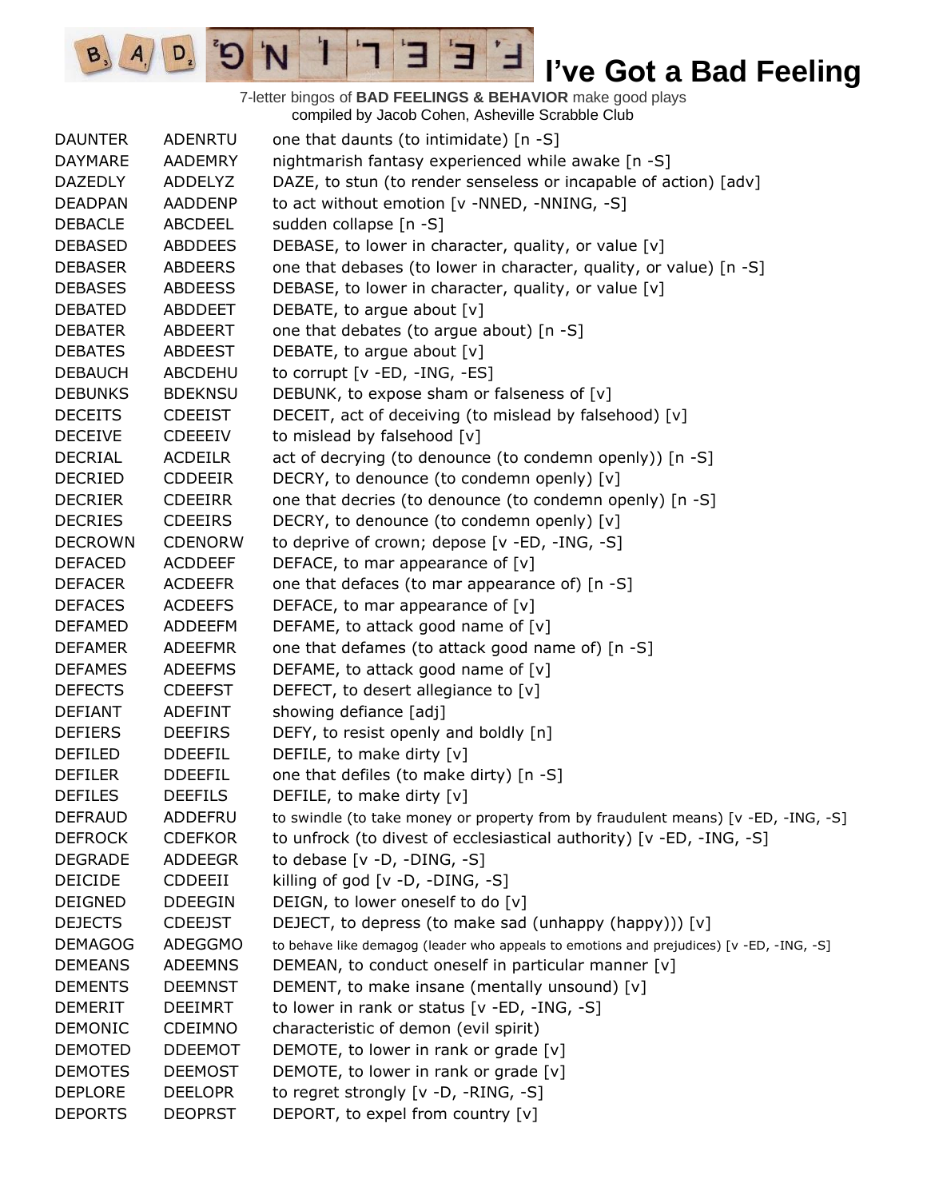# I've Got a Bad Feeling

7-letter bingos of **BAD FEELINGS & BEHAVIOR** make good plays
compiled by Jacob Cohen, Asheville Scrabble Club

| | | |
|---|---|---|
| DAUNTER | ADENRTU | one that daunts (to intimidate) [n -S] |
| DAYMARE | AADEMRY | nightmarish fantasy experienced while awake [n -S] |
| DAZEDLY | ADDELYZ | DAZE, to stun (to render senseless or incapable of action) [adv] |
| DEADPAN | AADDENP | to act without emotion [v -NNED, -NNING, -S] |
| DEBACLE | ABCDEEL | sudden collapse [n -S] |
| DEBASED | ABDDEES | DEBASE, to lower in character, quality, or value [v] |
| DEBASER | ABDEERS | one that debases (to lower in character, quality, or value) [n -S] |
| DEBASES | ABDEESS | DEBASE, to lower in character, quality, or value [v] |
| DEBATED | ABDDEET | DEBATE, to argue about [v] |
| DEBATER | ABDEERT | one that debates (to argue about) [n -S] |
| DEBATES | ABDEEST | DEBATE, to argue about [v] |
| DEBAUCH | ABCDEHU | to corrupt [v -ED, -ING, -ES] |
| DEBUNKS | BDEKNSU | DEBUNK, to expose sham or falseness of [v] |
| DECEITS | CDEEIST | DECEIT, act of deceiving (to mislead by falsehood) [v] |
| DECEIVE | CDEEEIV | to mislead by falsehood [v] |
| DECRIAL | ACDEILR | act of decrying (to denounce (to condemn openly)) [n -S] |
| DECRIED | CDDEEIR | DECRY, to denounce (to condemn openly) [v] |
| DECRIER | CDEEIRR | one that decries (to denounce (to condemn openly) [n -S] |
| DECRIES | CDEEIRS | DECRY, to denounce (to condemn openly) [v] |
| DECROWN | CDENORW | to deprive of crown; depose [v -ED, -ING, -S] |
| DEFACED | ACDDEEF | DEFACE, to mar appearance of [v] |
| DEFACER | ACDEEFR | one that defaces (to mar appearance of) [n -S] |
| DEFACES | ACDEEFS | DEFACE, to mar appearance of [v] |
| DEFAMED | ADDEEFM | DEFAME, to attack good name of [v] |
| DEFAMER | ADEEFMR | one that defames (to attack good name of) [n -S] |
| DEFAMES | ADEEFMS | DEFAME, to attack good name of [v] |
| DEFECTS | CDEEFST | DEFECT, to desert allegiance to [v] |
| DEFIANT | ADEFINT | showing defiance [adj] |
| DEFIERS | DEEFIRS | DEFY, to resist openly and boldly [n] |
| DEFILED | DDEEFIL | DEFILE, to make dirty [v] |
| DEFILER | DDEEFIL | one that defiles (to make dirty) [n -S] |
| DEFILES | DEEFILS | DEFILE, to make dirty [v] |
| DEFRAUD | ADDEFRU | to swindle (to take money or property from by fraudulent means) [v -ED, -ING, -S] |
| DEFROCK | CDEFKOR | to unfrock (to divest of ecclesiastical authority) [v -ED, -ING, -S] |
| DEGRADE | ADDEEGR | to debase [v -D, -DING, -S] |
| DEICIDE | CDDEEII | killing of god [v -D, -DING, -S] |
| DEIGNED | DDEEGIN | DEIGN, to lower oneself to do [v] |
| DEJECTS | CDEEJST | DEJECT, to depress (to make sad (unhappy (happy))) [v] |
| DEMAGOG | ADEGGMO | to behave like demagog (leader who appeals to emotions and prejudices) [v -ED, -ING, -S] |
| DEMEANS | ADEEMNS | DEMEAN, to conduct oneself in particular manner [v] |
| DEMENTS | DEEMNST | DEMENT, to make insane (mentally unsound) [v] |
| DEMERIT | DEEIMRT | to lower in rank or status [v -ED, -ING, -S] |
| DEMONIC | CDEIMNO | characteristic of demon (evil spirit) |
| DEMOTED | DDEEMOT | DEMOTE, to lower in rank or grade [v] |
| DEMOTES | DEEMOST | DEMOTE, to lower in rank or grade [v] |
| DEPLORE | DEELOPR | to regret strongly [v -D, -RING, -S] |
| DEPORTS | DEOPRST | DEPORT, to expel from country [v] |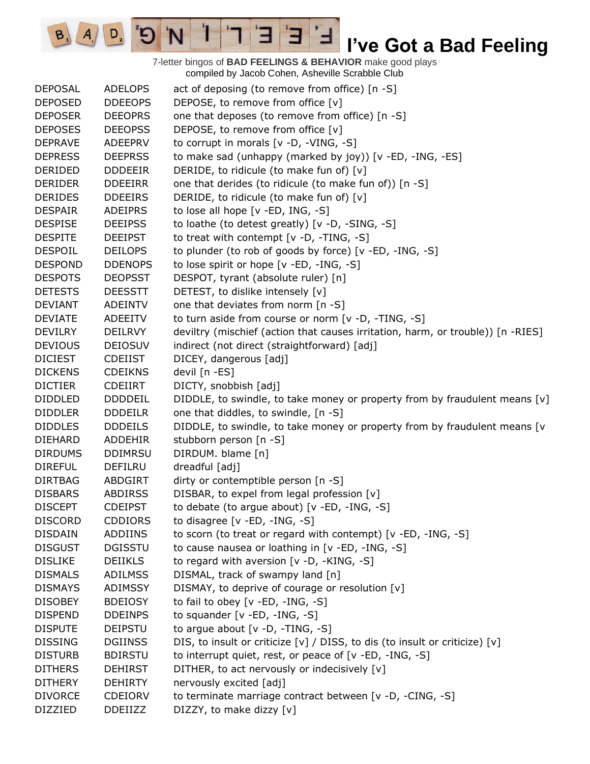# I've Got a Bad Feeling

7-letter bingos of **BAD FEELINGS & BEHAVIOR** make good plays
compiled by Jacob Cohen, Asheville Scrabble Club

| | | |
|---|---|---|
| DEPOSAL | ADELOPS | act of deposing (to remove from office) [n -S] |
| DEPOSED | DDEEOPS | DEPOSE, to remove from office [v] |
| DEPOSER | DEEOPRS | one that deposes (to remove from office) [n -S] |
| DEPOSES | DEEOPSS | DEPOSE, to remove from office [v] |
| DEPRAVE | ADEEPRV | to corrupt in morals [v -D, -VING, -S] |
| DEPRESS | DEEPRSS | to make sad (unhappy (marked by joy)) [v -ED, -ING, -ES] |
| DERIDED | DDDEEIR | DERIDE, to ridicule (to make fun of) [v] |
| DERIDER | DDEEIRR | one that derides (to ridicule (to make fun of)) [n -S] |
| DERIDES | DDEEIRS | DERIDE, to ridicule (to make fun of) [v] |
| DESPAIR | ADEIPRS | to lose all hope [v -ED, ING, -S] |
| DESPISE | DEEIPSS | to loathe (to detest greatly) [v -D, -SING, -S] |
| DESPITE | DEEIPST | to treat with contempt [v -D, -TING, -S] |
| DESPOIL | DEILOPS | to plunder (to rob of goods by force) [v -ED, -ING, -S] |
| DESPOND | DDENOPS | to lose spirit or hope [v -ED, -ING, -S] |
| DESPOTS | DEOPSST | DESPOT, tyrant (absolute ruler) [n] |
| DETESTS | DEESSTT | DETEST, to dislike intensely [v] |
| DEVIANT | ADEINTV | one that deviates from norm [n -S] |
| DEVIATE | ADEEITV | to turn aside from course or norm [v -D, -TING, -S] |
| DEVILRY | DEILRVY | deviltry (mischief (action that causes irritation, harm, or trouble)) [n -RIES] |
| DEVIOUS | DEIOSUV | indirect (not direct (straightforward) [adj] |
| DICIEST | CDEIIST | DICEY, dangerous [adj] |
| DICKENS | CDEIKNS | devil [n -ES] |
| DICTIER | CDEIIRT | DICTY, snobbish [adj] |
| DIDDLED | DDDDEIL | DIDDLE, to swindle, to take money or property from by fraudulent means [v] |
| DIDDLER | DDDEILR | one that diddles, to swindle, [n -S] |
| DIDDLES | DDDEILS | DIDDLE, to swindle, to take money or property from by fraudulent means [v |
| DIEHARD | ADDEHIR | stubborn person [n -S] |
| DIRDUMS | DDIMRSU | DIRDUM. blame [n] |
| DIREFUL | DEFILRU | dreadful [adj] |
| DIRTBAG | ABDGIRT | dirty or contemptible person [n -S] |
| DISBARS | ABDIRSS | DISBAR, to expel from legal profession [v] |
| DISCEPT | CDEIPST | to debate (to argue about) [v -ED, -ING, -S] |
| DISCORD | CDDIORS | to disagree [v -ED, -ING, -S] |
| DISDAIN | ADDIINS | to scorn (to treat or regard with contempt) [v -ED, -ING, -S] |
| DISGUST | DGISSTU | to cause nausea or loathing in [v -ED, -ING, -S] |
| DISLIKE | DEIIKLS | to regard with aversion [v -D, -KING, -S] |
| DISMALS | ADILMSS | DISMAL, track of swampy land [n] |
| DISMAYS | ADIMSSY | DISMAY, to deprive of courage or resolution [v] |
| DISOBEY | BDEIOSY | to fail to obey [v -ED, -ING, -S] |
| DISPEND | DDEINPS | to squander [v -ED, -ING, -S] |
| DISPUTE | DEIPSTU | to argue about [v -D, -TING, -S] |
| DISSING | DGIINSS | DIS, to insult or criticize [v] / DISS, to dis (to insult or criticize) [v] |
| DISTURB | BDIRSTU | to interrupt quiet, rest, or peace of [v -ED, -ING, -S] |
| DITHERS | DEHIRST | DITHER, to act nervously or indecisively [v] |
| DITHERY | DEHIRTY | nervously excited [adj] |
| DIVORCE | CDEIORV | to terminate marriage contract between [v -D, -CING, -S] |
| DIZZIED | DDEIIZZ | DIZZY, to make dizzy [v] |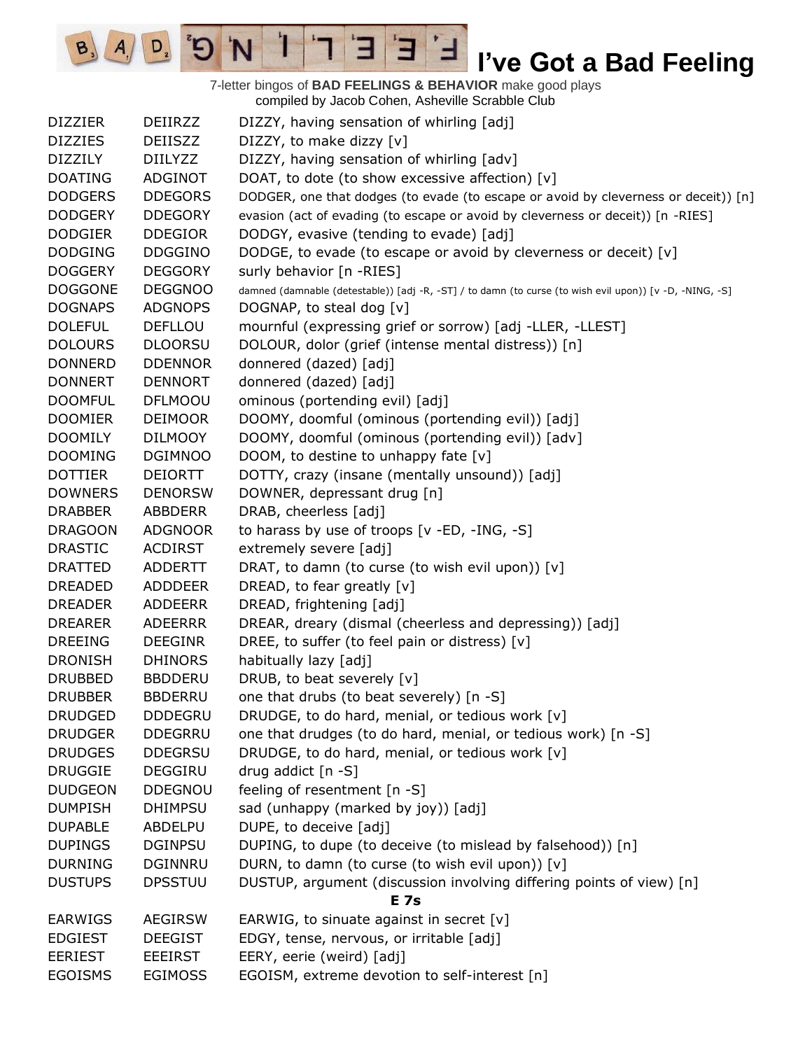# I've Got a Bad Feeling

7-letter bingos of **BAD FEELINGS & BEHAVIOR** make good plays
compiled by Jacob Cohen, Asheville Scrabble Club

| | | |
|---|---|---|
| DIZZIER | DEIIRZZ | DIZZY, having sensation of whirling [adj] |
| DIZZIES | DEIISZZ | DIZZY, to make dizzy [v] |
| DIZZILY | DIILYZZ | DIZZY, having sensation of whirling [adv] |
| DOATING | ADGINOT | DOAT, to dote (to show excessive affection) [v] |
| DODGERS | DDEGORS | DODGER, one that dodges (to evade (to escape or avoid by cleverness or deceit)) [n] |
| DODGERY | DDEGORY | evasion (act of evading (to escape or avoid by cleverness or deceit)) [n -RIES] |
| DODGIER | DDEGIOR | DODGY, evasive (tending to evade) [adj] |
| DODGING | DDGGINO | DODGE, to evade (to escape or avoid by cleverness or deceit) [v] |
| DOGGERY | DEGGORY | surly behavior [n -RIES] |
| DOGGONE | DEGGNOO | damned (damnable (detestable)) [adj -R, -ST] / to damn (to curse (to wish evil upon)) [v -D, -NING, -S] |
| DOGNAPS | ADGNOPS | DOGNAP, to steal dog [v] |
| DOLEFUL | DEFLLOU | mournful (expressing grief or sorrow) [adj -LLER, -LLEST] |
| DOLOURS | DLOORSU | DOLOUR, dolor (grief (intense mental distress)) [n] |
| DONNERD | DDENNOR | donnered (dazed) [adj] |
| DONNERT | DENNORT | donnered (dazed) [adj] |
| DOOMFUL | DFLMOOU | ominous (portending evil) [adj] |
| DOOMIER | DEIMOOR | DOOMY, doomful (ominous (portending evil)) [adj] |
| DOOMILY | DILMOOY | DOOMY, doomful (ominous (portending evil)) [adv] |
| DOOMING | DGIMNOO | DOOM, to destine to unhappy fate [v] |
| DOTTIER | DEIORTT | DOTTY, crazy (insane (mentally unsound)) [adj] |
| DOWNERS | DENORSW | DOWNER, depressant drug [n] |
| DRABBER | ABBDERR | DRAB, cheerless [adj] |
| DRAGOON | ADGNOOR | to harass by use of troops [v -ED, -ING, -S] |
| DRASTIC | ACDIRST | extremely severe [adj] |
| DRATTED | ADDERTT | DRAT, to damn (to curse (to wish evil upon)) [v] |
| DREADED | ADDDEER | DREAD, to fear greatly [v] |
| DREADER | ADDEERR | DREAD, frightening [adj] |
| DREARER | ADEERRR | DREAR, dreary (dismal (cheerless and depressing)) [adj] |
| DREEING | DEEGINR | DREE, to suffer (to feel pain or distress) [v] |
| DRONISH | DHINORS | habitually lazy [adj] |
| DRUBBED | BBDDERU | DRUB, to beat severely [v] |
| DRUBBER | BBDERRU | one that drubs (to beat severely) [n -S] |
| DRUDGED | DDDEGRU | DRUDGE, to do hard, menial, or tedious work [v] |
| DRUDGER | DDEGRRU | one that drudges (to do hard, menial, or tedious work) [n -S] |
| DRUDGES | DDEGRSU | DRUDGE, to do hard, menial, or tedious work [v] |
| DRUGGIE | DEGGIRU | drug addict [n -S] |
| DUDGEON | DDEGNOU | feeling of resentment [n -S] |
| DUMPISH | DHIMPSU | sad (unhappy (marked by joy)) [adj] |
| DUPABLE | ABDELPU | DUPE, to deceive [adj] |
| DUPINGS | DGINPSU | DUPING, to dupe (to deceive (to mislead by falsehood)) [n] |
| DURNING | DGINNRU | DURN, to damn (to curse (to wish evil upon)) [v] |
| DUSTUPS | DPSSTUU | DUSTUP, argument (discussion involving differing points of view) [n] |
| | | **E 7s** |
| EARWIGS | AEGIRSW | EARWIG, to sinuate against in secret [v] |
| EDGIEST | DEEGIST | EDGY, tense, nervous, or irritable [adj] |
| EERIEST | EEEIRST | EERY, eerie (weird) [adj] |
| EGOISMS | EGIMOSS | EGOISM, extreme devotion to self-interest [n] |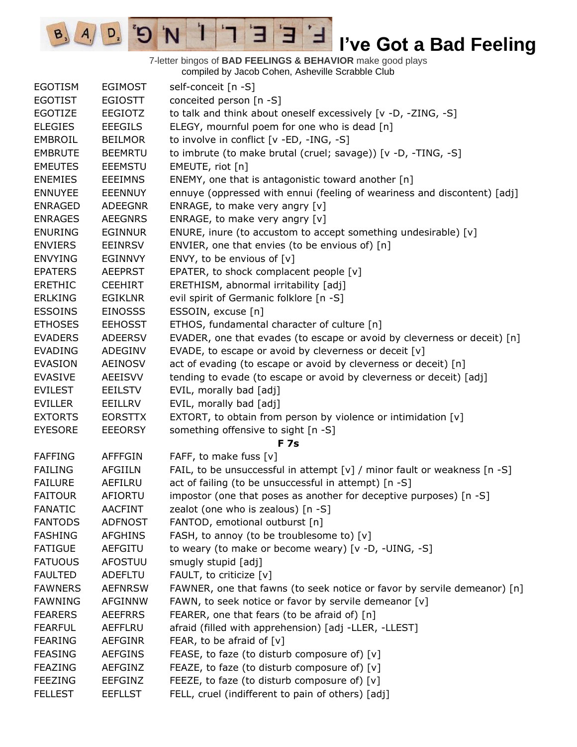# I've Got a Bad Feeling

7-letter bingos of **BAD FEELINGS & BEHAVIOR** make good plays
compiled by Jacob Cohen, Asheville Scrabble Club

| | | |
|---|---|---|
| EGOTISM | EGIMOST | self-conceit [n -S] |
| EGOTIST | EGIOSTT | conceited person [n -S] |
| EGOTIZE | EEGIOTZ | to talk and think about oneself excessively [v -D, -ZING, -S] |
| ELEGIES | EEEGILS | ELEGY, mournful poem for one who is dead [n] |
| EMBROIL | BEILMOR | to involve in conflict [v -ED, -ING, -S] |
| EMBRUTE | BEEMRTU | to imbrute (to make brutal (cruel; savage)) [v -D, -TING, -S] |
| EMEUTES | EEEMSTU | EMEUTE, riot [n] |
| ENEMIES | EEEIMNS | ENEMY, one that is antagonistic toward another [n] |
| ENNUYEE | EEENNUY | ennuye (oppressed with ennui (feeling of weariness and discontent) [adj] |
| ENRAGED | ADEEGNR | ENRAGE, to make very angry [v] |
| ENRAGES | AEEGNRS | ENRAGE, to make very angry [v] |
| ENURING | EGINNUR | ENURE, inure (to accustom to accept something undesirable) [v] |
| ENVIERS | EEINRSV | ENVIER, one that envies (to be envious of) [n] |
| ENVYING | EGINNVY | ENVY, to be envious of [v] |
| EPATERS | AEEPRST | EPATER, to shock complacent people [v] |
| ERETHIC | CEEHIRT | ERETHISM, abnormal irritability [adj] |
| ERLKING | EGIKLNR | evil spirit of Germanic folklore [n -S] |
| ESSOINS | EINOSSS | ESSOIN, excuse [n] |
| ETHOSES | EEHOSST | ETHOS, fundamental character of culture [n] |
| EVADERS | ADEERSV | EVADER, one that evades (to escape or avoid by cleverness or deceit) [n] |
| EVADING | ADEGINV | EVADE, to escape or avoid by cleverness or deceit [v] |
| EVASION | AEINOSV | act of evading (to escape or avoid by cleverness or deceit) [n] |
| EVASIVE | AEEISVV | tending to evade (to escape or avoid by cleverness or deceit) [adj] |
| EVILEST | EEILSTV | EVIL, morally bad [adj] |
| EVILLER | EEILLRV | EVIL, morally bad [adj] |
| EXTORTS | EORSTTX | EXTORT, to obtain from person by violence or intimidation [v] |
| EYESORE | EEEORSY | something offensive to sight [n -S] |

**F 7s**

| | | |
|---|---|---|
| FAFFING | AFFFGIN | FAFF, to make fuss [v] |
| FAILING | AFGIILN | FAIL, to be unsuccessful in attempt [v] / minor fault or weakness [n -S] |
| FAILURE | AEFILRU | act of failing (to be unsuccessful in attempt) [n -S] |
| FAITOUR | AFIORTU | impostor (one that poses as another for deceptive purposes) [n -S] |
| FANATIC | AACFINT | zealot (one who is zealous) [n -S] |
| FANTODS | ADFNOST | FANTOD, emotional outburst [n] |
| FASHING | AFGHINS | FASH, to annoy (to be troublesome to) [v] |
| FATIGUE | AEFGITU | to weary (to make or become weary) [v -D, -UING, -S] |
| FATUOUS | AFOSTUU | smugly stupid [adj] |
| FAULTED | ADEFLTU | FAULT, to criticize [v] |
| FAWNERS | AEFNRSW | FAWNER, one that fawns (to seek notice or favor by servile demeanor) [n] |
| FAWNING | AFGINNW | FAWN, to seek notice or favor by servile demeanor [v] |
| FEARERS | AEEFRRS | FEARER, one that fears (to be afraid of) [n] |
| FEARFUL | AEFFLRU | afraid (filled with apprehension) [adj -LLER, -LLEST] |
| FEARING | AEFGINR | FEAR, to be afraid of [v] |
| FEASING | AEFGINS | FEASE, to faze (to disturb composure of) [v] |
| FEAZING | AEFGINZ | FEAZE, to faze (to disturb composure of) [v] |
| FEEZING | EEFGINZ | FEEZE, to faze (to disturb composure of) [v] |
| FELLEST | EEFLLST | FELL, cruel (indifferent to pain of others) [adj] |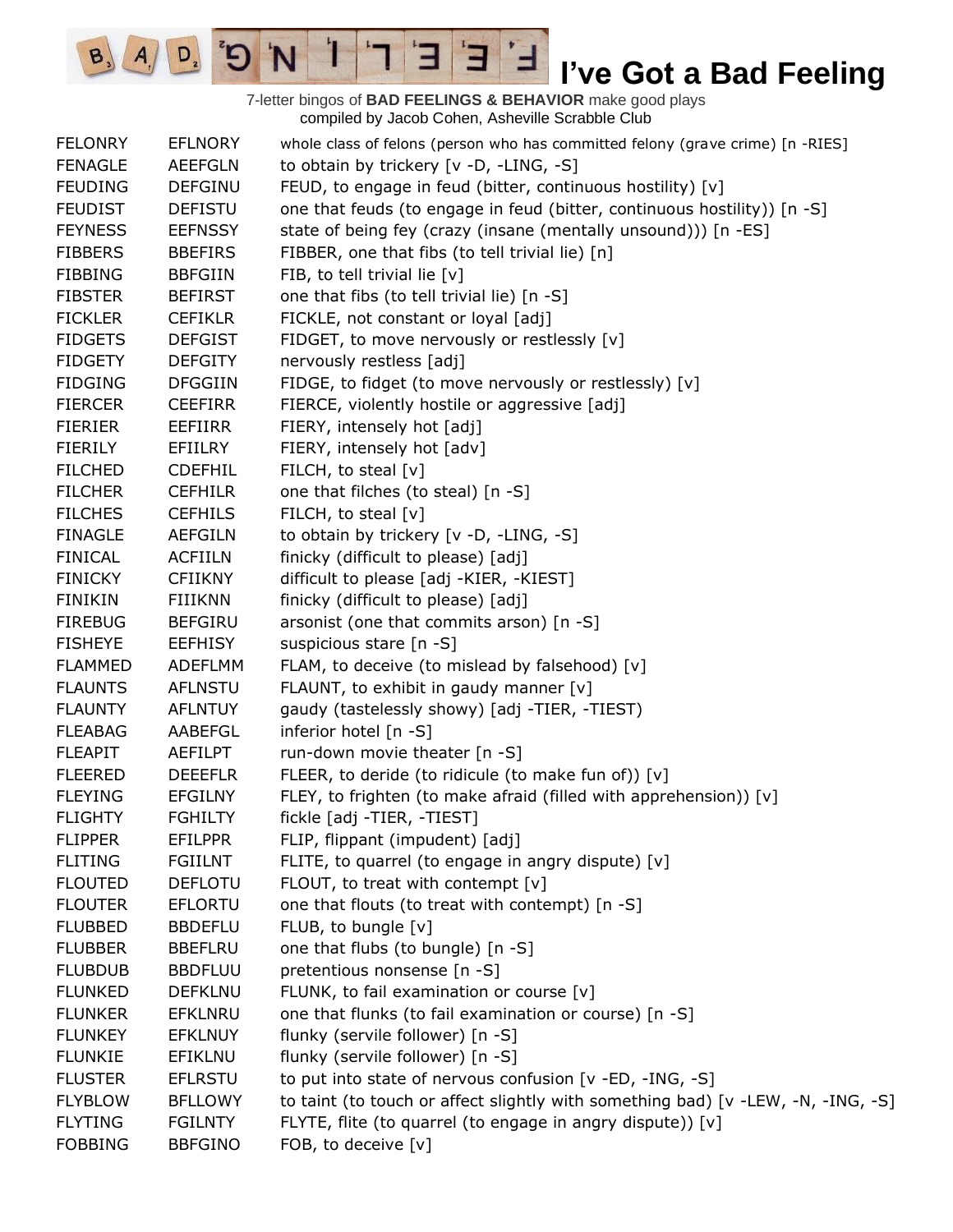# I've Got a Bad Feeling

7-letter bingos of **BAD FEELINGS & BEHAVIOR** make good plays
compiled by Jacob Cohen, Asheville Scrabble Club

| | | |
|---|---|---|
| FELONRY | EFLNORY | whole class of felons (person who has committed felony (grave crime) [n -RIES] |
| FENAGLE | AEEFGLN | to obtain by trickery [v -D, -LING, -S] |
| FEUDING | DEFGINU | FEUD, to engage in feud (bitter, continuous hostility) [v] |
| FEUDIST | DEFISTU | one that feuds (to engage in feud (bitter, continuous hostility)) [n -S] |
| FEYNESS | EEFNSSY | state of being fey (crazy (insane (mentally unsound))) [n -ES] |
| FIBBERS | BBEFIRS | FIBBER, one that fibs (to tell trivial lie) [n] |
| FIBBING | BBFGIIN | FIB, to tell trivial lie [v] |
| FIBSTER | BEFIRST | one that fibs (to tell trivial lie) [n -S] |
| FICKLER | CEFIKLR | FICKLE, not constant or loyal [adj] |
| FIDGETS | DEFGIST | FIDGET, to move nervously or restlessly [v] |
| FIDGETY | DEFGITY | nervously restless [adj] |
| FIDGING | DFGGIIN | FIDGE, to fidget (to move nervously or restlessly) [v] |
| FIERCER | CEEFIRR | FIERCE, violently hostile or aggressive [adj] |
| FIERIER | EEFIIRR | FIERY, intensely hot [adj] |
| FIERILY | EFIILRY | FIERY, intensely hot [adv] |
| FILCHED | CDEFHIL | FILCH, to steal [v] |
| FILCHER | CEFHILR | one that filches (to steal) [n -S] |
| FILCHES | CEFHILS | FILCH, to steal [v] |
| FINAGLE | AEFGILN | to obtain by trickery [v -D, -LING, -S] |
| FINICAL | ACFIILN | finicky (difficult to please) [adj] |
| FINICKY | CFIIKNY | difficult to please [adj -KIER, -KIEST] |
| FINIKIN | FIIIKNN | finicky (difficult to please) [adj] |
| FIREBUG | BEFGIRU | arsonist (one that commits arson) [n -S] |
| FISHEYE | EEFHISY | suspicious stare [n -S] |
| FLAMMED | ADEFLMM | FLAM, to deceive (to mislead by falsehood) [v] |
| FLAUNTS | AFLNSTU | FLAUNT, to exhibit in gaudy manner [v] |
| FLAUNTY | AFLNTUY | gaudy (tastelessly showy) [adj -TIER, -TIEST) |
| FLEABAG | AABEFGL | inferior hotel [n -S] |
| FLEAPIT | AEFILPT | run-down movie theater [n -S] |
| FLEERED | DEEEFLR | FLEER, to deride (to ridicule (to make fun of)) [v] |
| FLEYING | EFGILNY | FLEY, to frighten (to make afraid (filled with apprehension)) [v] |
| FLIGHTY | FGHILTY | fickle [adj -TIER, -TIEST] |
| FLIPPER | EFILPPR | FLIP, flippant (impudent) [adj] |
| FLITING | FGIILNT | FLITE, to quarrel (to engage in angry dispute) [v] |
| FLOUTED | DEFLOTU | FLOUT, to treat with contempt [v] |
| FLOUTER | EFLORTU | one that flouts (to treat with contempt) [n -S] |
| FLUBBED | BBDEFLU | FLUB, to bungle [v] |
| FLUBBER | BBEFLRU | one that flubs (to bungle) [n -S] |
| FLUBDUB | BBDFLUU | pretentious nonsense [n -S] |
| FLUNKED | DEFKLNU | FLUNK, to fail examination or course [v] |
| FLUNKER | EFKLNRU | one that flunks (to fail examination or course) [n -S] |
| FLUNKEY | EFKLNUY | flunky (servile follower) [n -S] |
| FLUNKIE | EFIKLNU | flunky (servile follower) [n -S] |
| FLUSTER | EFLRSTU | to put into state of nervous confusion [v -ED, -ING, -S] |
| FLYBLOW | BFLLOWY | to taint (to touch or affect slightly with something bad) [v -LEW, -N, -ING, -S] |
| FLYTING | FGILNTY | FLYTE, flite (to quarrel (to engage in angry dispute)) [v] |
| FOBBING | BBFGINO | FOB, to deceive [v] |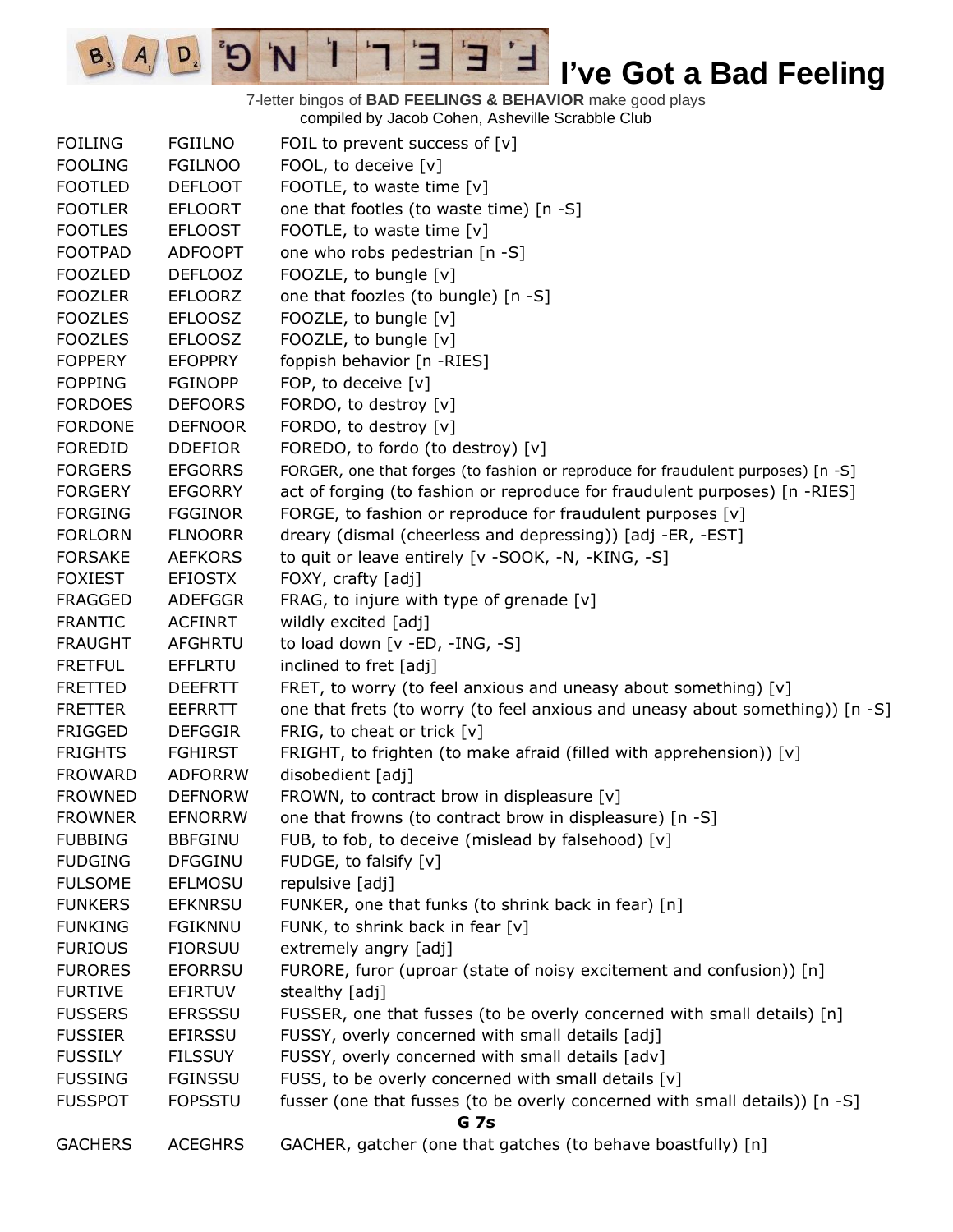# I've Got a Bad Feeling

7-letter bingos of **BAD FEELINGS & BEHAVIOR** make good plays
compiled by Jacob Cohen, Asheville Scrabble Club

| | | |
|---|---|---|
| FOILING | FGIILNO | FOIL to prevent success of [v] |
| FOOLING | FGILNOO | FOOL, to deceive [v] |
| FOOTLED | DEFLOOT | FOOTLE, to waste time [v] |
| FOOTLER | EFLOORT | one that footles (to waste time) [n -S] |
| FOOTLES | EFLOOST | FOOTLE, to waste time [v] |
| FOOTPAD | ADFOOPT | one who robs pedestrian [n -S] |
| FOOZLED | DEFLOOZ | FOOZLE, to bungle [v] |
| FOOZLER | EFLOORZ | one that foozles (to bungle) [n -S] |
| FOOZLES | EFLOOSZ | FOOZLE, to bungle [v] |
| FOOZLES | EFLOOSZ | FOOZLE, to bungle [v] |
| FOPPERY | EFOPPRY | foppish behavior [n -RIES] |
| FOPPING | FGINOPP | FOP, to deceive [v] |
| FORDOES | DEFOORS | FORDO, to destroy [v] |
| FORDONE | DEFNOOR | FORDO, to destroy [v] |
| FOREDID | DDEFIOR | FOREDO, to fordo (to destroy) [v] |
| FORGERS | EFGORRS | FORGER, one that forges (to fashion or reproduce for fraudulent purposes) [n -S] |
| FORGERY | EFGORRY | act of forging (to fashion or reproduce for fraudulent purposes) [n -RIES] |
| FORGING | FGGINOR | FORGE, to fashion or reproduce for fraudulent purposes [v] |
| FORLORN | FLNOORR | dreary (dismal (cheerless and depressing)) [adj -ER, -EST] |
| FORSAKE | AEFKORS | to quit or leave entirely [v -SOOK, -N, -KING, -S] |
| FOXIEST | EFIOSTX | FOXY, crafty [adj] |
| FRAGGED | ADEFGGR | FRAG, to injure with type of grenade [v] |
| FRANTIC | ACFINRT | wildly excited [adj] |
| FRAUGHT | AFGHRTU | to load down [v -ED, -ING, -S] |
| FRETFUL | EFFLRTU | inclined to fret [adj] |
| FRETTED | DEEFRTT | FRET, to worry (to feel anxious and uneasy about something) [v] |
| FRETTER | EEFRRTT | one that frets (to worry (to feel anxious and uneasy about something)) [n -S] |
| FRIGGED | DEFGGIR | FRIG, to cheat or trick [v] |
| FRIGHTS | FGHIRST | FRIGHT, to frighten (to make afraid (filled with apprehension)) [v] |
| FROWARD | ADFORRW | disobedient [adj] |
| FROWNED | DEFNORW | FROWN, to contract brow in displeasure [v] |
| FROWNER | EFNORRW | one that frowns (to contract brow in displeasure) [n -S] |
| FUBBING | BBFGINU | FUB, to fob, to deceive (mislead by falsehood) [v] |
| FUDGING | DFGGINU | FUDGE, to falsify [v] |
| FULSOME | EFLMOSU | repulsive [adj] |
| FUNKERS | EFKNRSU | FUNKER, one that funks (to shrink back in fear) [n] |
| FUNKING | FGIKNNU | FUNK, to shrink back in fear [v] |
| FURIOUS | FIORSUU | extremely angry [adj] |
| FURORES | EFORRSU | FURORE, furor (uproar (state of noisy excitement and confusion)) [n] |
| FURTIVE | EFIRTUV | stealthy [adj] |
| FUSSERS | EFRSSSU | FUSSER, one that fusses (to be overly concerned with small details) [n] |
| FUSSIER | EFIRSSU | FUSSY, overly concerned with small details [adj] |
| FUSSILY | FILSSUY | FUSSY, overly concerned with small details [adv] |
| FUSSING | FGINSSU | FUSS, to be overly concerned with small details [v] |
| FUSSPOT | FOPSSTU | fusser (one that fusses (to be overly concerned with small details)) [n -S] |
| | | **G 7s** |
| GACHERS | ACEGHRS | GACHER, gatcher (one that gatches (to behave boastfully) [n] |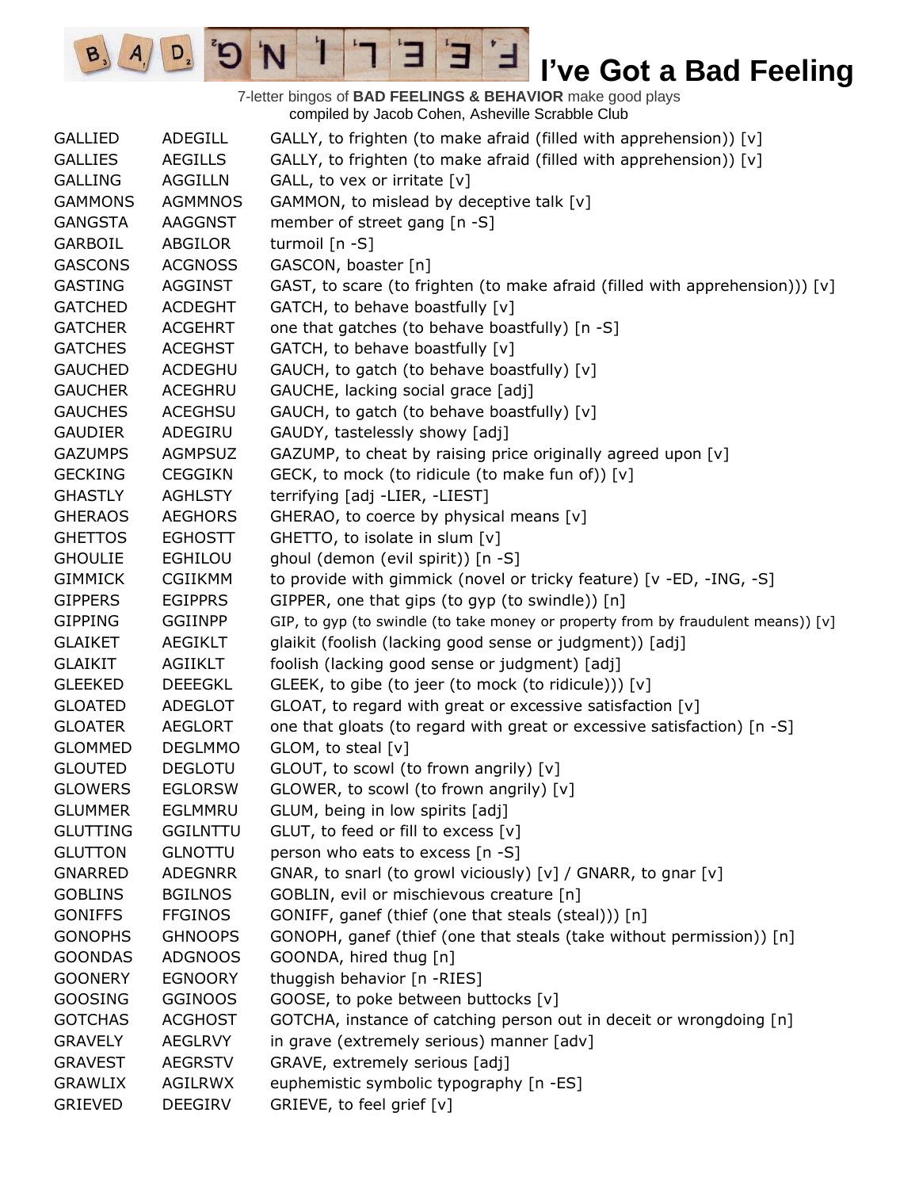# I've Got a Bad Feeling

7-letter bingos of **BAD FEELINGS & BEHAVIOR** make good plays
compiled by Jacob Cohen, Asheville Scrabble Club

| | | |
|---|---|---|
| GALLIED | ADEGILL | GALLY, to frighten (to make afraid (filled with apprehension)) [v] |
| GALLIES | AEGILLS | GALLY, to frighten (to make afraid (filled with apprehension)) [v] |
| GALLING | AGGILLN | GALL, to vex or irritate [v] |
| GAMMONS | AGMMNOS | GAMMON, to mislead by deceptive talk [v] |
| GANGSTA | AAGGNST | member of street gang [n -S] |
| GARBOIL | ABGILOR | turmoil [n -S] |
| GASCONS | ACGNOSS | GASCON, boaster [n] |
| GASTING | AGGINST | GAST, to scare (to frighten (to make afraid (filled with apprehension))) [v] |
| GATCHED | ACDEGHT | GATCH, to behave boastfully [v] |
| GATCHER | ACGEHRT | one that gatches (to behave boastfully) [n -S] |
| GATCHES | ACEGHST | GATCH, to behave boastfully [v] |
| GAUCHED | ACDEGHU | GAUCH, to gatch (to behave boastfully) [v] |
| GAUCHER | ACEGHRU | GAUCHE, lacking social grace [adj] |
| GAUCHES | ACEGHSU | GAUCH, to gatch (to behave boastfully) [v] |
| GAUDIER | ADEGIRU | GAUDY, tastelessly showy [adj] |
| GAZUMPS | AGMPSUZ | GAZUMP, to cheat by raising price originally agreed upon [v] |
| GECKING | CEGGIKN | GECK, to mock (to ridicule (to make fun of)) [v] |
| GHASTLY | AGHLSTY | terrifying [adj -LIER, -LIEST] |
| GHERAOS | AEGHORS | GHERAO, to coerce by physical means [v] |
| GHETTOS | EGHOSTT | GHETTO, to isolate in slum [v] |
| GHOULIE | EGHILOU | ghoul (demon (evil spirit)) [n -S] |
| GIMMICK | CGIIKMM | to provide with gimmick (novel or tricky feature) [v -ED, -ING, -S] |
| GIPPERS | EGIPPRS | GIPPER, one that gips (to gyp (to swindle)) [n] |
| GIPPING | GGIINPP | GIP, to gyp (to swindle (to take money or property from by fraudulent means)) [v] |
| GLAIKET | AEGIKLT | glaikit (foolish (lacking good sense or judgment)) [adj] |
| GLAIKIT | AGIIKLT | foolish (lacking good sense or judgment) [adj] |
| GLEEKED | DEEEGKL | GLEEK, to gibe (to jeer (to mock (to ridicule))) [v] |
| GLOATED | ADEGLOT | GLOAT, to regard with great or excessive satisfaction [v] |
| GLOATER | AEGLORT | one that gloats (to regard with great or excessive satisfaction) [n -S] |
| GLOMMED | DEGLMMO | GLOM, to steal [v] |
| GLOUTED | DEGLOTU | GLOUT, to scowl (to frown angrily) [v] |
| GLOWERS | EGLORSW | GLOWER, to scowl (to frown angrily) [v] |
| GLUMMER | EGLMMRU | GLUM, being in low spirits [adj] |
| GLUTTING | GGILNTTU | GLUT, to feed or fill to excess [v] |
| GLUTTON | GLNOTTU | person who eats to excess [n -S] |
| GNARRED | ADEGNRR | GNAR, to snarl (to growl viciously) [v] / GNARR, to gnar [v] |
| GOBLINS | BGILNOS | GOBLIN, evil or mischievous creature [n] |
| GONIFFS | FFGINOS | GONIFF, ganef (thief (one that steals (steal))) [n] |
| GONOPHS | GHNOOPS | GONOPH, ganef (thief (one that steals (take without permission)) [n] |
| GOONDAS | ADGNOOS | GOONDA, hired thug [n] |
| GOONERY | EGNOORY | thuggish behavior [n -RIES] |
| GOOSING | GGINOOS | GOOSE, to poke between buttocks [v] |
| GOTCHAS | ACGHOST | GOTCHA, instance of catching person out in deceit or wrongdoing [n] |
| GRAVELY | AEGLRVY | in grave (extremely serious) manner [adv] |
| GRAVEST | AEGRSTV | GRAVE, extremely serious [adj] |
| GRAWLIX | AGILRWX | euphemistic symbolic typography [n -ES] |
| GRIEVED | DEEGIRV | GRIEVE, to feel grief [v] |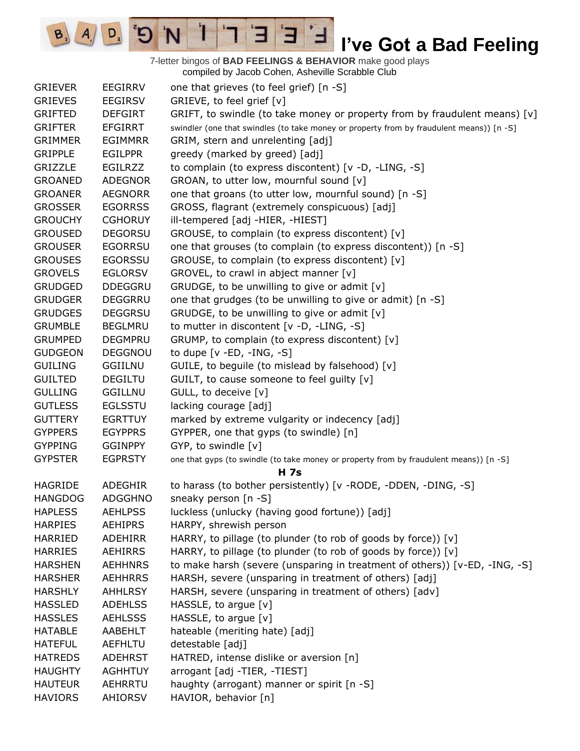# I've Got a Bad Feeling

7-letter bingos of **BAD FEELINGS & BEHAVIOR** make good plays
compiled by Jacob Cohen, Asheville Scrabble Club

| | | |
|---|---|---|
| GRIEVER | EEGIRRV | one that grieves (to feel grief) [n -S] |
| GRIEVES | EEGIRSV | GRIEVE, to feel grief [v] |
| GRIFTED | DEFGIRT | GRIFT, to swindle (to take money or property from by fraudulent means) [v] |
| GRIFTER | EFGIRRT | swindler (one that swindles (to take money or property from by fraudulent means)) [n -S] |
| GRIMMER | EGIMMRR | GRIM, stern and unrelenting [adj] |
| GRIPPLE | EGILPPR | greedy (marked by greed) [adj] |
| GRIZZLE | EGILRZZ | to complain (to express discontent) [v -D, -LING, -S] |
| GROANED | ADEGNOR | GROAN, to utter low, mournful sound [v] |
| GROANER | AEGNORR | one that groans (to utter low, mournful sound) [n -S] |
| GROSSER | EGORRSS | GROSS, flagrant (extremely conspicuous) [adj] |
| GROUCHY | CGHORUY | ill-tempered [adj -HIER, -HIEST] |
| GROUSED | DEGORSU | GROUSE, to complain (to express discontent) [v] |
| GROUSER | EGORRSU | one that grouses (to complain (to express discontent)) [n -S] |
| GROUSES | EGORSSU | GROUSE, to complain (to express discontent) [v] |
| GROVELS | EGLORSV | GROVEL, to crawl in abject manner [v] |
| GRUDGED | DDEGGRU | GRUDGE, to be unwilling to give or admit [v] |
| GRUDGER | DEGGRRU | one that grudges (to be unwilling to give or admit) [n -S] |
| GRUDGES | DEGGRSU | GRUDGE, to be unwilling to give or admit [v] |
| GRUMBLE | BEGLMRU | to mutter in discontent [v -D, -LING, -S] |
| GRUMPED | DEGMPRU | GRUMP, to complain (to express discontent) [v] |
| GUDGEON | DEGGNOU | to dupe [v -ED, -ING, -S] |
| GUILING | GGIILNU | GUILE, to beguile (to mislead by falsehood) [v] |
| GUILTED | DEGILTU | GUILT, to cause someone to feel guilty [v] |
| GULLING | GGILLNU | GULL, to deceive [v] |
| GUTLESS | EGLSSTU | lacking courage [adj] |
| GUTTERY | EGRTTUY | marked by extreme vulgarity or indecency [adj] |
| GYPPERS | EGYPPRS | GYPPER, one that gyps (to swindle) [n] |
| GYPPING | GGINPPY | GYP, to swindle [v] |
| GYPSTER | EGPRSTY | one that gyps (to swindle (to take money or property from by fraudulent means)) [n -S] |
| | | **H 7s** |
| HAGRIDE | ADEGHIR | to harass (to bother persistently) [v -RODE, -DDEN, -DING, -S] |
| HANGDOG | ADGGHNO | sneaky person [n -S] |
| HAPLESS | AEHLPSS | luckless (unlucky (having good fortune)) [adj] |
| HARPIES | AEHIPRS | HARPY, shrewish person |
| HARRIED | ADEHIRR | HARRY, to pillage (to plunder (to rob of goods by force)) [v] |
| HARRIES | AEHIRRS | HARRY, to pillage (to plunder (to rob of goods by force)) [v] |
| HARSHEN | AEHHNRS | to make harsh (severe (unsparing in treatment of others)) [v-ED, -ING, -S] |
| HARSHER | AEHHRRS | HARSH, severe (unsparing in treatment of others) [adj] |
| HARSHLY | AHHLRSY | HARSH, severe (unsparing in treatment of others) [adv] |
| HASSLED | ADEHLSS | HASSLE, to argue [v] |
| HASSLES | AEHLSSS | HASSLE, to argue [v] |
| HATABLE | AABEHLT | hateable (meriting hate) [adj] |
| HATEFUL | AEFHLTU | detestable [adj] |
| HATREDS | ADEHRST | HATRED, intense dislike or aversion [n] |
| HAUGHTY | AGHHTUY | arrogant [adj -TIER, -TIEST] |
| HAUTEUR | AEHRRTU | haughty (arrogant) manner or spirit [n -S] |
| HAVIORS | AHIORSV | HAVIOR, behavior [n] |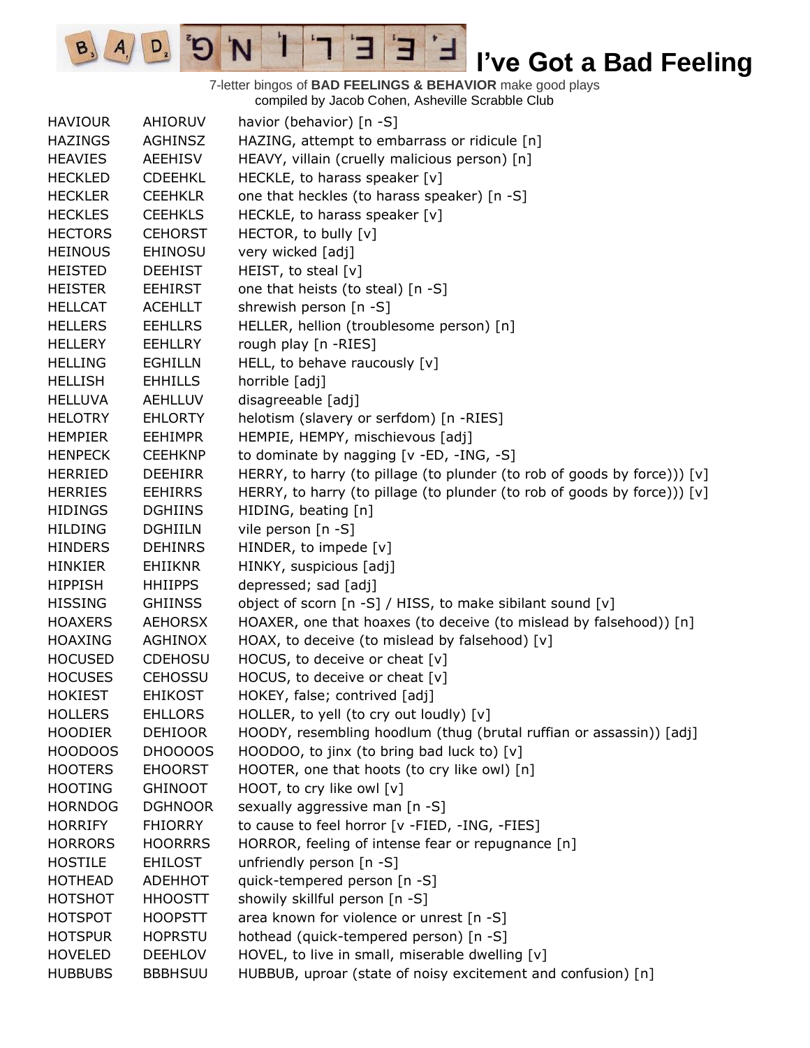# I've Got a Bad Feeling

7-letter bingos of **BAD FEELINGS & BEHAVIOR** make good plays
compiled by Jacob Cohen, Asheville Scrabble Club

| | | |
|---|---|---|
| HAVIOUR | AHIORUV | havior (behavior) [n -S] |
| HAZINGS | AGHINSZ | HAZING, attempt to embarrass or ridicule [n] |
| HEAVIES | AEEHISV | HEAVY, villain (cruelly malicious person) [n] |
| HECKLED | CDEEHKL | HECKLE, to harass speaker [v] |
| HECKLER | CEEHKLR | one that heckles (to harass speaker) [n -S] |
| HECKLES | CEEHKLS | HECKLE, to harass speaker [v] |
| HECTORS | CEHORST | HECTOR, to bully [v] |
| HEINOUS | EHINOSU | very wicked [adj] |
| HEISTED | DEEHIST | HEIST, to steal [v] |
| HEISTER | EEHIRST | one that heists (to steal) [n -S] |
| HELLCAT | ACEHLLT | shrewish person [n -S] |
| HELLERS | EEHLLRS | HELLER, hellion (troublesome person) [n] |
| HELLERY | EEHLLRY | rough play [n -RIES] |
| HELLING | EGHILLN | HELL, to behave raucously [v] |
| HELLISH | EHHILLS | horrible [adj] |
| HELLUVA | AEHLLUV | disagreeable [adj] |
| HELOTRY | EHLORTY | helotism (slavery or serfdom) [n -RIES] |
| HEMPIER | EEHIMPR | HEMPIE, HEMPY, mischievous [adj] |
| HENPECK | CEEHKNP | to dominate by nagging [v -ED, -ING, -S] |
| HERRIED | DEEHIRR | HERRY, to harry (to pillage (to plunder (to rob of goods by force))) [v] |
| HERRIES | EEHIRRS | HERRY, to harry (to pillage (to plunder (to rob of goods by force))) [v] |
| HIDINGS | DGHIINS | HIDING, beating [n] |
| HILDING | DGHIILN | vile person [n -S] |
| HINDERS | DEHINRS | HINDER, to impede [v] |
| HINKIER | EHIIKNR | HINKY, suspicious [adj] |
| HIPPISH | HHIIPPS | depressed; sad [adj] |
| HISSING | GHIINSS | object of scorn [n -S] / HISS, to make sibilant sound [v] |
| HOAXERS | AEHORSX | HOAXER, one that hoaxes (to deceive (to mislead by falsehood)) [n] |
| HOAXING | AGHINOX | HOAX, to deceive (to mislead by falsehood) [v] |
| HOCUSED | CDEHOSU | HOCUS, to deceive or cheat [v] |
| HOCUSES | CEHOSSU | HOCUS, to deceive or cheat [v] |
| HOKIEST | EHIKOST | HOKEY, false; contrived [adj] |
| HOLLERS | EHLLORS | HOLLER, to yell (to cry out loudly) [v] |
| HOODIER | DEHIOOR | HOODY, resembling hoodlum (thug (brutal ruffian or assassin)) [adj] |
| HOODOOS | DHOOOOS | HOODOO, to jinx (to bring bad luck to) [v] |
| HOOTERS | EHOORST | HOOTER, one that hoots (to cry like owl) [n] |
| HOOTING | GHINOOT | HOOT, to cry like owl [v] |
| HORNDOG | DGHNOOR | sexually aggressive man [n -S] |
| HORRIFY | FHIORRY | to cause to feel horror [v -FIED, -ING, -FIES] |
| HORRORS | HOORRRS | HORROR, feeling of intense fear or repugnance [n] |
| HOSTILE | EHILOST | unfriendly person [n -S] |
| HOTHEAD | ADEHHOT | quick-tempered person [n -S] |
| HOTSHOT | HHOOSTT | showily skillful person [n -S] |
| HOTSPOT | HOOPSTT | area known for violence or unrest [n -S] |
| HOTSPUR | HOPRSTU | hothead (quick-tempered person) [n -S] |
| HOVELED | DEEHLOV | HOVEL, to live in small, miserable dwelling [v] |
| HUBBUBS | BBBHSUU | HUBBUB, uproar (state of noisy excitement and confusion) [n] |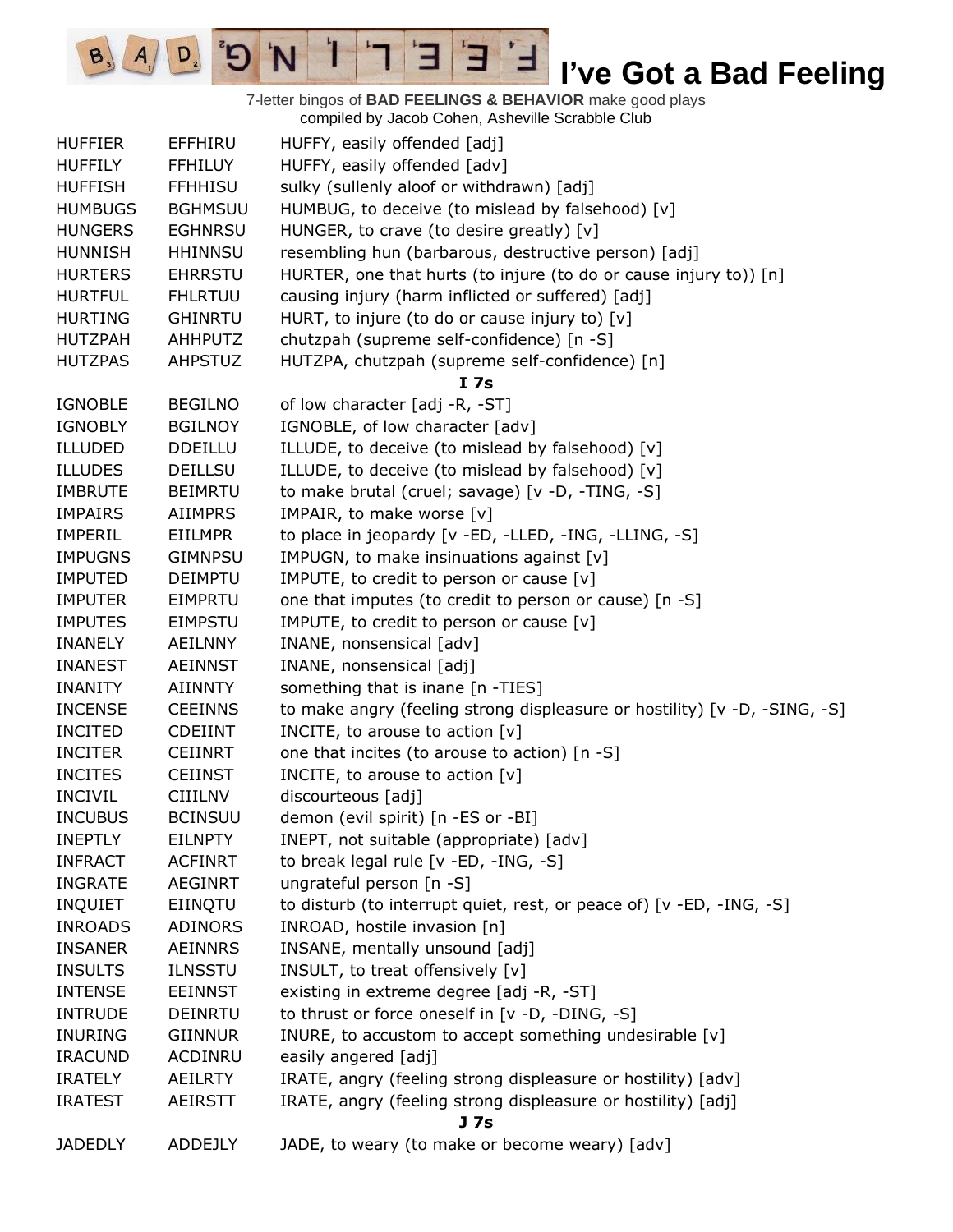# I've Got a Bad Feeling

7-letter bingos of **BAD FEELINGS & BEHAVIOR** make good plays
compiled by Jacob Cohen, Asheville Scrabble Club

| | | |
|---|---|---|
| HUFFIER | EFFHIRU | HUFFY, easily offended [adj] |
| HUFFILY | FFHILUY | HUFFY, easily offended [adv] |
| HUFFISH | FFHHISU | sulky (sullenly aloof or withdrawn) [adj] |
| HUMBUGS | BGHMSUU | HUMBUG, to deceive (to mislead by falsehood) [v] |
| HUNGERS | EGHNRSU | HUNGER, to crave (to desire greatly) [v] |
| HUNNISH | HHINNSU | resembling hun (barbarous, destructive person) [adj] |
| HURTERS | EHRRSTU | HURTER, one that hurts (to injure (to do or cause injury to)) [n] |
| HURTFUL | FHLRTUU | causing injury (harm inflicted or suffered) [adj] |
| HURTING | GHINRTU | HURT, to injure (to do or cause injury to) [v] |
| HUTZPAH | AHHPUTZ | chutzpah (supreme self-confidence) [n -S] |
| HUTZPAS | AHPSTUZ | HUTZPA, chutzpah (supreme self-confidence) [n] |
| | | **I 7s** |
| IGNOBLE | BEGILNO | of low character [adj -R, -ST] |
| IGNOBLY | BGILNOY | IGNOBLE, of low character [adv] |
| ILLUDED | DDEILLU | ILLUDE, to deceive (to mislead by falsehood) [v] |
| ILLUDES | DEILLSU | ILLUDE, to deceive (to mislead by falsehood) [v] |
| IMBRUTE | BEIMRTU | to make brutal (cruel; savage) [v -D, -TING, -S] |
| IMPAIRS | AIIMPRS | IMPAIR, to make worse [v] |
| IMPERIL | EIILMPR | to place in jeopardy [v -ED, -LLED, -ING, -LLING, -S] |
| IMPUGNS | GIMNPSU | IMPUGN, to make insinuations against [v] |
| IMPUTED | DEIMPTU | IMPUTE, to credit to person or cause [v] |
| IMPUTER | EIMPRTU | one that imputes (to credit to person or cause) [n -S] |
| IMPUTES | EIMPSTU | IMPUTE, to credit to person or cause [v] |
| INANELY | AEILNNY | INANE, nonsensical [adv] |
| INANEST | AEINNST | INANE, nonsensical [adj] |
| INANITY | AIINNTY | something that is inane [n -TIES] |
| INCENSE | CEEINNS | to make angry (feeling strong displeasure or hostility) [v -D, -SING, -S] |
| INCITED | CDEIINT | INCITE, to arouse to action [v] |
| INCITER | CEIINRT | one that incites (to arouse to action) [n -S] |
| INCITES | CEIINST | INCITE, to arouse to action [v] |
| INCIVIL | CIIILNV | discourteous [adj] |
| INCUBUS | BCINSUU | demon (evil spirit) [n -ES or -BI] |
| INEPTLY | EILNPTY | INEPT, not suitable (appropriate) [adv] |
| INFRACT | ACFINRT | to break legal rule [v -ED, -ING, -S] |
| INGRATE | AEGINRT | ungrateful person [n -S] |
| INQUIET | EIINQTU | to disturb (to interrupt quiet, rest, or peace of) [v -ED, -ING, -S] |
| INROADS | ADINORS | INROAD, hostile invasion [n] |
| INSANER | AEINNRS | INSANE, mentally unsound [adj] |
| INSULTS | ILNSSTU | INSULT, to treat offensively [v] |
| INTENSE | EEINNST | existing in extreme degree [adj -R, -ST] |
| INTRUDE | DEINRTU | to thrust or force oneself in [v -D, -DING, -S] |
| INURING | GIINNUR | INURE, to accustom to accept something undesirable [v] |
| IRACUND | ACDINRU | easily angered [adj] |
| IRATELY | AEILRTY | IRATE, angry (feeling strong displeasure or hostility) [adv] |
| IRATEST | AEIRSTT | IRATE, angry (feeling strong displeasure or hostility) [adj] |
| | | **J 7s** |
| JADEDLY | ADDEJLY | JADE, to weary (to make or become weary) [adv] |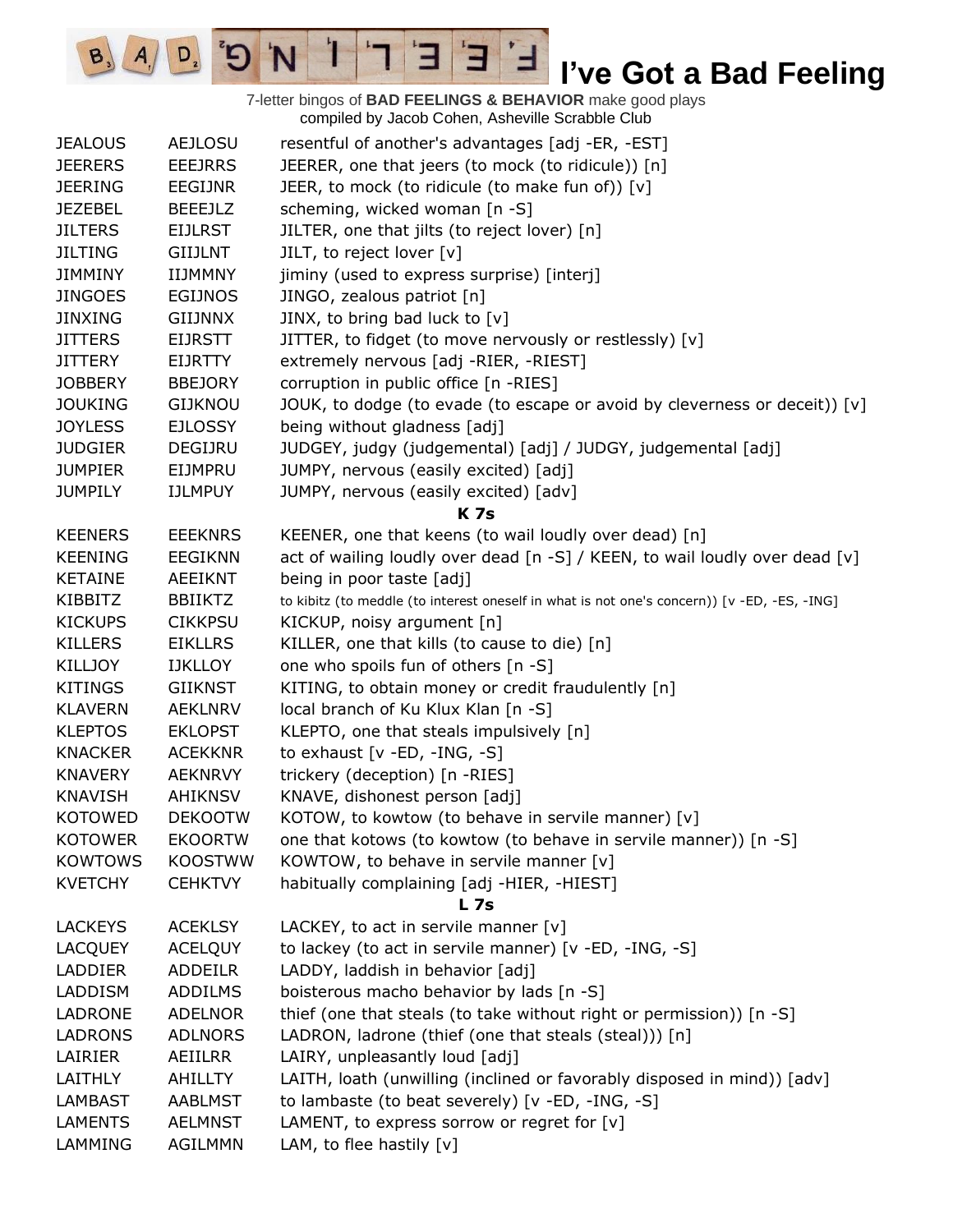# I've Got a Bad Feeling

7-letter bingos of **BAD FEELINGS & BEHAVIOR** make good plays
compiled by Jacob Cohen, Asheville Scrabble Club

| | | |
|---|---|---|
| JEALOUS | AEJLOSU | resentful of another's advantages [adj -ER, -EST] |
| JEERERS | EEEJRRS | JEERER, one that jeers (to mock (to ridicule)) [n] |
| JEERING | EEGIJNR | JEER, to mock (to ridicule (to make fun of)) [v] |
| JEZEBEL | BEEEJLZ | scheming, wicked woman [n -S] |
| JILTERS | EIJLRST | JILTER, one that jilts (to reject lover) [n] |
| JILTING | GIIJLNT | JILT, to reject lover [v] |
| JIMMINY | IIJMMNY | jiminy (used to express surprise) [interj] |
| JINGOES | EGIJNOS | JINGO, zealous patriot [n] |
| JINXING | GIIJNNX | JINX, to bring bad luck to [v] |
| JITTERS | EIJRSTT | JITTER, to fidget (to move nervously or restlessly) [v] |
| JITTERY | EIJRTTY | extremely nervous [adj -RIER, -RIEST] |
| JOBBERY | BBEJORY | corruption in public office [n -RIES] |
| JOUKING | GIJKNOU | JOUK, to dodge (to evade (to escape or avoid by cleverness or deceit)) [v] |
| JOYLESS | EJLOSSY | being without gladness [adj] |
| JUDGIER | DEGIJRU | JUDGEY, judgy (judgemental) [adj] / JUDGY, judgemental [adj] |
| JUMPIER | EIJMPRU | JUMPY, nervous (easily excited) [adj] |
| JUMPILY | IJLMPUY | JUMPY, nervous (easily excited) [adv] |
| | | **K 7s** |
| KEENERS | EEEKNRS | KEENER, one that keens (to wail loudly over dead) [n] |
| KEENING | EEGIKNN | act of wailing loudly over dead [n -S] / KEEN, to wail loudly over dead [v] |
| KETAINE | AEEIKNT | being in poor taste [adj] |
| KIBBITZ | BBIIKTZ | to kibitz (to meddle (to interest oneself in what is not one's concern)) [v -ED, -ES, -ING] |
| KICKUPS | CIKKPSU | KICKUP, noisy argument [n] |
| KILLERS | EIKLLRS | KILLER, one that kills (to cause to die) [n] |
| KILLJOY | IJKLLOY | one who spoils fun of others [n -S] |
| KITINGS | GIIKNST | KITING, to obtain money or credit fraudulently [n] |
| KLAVERN | AEKLNRV | local branch of Ku Klux Klan [n -S] |
| KLEPTOS | EKLOPST | KLEPTO, one that steals impulsively [n] |
| KNACKER | ACEKKNR | to exhaust [v -ED, -ING, -S] |
| KNAVERY | AEKNRVY | trickery (deception) [n -RIES] |
| KNAVISH | AHIKNSV | KNAVE, dishonest person [adj] |
| KOTOWED | DEKOOTW | KOTOW, to kowtow (to behave in servile manner) [v] |
| KOTOWER | EKOORTW | one that kotows (to kowtow (to behave in servile manner)) [n -S] |
| KOWTOWS | KOOSTWW | KOWTOW, to behave in servile manner [v] |
| KVETCHY | CEHKTVY | habitually complaining [adj -HIER, -HIEST] |
| | | **L 7s** |
| LACKEYS | ACEKLSY | LACKEY, to act in servile manner [v] |
| LACQUEY | ACELQUY | to lackey (to act in servile manner) [v -ED, -ING, -S] |
| LADDIER | ADDEILR | LADDY, laddish in behavior [adj] |
| LADDISM | ADDILMS | boisterous macho behavior by lads [n -S] |
| LADRONE | ADELNOR | thief (one that steals (to take without right or permission)) [n -S] |
| LADRONS | ADLNORS | LADRON, ladrone (thief (one that steals (steal))) [n] |
| LAIRIER | AEIILRR | LAIRY, unpleasantly loud [adj] |
| LAITHLY | AHILLTY | LAITH, loath (unwilling (inclined or favorably disposed in mind)) [adv] |
| LAMBAST | AABLMST | to lambaste (to beat severely) [v -ED, -ING, -S] |
| LAMENTS | AELMNST | LAMENT, to express sorrow or regret for [v] |
| LAMMING | AGILMMN | LAM, to flee hastily [v] |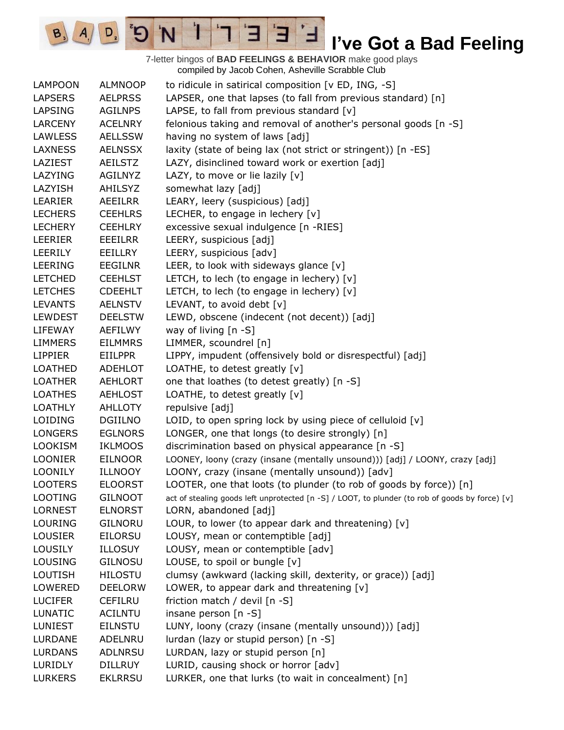# I've Got a Bad Feeling

7-letter bingos of **BAD FEELINGS & BEHAVIOR** make good plays
compiled by Jacob Cohen, Asheville Scrabble Club

| | | |
|---|---|---|
| LAMPOON | ALMNOOP | to ridicule in satirical composition [v ED, ING, -S] |
| LAPSERS | AELPRSS | LAPSER, one that lapses (to fall from previous standard) [n] |
| LAPSING | AGILNPS | LAPSE, to fall from previous standard [v] |
| LARCENY | ACELNRY | felonious taking and removal of another's personal goods [n -S] |
| LAWLESS | AELLSSW | having no system of laws [adj] |
| LAXNESS | AELNSSX | laxity (state of being lax (not strict or stringent)) [n -ES] |
| LAZIEST | AEILSTZ | LAZY, disinclined toward work or exertion [adj] |
| LAZYING | AGILNYZ | LAZY, to move or lie lazily [v] |
| LAZYISH | AHILSYZ | somewhat lazy [adj] |
| LEARIER | AEEILRR | LEARY, leery (suspicious) [adj] |
| LECHERS | CEEHLRS | LECHER, to engage in lechery [v] |
| LECHERY | CEEHLRY | excessive sexual indulgence [n -RIES] |
| LEERIER | EEEILRR | LEERY, suspicious [adj] |
| LEERILY | EEILLRY | LEERY, suspicious [adv] |
| LEERING | EEGILNR | LEER, to look with sideways glance [v] |
| LETCHED | CEEHLST | LETCH, to lech (to engage in lechery) [v] |
| LETCHES | CDEEHLT | LETCH, to lech (to engage in lechery) [v] |
| LEVANTS | AELNSTV | LEVANT, to avoid debt [v] |
| LEWDEST | DEELSTW | LEWD, obscene (indecent (not decent)) [adj] |
| LIFEWAY | AEFILWY | way of living [n -S] |
| LIMMERS | EILMMRS | LIMMER, scoundrel [n] |
| LIPPIER | EIILPPR | LIPPY, impudent (offensively bold or disrespectful) [adj] |
| LOATHED | ADEHLOT | LOATHE, to detest greatly [v] |
| LOATHER | AEHLORT | one that loathes (to detest greatly) [n -S] |
| LOATHES | AEHLOST | LOATHE, to detest greatly [v] |
| LOATHLY | AHLLOTY | repulsive [adj] |
| LOIDING | DGIILNO | LOID, to open spring lock by using piece of celluloid [v] |
| LONGERS | EGLNORS | LONGER, one that longs (to desire strongly) [n] |
| LOOKISM | IKLMOOS | discrimination based on physical appearance [n -S] |
| LOONIER | EILNOOR | LOONEY, loony (crazy (insane (mentally unsound))) [adj] / LOONY, crazy [adj] |
| LOONILY | ILLNOOY | LOONY, crazy (insane (mentally unsound)) [adv] |
| LOOTERS | ELOORST | LOOTER, one that loots (to plunder (to rob of goods by force)) [n] |
| LOOTING | GILNOOT | act of stealing goods left unprotected [n -S] / LOOT, to plunder (to rob of goods by force) [v] |
| LORNEST | ELNORST | LORN, abandoned [adj] |
| LOURING | GILNORU | LOUR, to lower (to appear dark and threatening) [v] |
| LOUSIER | EILORSU | LOUSY, mean or contemptible [adj] |
| LOUSILY | ILLOSUY | LOUSY, mean or contemptible [adv] |
| LOUSING | GILNOSU | LOUSE, to spoil or bungle [v] |
| LOUTISH | HILOSTU | clumsy (awkward (lacking skill, dexterity, or grace)) [adj] |
| LOWERED | DEELORW | LOWER, to appear dark and threatening [v] |
| LUCIFER | CEFILRU | friction match / devil [n -S] |
| LUNATIC | ACILNTU | insane person [n -S] |
| LUNIEST | EILNSTU | LUNY, loony (crazy (insane (mentally unsound))) [adj] |
| LURDANE | ADELNRU | lurdan (lazy or stupid person) [n -S] |
| LURDANS | ADLNRSU | LURDAN, lazy or stupid person [n] |
| LURIDLY | DILLRUY | LURID, causing shock or horror [adv] |
| LURKERS | EKLRRSU | LURKER, one that lurks (to wait in concealment) [n] |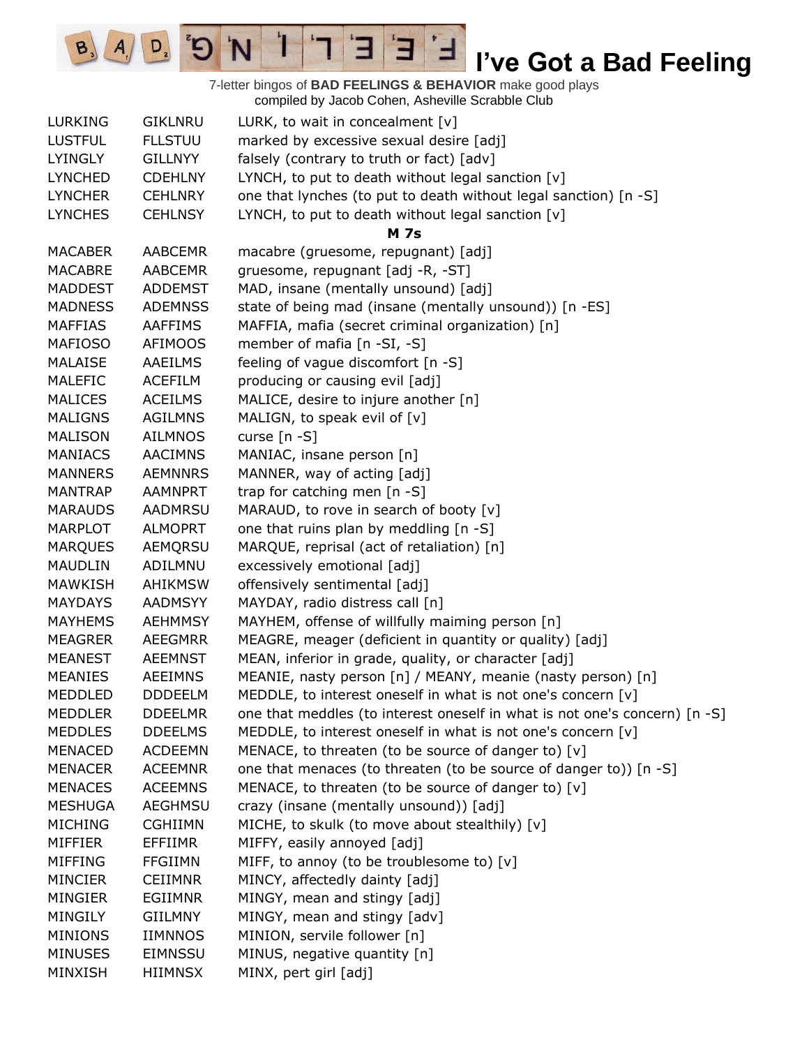# I've Got a Bad Feeling

7-letter bingos of **BAD FEELINGS & BEHAVIOR** make good plays
compiled by Jacob Cohen, Asheville Scrabble Club

| | | |
|---|---|---|
| LURKING | GIKLNRU | LURK, to wait in concealment [v] |
| LUSTFUL | FLLSTUU | marked by excessive sexual desire [adj] |
| LYINGLY | GILLNYY | falsely (contrary to truth or fact) [adv] |
| LYNCHED | CDEHLNY | LYNCH, to put to death without legal sanction [v] |
| LYNCHER | CEHLNRY | one that lynches (to put to death without legal sanction) [n -S] |
| LYNCHES | CEHLNSY | LYNCH, to put to death without legal sanction [v] |
| | | **M 7s** |
| MACABER | AABCEMR | macabre (gruesome, repugnant) [adj] |
| MACABRE | AABCEMR | gruesome, repugnant [adj -R, -ST] |
| MADDEST | ADDEMST | MAD, insane (mentally unsound) [adj] |
| MADNESS | ADEMNSS | state of being mad (insane (mentally unsound)) [n -ES] |
| MAFFIAS | AAFFIMS | MAFFIA, mafia (secret criminal organization) [n] |
| MAFIOSO | AFIMOOS | member of mafia [n -SI, -S] |
| MALAISE | AAEILMS | feeling of vague discomfort [n -S] |
| MALEFIC | ACEFILM | producing or causing evil [adj] |
| MALICES | ACEILMS | MALICE, desire to injure another [n] |
| MALIGNS | AGILMNS | MALIGN, to speak evil of [v] |
| MALISON | AILMNOS | curse [n -S] |
| MANIACS | AACIMNS | MANIAC, insane person [n] |
| MANNERS | AEMNNRS | MANNER, way of acting [adj] |
| MANTRAP | AAMNPRT | trap for catching men [n -S] |
| MARAUDS | AADMRSU | MARAUD, to rove in search of booty [v] |
| MARPLOT | ALMOPRT | one that ruins plan by meddling [n -S] |
| MARQUES | AEMQRSU | MARQUE, reprisal (act of retaliation) [n] |
| MAUDLIN | ADILMNU | excessively emotional [adj] |
| MAWKISH | AHIKMSW | offensively sentimental [adj] |
| MAYDAYS | AADMSYY | MAYDAY, radio distress call [n] |
| MAYHEMS | AEHMMSY | MAYHEM, offense of willfully maiming person [n] |
| MEAGRER | AEEGMRR | MEAGRE, meager (deficient in quantity or quality) [adj] |
| MEANEST | AEEMNST | MEAN, inferior in grade, quality, or character [adj] |
| MEANIES | AEEIMNS | MEANIE, nasty person [n] / MEANY, meanie (nasty person) [n] |
| MEDDLED | DDDEELM | MEDDLE, to interest oneself in what is not one's concern [v] |
| MEDDLER | DDEELMR | one that meddles (to interest oneself in what is not one's concern) [n -S] |
| MEDDLES | DDEELMS | MEDDLE, to interest oneself in what is not one's concern [v] |
| MENACED | ACDEEMN | MENACE, to threaten (to be source of danger to) [v] |
| MENACER | ACEEMNR | one that menaces (to threaten (to be source of danger to)) [n -S] |
| MENACES | ACEEMNS | MENACE, to threaten (to be source of danger to) [v] |
| MESHUGA | AEGHMSU | crazy (insane (mentally unsound)) [adj] |
| MICHING | CGHIIMN | MICHE, to skulk (to move about stealthily) [v] |
| MIFFIER | EFFIIMR | MIFFY, easily annoyed [adj] |
| MIFFING | FFGIIMN | MIFF, to annoy (to be troublesome to) [v] |
| MINCIER | CEIIMNR | MINCY, affectedly dainty [adj] |
| MINGIER | EGIIMNR | MINGY, mean and stingy [adj] |
| MINGILY | GIILMNY | MINGY, mean and stingy [adv] |
| MINIONS | IIMNNOS | MINION, servile follower [n] |
| MINUSES | EIMNSSU | MINUS, negative quantity [n] |
| MINXISH | HIIMNSX | MINX, pert girl [adj] |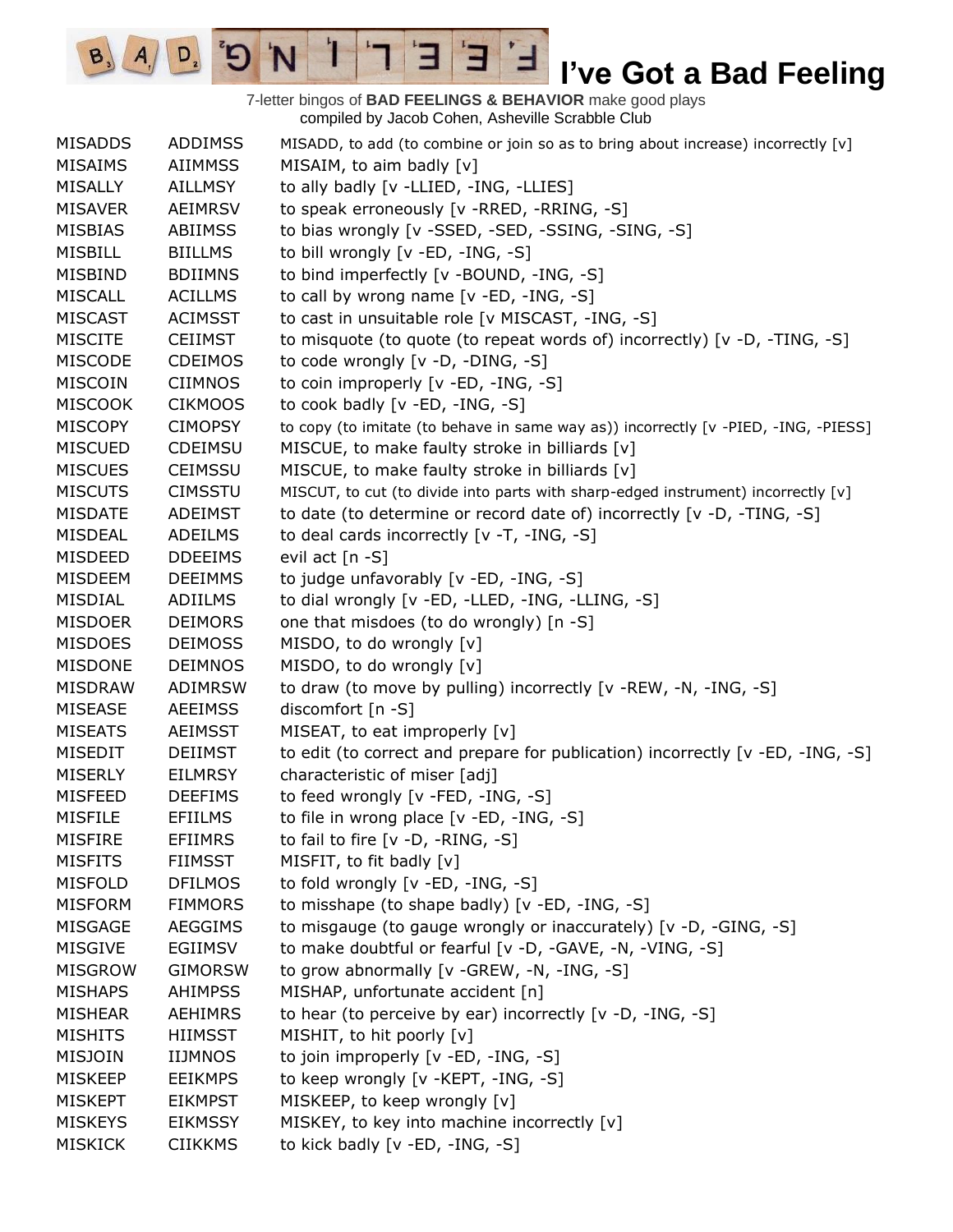# I've Got a Bad Feeling

7-letter bingos of **BAD FEELINGS & BEHAVIOR** make good plays
compiled by Jacob Cohen, Asheville Scrabble Club

| | | |
|---|---|---|
| MISADDS | ADDIMSS | MISADD, to add (to combine or join so as to bring about increase) incorrectly [v] |
| MISAIMS | AIIMMSS | MISAIM, to aim badly [v] |
| MISALLY | AILLMSY | to ally badly [v -LLIED, -ING, -LLIES] |
| MISAVER | AEIMRSV | to speak erroneously [v -RRED, -RRING, -S] |
| MISBIAS | ABIIMSS | to bias wrongly [v -SSED, -SED, -SSING, -SING, -S] |
| MISBILL | BIILLMS | to bill wrongly [v -ED, -ING, -S] |
| MISBIND | BDIIMNS | to bind imperfectly [v -BOUND, -ING, -S] |
| MISCALL | ACILLMS | to call by wrong name [v -ED, -ING, -S] |
| MISCAST | ACIMSST | to cast in unsuitable role [v MISCAST, -ING, -S] |
| MISCITE | CEIIMST | to misquote (to quote (to repeat words of) incorrectly) [v -D, -TING, -S] |
| MISCODE | CDEIMOS | to code wrongly [v -D, -DING, -S] |
| MISCOIN | CIIMNOS | to coin improperly [v -ED, -ING, -S] |
| MISCOOK | CIKMOOS | to cook badly [v -ED, -ING, -S] |
| MISCOPY | CIMOPSY | to copy (to imitate (to behave in same way as)) incorrectly [v -PIED, -ING, -PIESS] |
| MISCUED | CDEIMSU | MISCUE, to make faulty stroke in billiards [v] |
| MISCUES | CEIMSSU | MISCUE, to make faulty stroke in billiards [v] |
| MISCUTS | CIMSSTU | MISCUT, to cut (to divide into parts with sharp-edged instrument) incorrectly [v] |
| MISDATE | ADEIMST | to date (to determine or record date of) incorrectly [v -D, -TING, -S] |
| MISDEAL | ADEILMS | to deal cards incorrectly [v -T, -ING, -S] |
| MISDEED | DDEEIMS | evil act [n -S] |
| MISDEEM | DEEIMMS | to judge unfavorably [v -ED, -ING, -S] |
| MISDIAL | ADIILMS | to dial wrongly [v -ED, -LLED, -ING, -LLING, -S] |
| MISDOER | DEIMORS | one that misdoes (to do wrongly) [n -S] |
| MISDOES | DEIMOSS | MISDO, to do wrongly [v] |
| MISDONE | DEIMNOS | MISDO, to do wrongly [v] |
| MISDRAW | ADIMRSW | to draw (to move by pulling) incorrectly [v -REW, -N, -ING, -S] |
| MISEASE | AEEIMSS | discomfort [n -S] |
| MISEATS | AEIMSST | MISEAT, to eat improperly [v] |
| MISEDIT | DEIIMST | to edit (to correct and prepare for publication) incorrectly [v -ED, -ING, -S] |
| MISERLY | EILMRSY | characteristic of miser [adj] |
| MISFEED | DEEFIMS | to feed wrongly [v -FED, -ING, -S] |
| MISFILE | EFIILMS | to file in wrong place [v -ED, -ING, -S] |
| MISFIRE | EFIIMRS | to fail to fire [v -D, -RING, -S] |
| MISFITS | FIIMSST | MISFIT, to fit badly [v] |
| MISFOLD | DFILMOS | to fold wrongly [v -ED, -ING, -S] |
| MISFORM | FIMMORS | to misshape (to shape badly) [v -ED, -ING, -S] |
| MISGAGE | AEGGIMS | to misgauge (to gauge wrongly or inaccurately) [v -D, -GING, -S] |
| MISGIVE | EGIIMSV | to make doubtful or fearful [v -D, -GAVE, -N, -VING, -S] |
| MISGROW | GIMORSW | to grow abnormally [v -GREW, -N, -ING, -S] |
| MISHAPS | AHIMPSS | MISHAP, unfortunate accident [n] |
| MISHEAR | AEHIMRS | to hear (to perceive by ear) incorrectly [v -D, -ING, -S] |
| MISHITS | HIIMSST | MISHIT, to hit poorly [v] |
| MISJOIN | IIJMNOS | to join improperly [v -ED, -ING, -S] |
| MISKEEP | EEIKMPS | to keep wrongly [v -KEPT, -ING, -S] |
| MISKEPT | EIKMPST | MISKEEP, to keep wrongly [v] |
| MISKEYS | EIKMSSY | MISKEY, to key into machine incorrectly [v] |
| MISKICK | CIIKKMS | to kick badly [v -ED, -ING, -S] |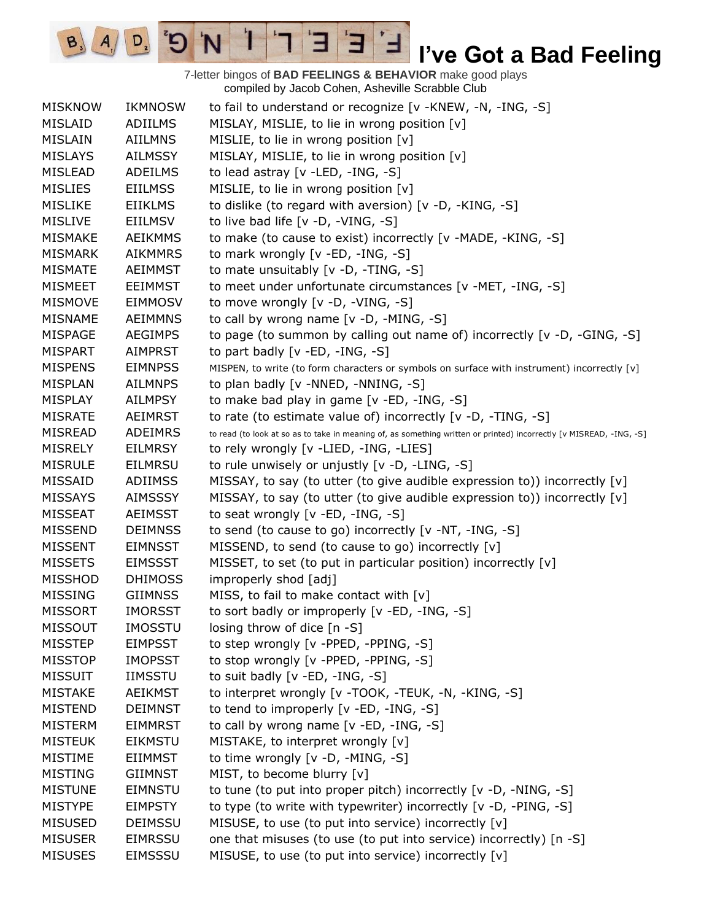# I've Got a Bad Feeling

7-letter bingos of **BAD FEELINGS & BEHAVIOR** make good plays
compiled by Jacob Cohen, Asheville Scrabble Club

| | | |
|---|---|---|
| MISKNOW | IKMNOSW | to fail to understand or recognize [v -KNEW, -N, -ING, -S] |
| MISLAID | ADIILMS | MISLAY, MISLIE, to lie in wrong position [v] |
| MISLAIN | AIILMNS | MISLIE, to lie in wrong position [v] |
| MISLAYS | AILMSSY | MISLAY, MISLIE, to lie in wrong position [v] |
| MISLEAD | ADEILMS | to lead astray [v -LED, -ING, -S] |
| MISLIES | EIILMSS | MISLIE, to lie in wrong position [v] |
| MISLIKE | EIIKLMS | to dislike (to regard with aversion) [v -D, -KING, -S] |
| MISLIVE | EIILMSV | to live bad life [v -D, -VING, -S] |
| MISMAKE | AEIKMMS | to make (to cause to exist) incorrectly [v -MADE, -KING, -S] |
| MISMARK | AIKMMRS | to mark wrongly [v -ED, -ING, -S] |
| MISMATE | AEIMMST | to mate unsuitably [v -D, -TING, -S] |
| MISMEET | EEIMMST | to meet under unfortunate circumstances [v -MET, -ING, -S] |
| MISMOVE | EIMMOSV | to move wrongly [v -D, -VING, -S] |
| MISNAME | AEIMMNS | to call by wrong name [v -D, -MING, -S] |
| MISPAGE | AEGIMPS | to page (to summon by calling out name of) incorrectly [v -D, -GING, -S] |
| MISPART | AIMPRST | to part badly [v -ED, -ING, -S] |
| MISPENS | EIMNPSS | MISPEN, to write (to form characters or symbols on surface with instrument) incorrectly [v] |
| MISPLAN | AILMNPS | to plan badly [v -NNED, -NNING, -S] |
| MISPLAY | AILMPSY | to make bad play in game [v -ED, -ING, -S] |
| MISRATE | AEIMRST | to rate (to estimate value of) incorrectly [v -D, -TING, -S] |
| MISREAD | ADEIMRS | to read (to look at so as to take in meaning of, as something written or printed) incorrectly [v MISREAD, -ING, -S] |
| MISRELY | EILMRSY | to rely wrongly [v -LIED, -ING, -LIES] |
| MISRULE | EILMRSU | to rule unwisely or unjustly [v -D, -LING, -S] |
| MISSAID | ADIIMSS | MISSAY, to say (to utter (to give audible expression to)) incorrectly [v] |
| MISSAYS | AIMSSSY | MISSAY, to say (to utter (to give audible expression to)) incorrectly [v] |
| MISSEAT | AEIMSST | to seat wrongly [v -ED, -ING, -S] |
| MISSEND | DEIMNSS | to send (to cause to go) incorrectly [v -NT, -ING, -S] |
| MISSENT | EIMNSST | MISSEND, to send (to cause to go) incorrectly [v] |
| MISSETS | EIMSSST | MISSET, to set (to put in particular position) incorrectly [v] |
| MISSHOD | DHIMOSS | improperly shod [adj] |
| MISSING | GIIMNSS | MISS, to fail to make contact with [v] |
| MISSORT | IMORSST | to sort badly or improperly [v -ED, -ING, -S] |
| MISSOUT | IMOSSTU | losing throw of dice [n -S] |
| MISSTEP | EIMPSST | to step wrongly [v -PPED, -PPING, -S] |
| MISSTOP | IMOPSST | to stop wrongly [v -PPED, -PPING, -S] |
| MISSUIT | IIMSSTU | to suit badly [v -ED, -ING, -S] |
| MISTAKE | AEIKMST | to interpret wrongly [v -TOOK, -TEUK, -N, -KING, -S] |
| MISTEND | DEIMNST | to tend to improperly [v -ED, -ING, -S] |
| MISTERM | EIMMRST | to call by wrong name [v -ED, -ING, -S] |
| MISTEUK | EIKMSTU | MISTAKE, to interpret wrongly [v] |
| MISTIME | EIIMMST | to time wrongly [v -D, -MING, -S] |
| MISTING | GIIMNST | MIST, to become blurry [v] |
| MISTUNE | EIMNSTU | to tune (to put into proper pitch) incorrectly [v -D, -NING, -S] |
| MISTYPE | EIMPSTY | to type (to write with typewriter) incorrectly [v -D, -PING, -S] |
| MISUSED | DEIMSSU | MISUSE, to use (to put into service) incorrectly [v] |
| MISUSER | EIMRSSU | one that misuses (to use (to put into service) incorrectly) [n -S] |
| MISUSES | EIMSSSU | MISUSE, to use (to put into service) incorrectly [v] |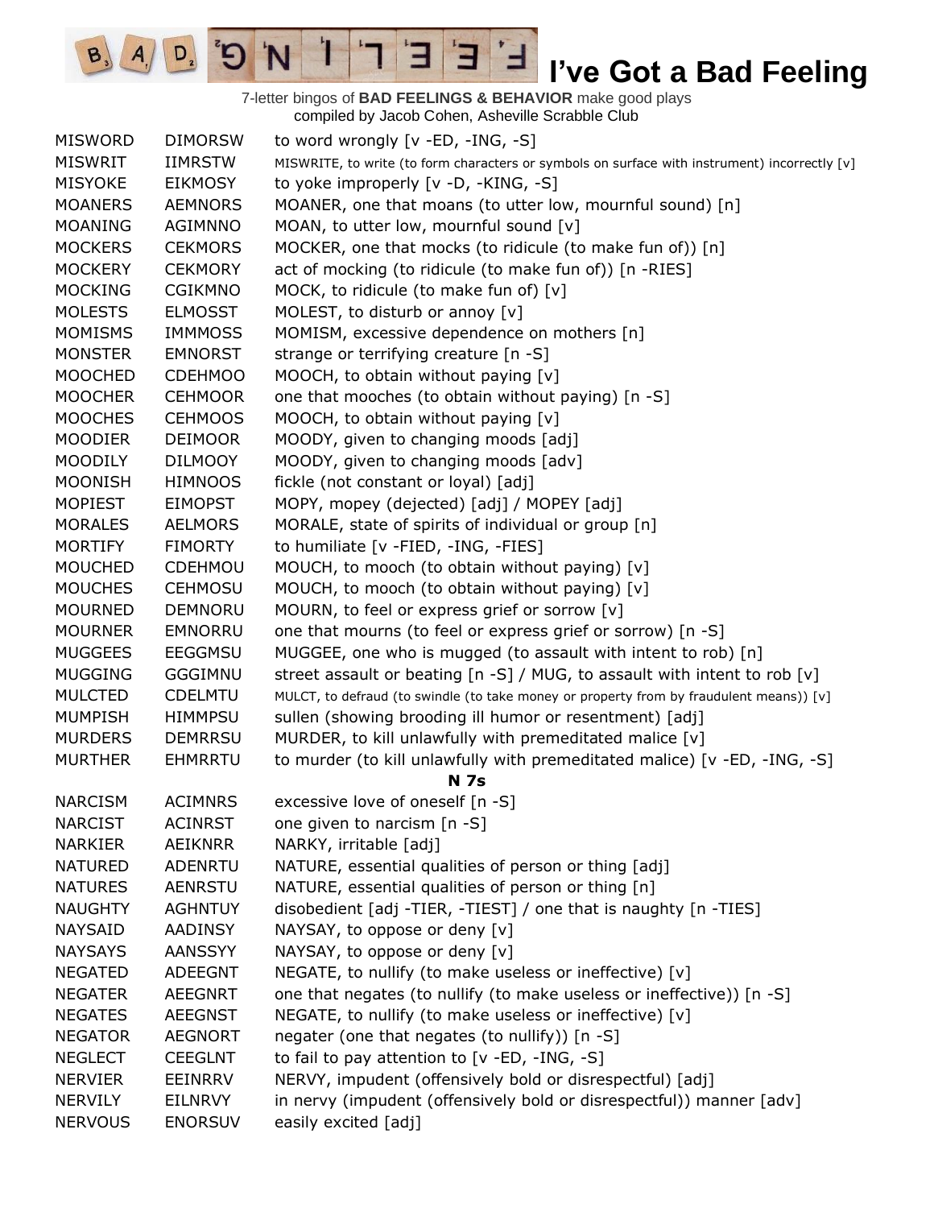# I've Got a Bad Feeling

7-letter bingos of **BAD FEELINGS & BEHAVIOR** make good plays
compiled by Jacob Cohen, Asheville Scrabble Club

| | | |
|---|---|---|
| MISWORD | DIMORSW | to word wrongly [v -ED, -ING, -S] |
| MISWRIT | IIMRSTW | MISWRITE, to write (to form characters or symbols on surface with instrument) incorrectly [v] |
| MISYOKE | EIKMOSY | to yoke improperly [v -D, -KING, -S] |
| MOANERS | AEMNORS | MOANER, one that moans (to utter low, mournful sound) [n] |
| MOANING | AGIMNNO | MOAN, to utter low, mournful sound [v] |
| MOCKERS | CEKMORS | MOCKER, one that mocks (to ridicule (to make fun of)) [n] |
| MOCKERY | CEKMORY | act of mocking (to ridicule (to make fun of)) [n -RIES] |
| MOCKING | CGIKMNO | MOCK, to ridicule (to make fun of) [v] |
| MOLESTS | ELMOSST | MOLEST, to disturb or annoy [v] |
| MOMISMS | IMMMOSS | MOMISM, excessive dependence on mothers [n] |
| MONSTER | EMNORST | strange or terrifying creature [n -S] |
| MOOCHED | CDEHMOO | MOOCH, to obtain without paying [v] |
| MOOCHER | CEHMOOR | one that mooches (to obtain without paying) [n -S] |
| MOOCHES | CEHMOOS | MOOCH, to obtain without paying [v] |
| MOODIER | DEIMOOR | MOODY, given to changing moods [adj] |
| MOODILY | DILMOOY | MOODY, given to changing moods [adv] |
| MOONISH | HIMNOOS | fickle (not constant or loyal) [adj] |
| MOPIEST | EIMOPST | MOPY, mopey (dejected) [adj] / MOPEY [adj] |
| MORALES | AELMORS | MORALE, state of spirits of individual or group [n] |
| MORTIFY | FIMORTY | to humiliate [v -FIED, -ING, -FIES] |
| MOUCHED | CDEHMOU | MOUCH, to mooch (to obtain without paying) [v] |
| MOUCHES | CEHMOSU | MOUCH, to mooch (to obtain without paying) [v] |
| MOURNED | DEMNORU | MOURN, to feel or express grief or sorrow [v] |
| MOURNER | EMNORRU | one that mourns (to feel or express grief or sorrow) [n -S] |
| MUGGEES | EEGGMSU | MUGGEE, one who is mugged (to assault with intent to rob) [n] |
| MUGGING | GGGIMNU | street assault or beating [n -S] / MUG, to assault with intent to rob [v] |
| MULCTED | CDELMTU | MULCT, to defraud (to swindle (to take money or property from by fraudulent means)) [v] |
| MUMPISH | HIMMPSU | sullen (showing brooding ill humor or resentment) [adj] |
| MURDERS | DEMRRSU | MURDER, to kill unlawfully with premeditated malice [v] |
| MURTHER | EHMRRTU | to murder (to kill unlawfully with premeditated malice) [v -ED, -ING, -S] |
| | | **N 7s** |
| NARCISM | ACIMNRS | excessive love of oneself [n -S] |
| NARCIST | ACINRST | one given to narcism [n -S] |
| NARKIER | AEIKNRR | NARKY, irritable [adj] |
| NATURED | ADENRTU | NATURE, essential qualities of person or thing [adj] |
| NATURES | AENRSTU | NATURE, essential qualities of person or thing [n] |
| NAUGHTY | AGHNTUY | disobedient [adj -TIER, -TIEST] / one that is naughty [n -TIES] |
| NAYSAID | AADINSY | NAYSAY, to oppose or deny [v] |
| NAYSAYS | AANSSYY | NAYSAY, to oppose or deny [v] |
| NEGATED | ADEEGNT | NEGATE, to nullify (to make useless or ineffective) [v] |
| NEGATER | AEEGNRT | one that negates (to nullify (to make useless or ineffective)) [n -S] |
| NEGATES | AEEGNST | NEGATE, to nullify (to make useless or ineffective) [v] |
| NEGATOR | AEGNORT | negater (one that negates (to nullify)) [n -S] |
| NEGLECT | CEEGLNT | to fail to pay attention to [v -ED, -ING, -S] |
| NERVIER | EEINRRV | NERVY, impudent (offensively bold or disrespectful) [adj] |
| NERVILY | EILNRVY | in nervy (impudent (offensively bold or disrespectful)) manner [adv] |
| NERVOUS | ENORSUV | easily excited [adj] |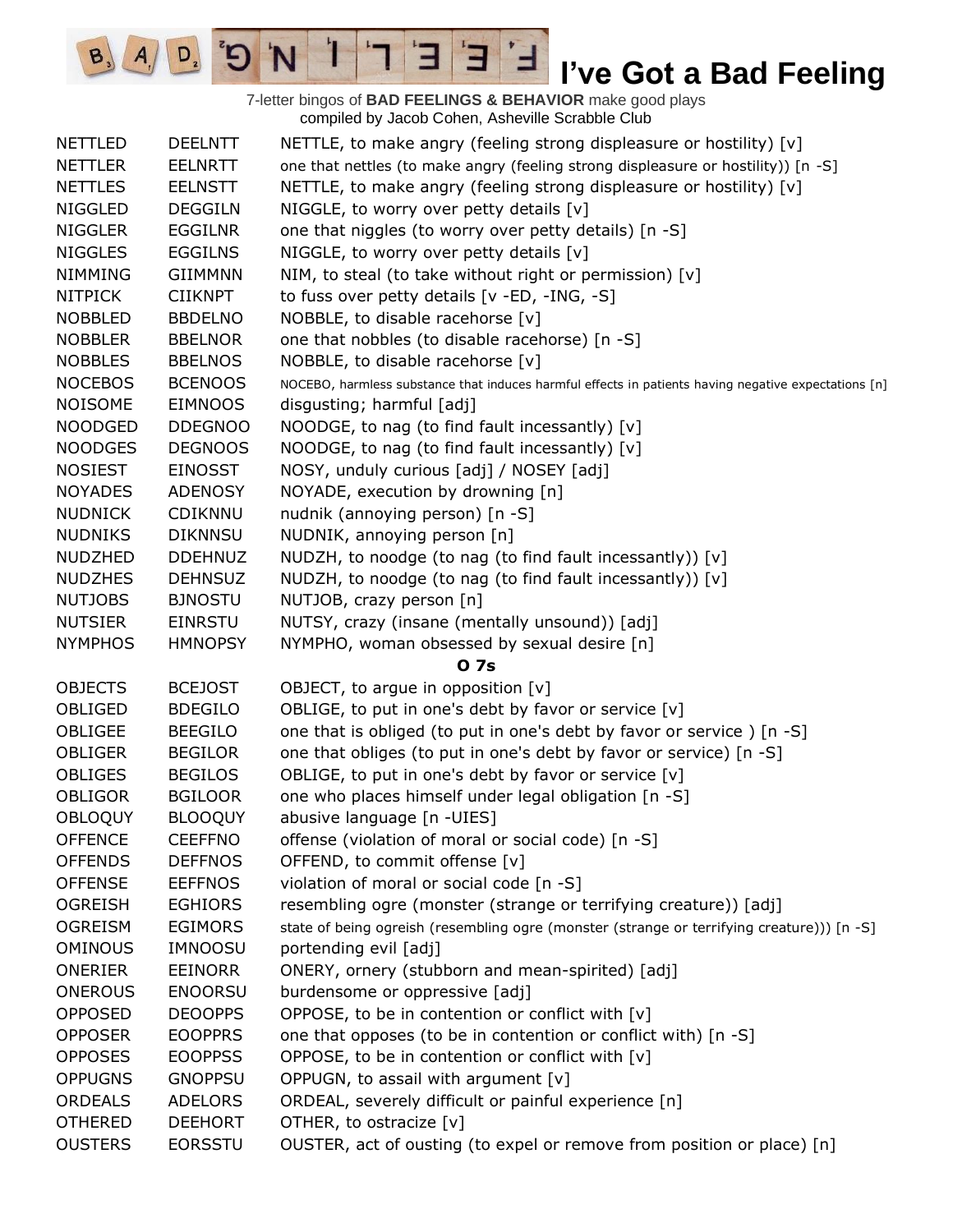# I've Got a Bad Feeling

7-letter bingos of **BAD FEELINGS & BEHAVIOR** make good plays
compiled by Jacob Cohen, Asheville Scrabble Club

| | | |
|---|---|---|
| NETTLED | DEELNTT | NETTLE, to make angry (feeling strong displeasure or hostility) [v] |
| NETTLER | EELNRTT | one that nettles (to make angry (feeling strong displeasure or hostility)) [n -S] |
| NETTLES | EELNSTT | NETTLE, to make angry (feeling strong displeasure or hostility) [v] |
| NIGGLED | DEGGILN | NIGGLE, to worry over petty details [v] |
| NIGGLER | EGGILNR | one that niggles (to worry over petty details) [n -S] |
| NIGGLES | EGGILNS | NIGGLE, to worry over petty details [v] |
| NIMMING | GIIMMNN | NIM, to steal (to take without right or permission) [v] |
| NITPICK | CIIKNPT | to fuss over petty details [v -ED, -ING, -S] |
| NOBBLED | BBDELNO | NOBBLE, to disable racehorse [v] |
| NOBBLER | BBELNOR | one that nobbles (to disable racehorse) [n -S] |
| NOBBLES | BBELNOS | NOBBLE, to disable racehorse [v] |
| NOCEBOS | BCENOOS | NOCEBO, harmless substance that induces harmful effects in patients having negative expectations [n] |
| NOISOME | EIMNOOS | disgusting; harmful [adj] |
| NOODGED | DDEGNOO | NOODGE, to nag (to find fault incessantly) [v] |
| NOODGES | DEGNOOS | NOODGE, to nag (to find fault incessantly) [v] |
| NOSIEST | EINOSST | NOSY, unduly curious [adj] / NOSEY [adj] |
| NOYADES | ADENOSY | NOYADE, execution by drowning [n] |
| NUDNICK | CDIKNNU | nudnik (annoying person) [n -S] |
| NUDNIKS | DIKNNSU | NUDNIK, annoying person [n] |
| NUDZHED | DDEHNUZ | NUDZH, to noodge (to nag (to find fault incessantly)) [v] |
| NUDZHES | DEHNSUZ | NUDZH, to noodge (to nag (to find fault incessantly)) [v] |
| NUTJOBS | BJNOSTU | NUTJOB, crazy person [n] |
| NUTSIER | EINRSTU | NUTSY, crazy (insane (mentally unsound)) [adj] |
| NYMPHOS | HMNOPSY | NYMPHO, woman obsessed by sexual desire [n] |

**O 7s**

| | | |
|---|---|---|
| OBJECTS | BCEJOST | OBJECT, to argue in opposition [v] |
| OBLIGED | BDEGILO | OBLIGE, to put in one's debt by favor or service [v] |
| OBLIGEE | BEEGILO | one that is obliged (to put in one's debt by favor or service ) [n -S] |
| OBLIGER | BEGILOR | one that obliges (to put in one's debt by favor or service) [n -S] |
| OBLIGES | BEGILOS | OBLIGE, to put in one's debt by favor or service [v] |
| OBLIGOR | BGILOOR | one who places himself under legal obligation [n -S] |
| OBLOQUY | BLOOQUY | abusive language [n -UIES] |
| OFFENCE | CEEFFNO | offense (violation of moral or social code) [n -S] |
| OFFENDS | DEFFNOS | OFFEND, to commit offense [v] |
| OFFENSE | EEFFNOS | violation of moral or social code [n -S] |
| OGREISH | EGHIORS | resembling ogre (monster (strange or terrifying creature)) [adj] |
| OGREISM | EGIMORS | state of being ogreish (resembling ogre (monster (strange or terrifying creature))) [n -S] |
| OMINOUS | IMNOOSU | portending evil [adj] |
| ONERIER | EEINORR | ONERY, ornery (stubborn and mean-spirited) [adj] |
| ONEROUS | ENOORSU | burdensome or oppressive [adj] |
| OPPOSED | DEOOPPS | OPPOSE, to be in contention or conflict with [v] |
| OPPOSER | EOOPPRS | one that opposes (to be in contention or conflict with) [n -S] |
| OPPOSES | EOOPPSS | OPPOSE, to be in contention or conflict with [v] |
| OPPUGNS | GNOPPSU | OPPUGN, to assail with argument [v] |
| ORDEALS | ADELORS | ORDEAL, severely difficult or painful experience [n] |
| OTHERED | DEEHORT | OTHER, to ostracize [v] |
| OUSTERS | EORSSTU | OUSTER, act of ousting (to expel or remove from position or place) [n] |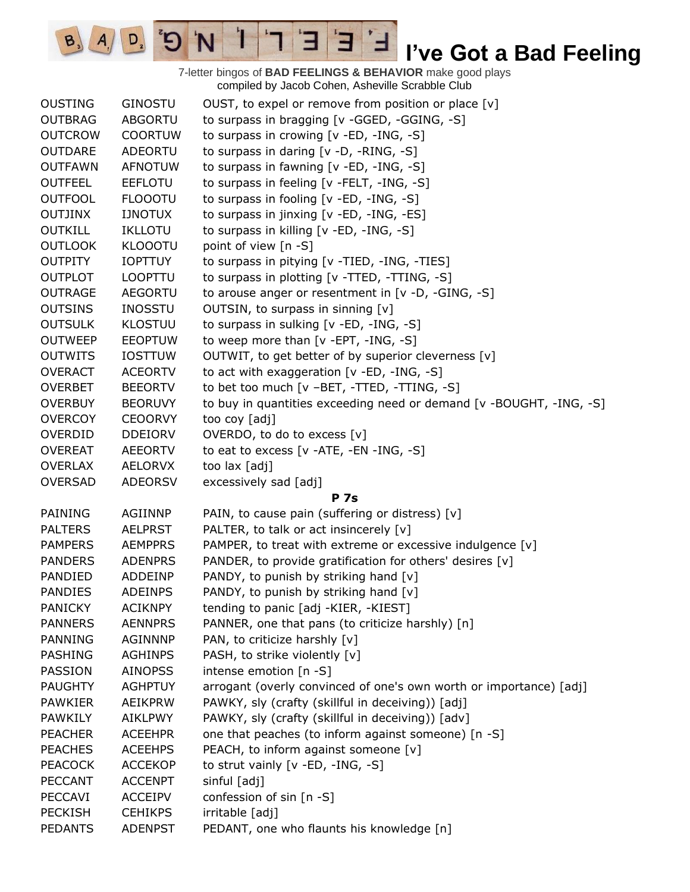# I've Got a Bad Feeling

7-letter bingos of **BAD FEELINGS & BEHAVIOR** make good plays
compiled by Jacob Cohen, Asheville Scrabble Club

| | | |
|---|---|---|
| OUSTING | GINOSTU | OUST, to expel or remove from position or place [v] |
| OUTBRAG | ABGORTU | to surpass in bragging [v -GGED, -GGING, -S] |
| OUTCROW | COORTUW | to surpass in crowing [v -ED, -ING, -S] |
| OUTDARE | ADEORTU | to surpass in daring [v -D, -RING, -S] |
| OUTFAWN | AFNOTUW | to surpass in fawning [v -ED, -ING, -S] |
| OUTFEEL | EEFLOTU | to surpass in feeling [v -FELT, -ING, -S] |
| OUTFOOL | FLOOOTU | to surpass in fooling [v -ED, -ING, -S] |
| OUTJINX | IJNOTUX | to surpass in jinxing [v -ED, -ING, -ES] |
| OUTKILL | IKLLOTU | to surpass in killing [v -ED, -ING, -S] |
| OUTLOOK | KLOOOTU | point of view [n -S] |
| OUTPITY | IOPTTUY | to surpass in pitying [v -TIED, -ING, -TIES] |
| OUTPLOT | LOOPTTU | to surpass in plotting [v -TTED, -TTING, -S] |
| OUTRAGE | AEGORTU | to arouse anger or resentment in [v -D, -GING, -S] |
| OUTSINS | INOSSTU | OUTSIN, to surpass in sinning [v] |
| OUTSULK | KLOSTUU | to surpass in sulking [v -ED, -ING, -S] |
| OUTWEEP | EEOPTUW | to weep more than [v -EPT, -ING, -S] |
| OUTWITS | IOSTTUW | OUTWIT, to get better of by superior cleverness [v] |
| OVERACT | ACEORTV | to act with exaggeration [v -ED, -ING, -S] |
| OVERBET | BEEORTV | to bet too much [v –BET, -TTED, -TTING, -S] |
| OVERBUY | BEORUVY | to buy in quantities exceeding need or demand [v -BOUGHT, -ING, -S] |
| OVERCOY | CEOORVY | too coy [adj] |
| OVERDID | DDEIORV | OVERDO, to do to excess [v] |
| OVEREAT | AEEORTV | to eat to excess [v -ATE, -EN -ING, -S] |
| OVERLAX | AELORVX | too lax [adj] |
| OVERSAD | ADEORSV | excessively sad [adj] |

**P 7s**

| | | |
|---|---|---|
| PAINING | AGIINNP | PAIN, to cause pain (suffering or distress) [v] |
| PALTERS | AELPRST | PALTER, to talk or act insincerely [v] |
| PAMPERS | AEMPPRS | PAMPER, to treat with extreme or excessive indulgence [v] |
| PANDERS | ADENPRS | PANDER, to provide gratification for others' desires [v] |
| PANDIED | ADDEINP | PANDY, to punish by striking hand [v] |
| PANDIES | ADEINPS | PANDY, to punish by striking hand [v] |
| PANICKY | ACIKNPY | tending to panic [adj -KIER, -KIEST] |
| PANNERS | AENNPRS | PANNER, one that pans (to criticize harshly) [n] |
| PANNING | AGINNNP | PAN, to criticize harshly [v] |
| PASHING | AGHINPS | PASH, to strike violently [v] |
| PASSION | AINOPSS | intense emotion [n -S] |
| PAUGHTY | AGHPTUY | arrogant (overly convinced of one's own worth or importance) [adj] |
| PAWKIER | AEIKPRW | PAWKY, sly (crafty (skillful in deceiving)) [adj] |
| PAWKILY | AIKLPWY | PAWKY, sly (crafty (skillful in deceiving)) [adv] |
| PEACHER | ACEEHPR | one that peaches (to inform against someone) [n -S] |
| PEACHES | ACEEHPS | PEACH, to inform against someone [v] |
| PEACOCK | ACCEKOP | to strut vainly [v -ED, -ING, -S] |
| PECCANT | ACCENPT | sinful [adj] |
| PECCAVI | ACCEIPV | confession of sin [n -S] |
| PECKISH | CEHIKPS | irritable [adj] |
| PEDANTS | ADENPST | PEDANT, one who flaunts his knowledge [n] |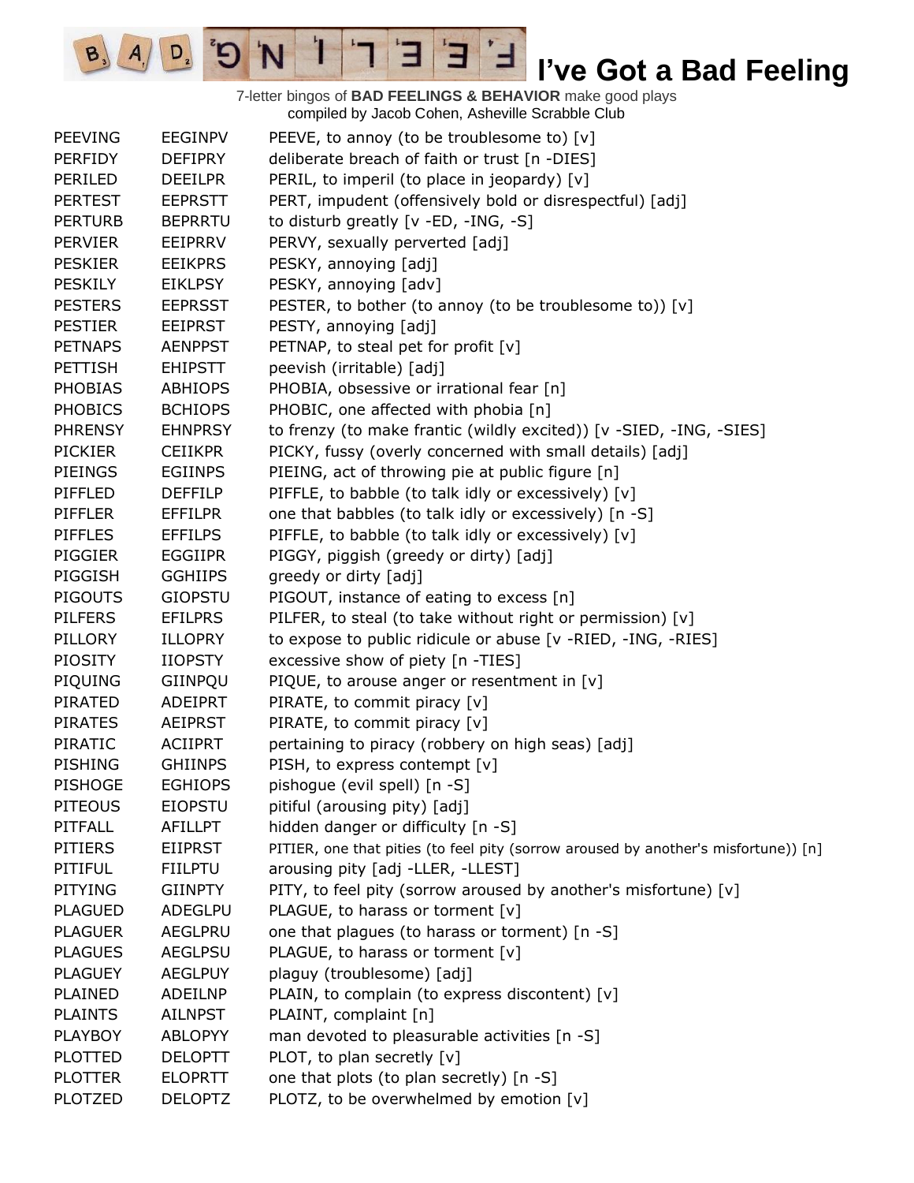# I've Got a Bad Feeling

7-letter bingos of **BAD FEELINGS & BEHAVIOR** make good plays
compiled by Jacob Cohen, Asheville Scrabble Club

| | | |
|---|---|---|
| PEEVING | EEGINPV | PEEVE, to annoy (to be troublesome to) [v] |
| PERFIDY | DEFIPRY | deliberate breach of faith or trust [n -DIES] |
| PERILED | DEEILPR | PERIL, to imperil (to place in jeopardy) [v] |
| PERTEST | EEPRSTT | PERT, impudent (offensively bold or disrespectful) [adj] |
| PERTURB | BEPRRTU | to disturb greatly [v -ED, -ING, -S] |
| PERVIER | EEIPRRV | PERVY, sexually perverted [adj] |
| PESKIER | EEIKPRS | PESKY, annoying [adj] |
| PESKILY | EIKLPSY | PESKY, annoying [adv] |
| PESTERS | EEPRSST | PESTER, to bother (to annoy (to be troublesome to)) [v] |
| PESTIER | EEIPRST | PESTY, annoying [adj] |
| PETNAPS | AENPPST | PETNAP, to steal pet for profit [v] |
| PETTISH | EHIPSTT | peevish (irritable) [adj] |
| PHOBIAS | ABHIOPS | PHOBIA, obsessive or irrational fear [n] |
| PHOBICS | BCHIOPS | PHOBIC, one affected with phobia [n] |
| PHRENSY | EHNPRSY | to frenzy (to make frantic (wildly excited)) [v -SIED, -ING, -SIES] |
| PICKIER | CEIIKPR | PICKY, fussy (overly concerned with small details) [adj] |
| PIEINGS | EGIINPS | PIEING, act of throwing pie at public figure [n] |
| PIFFLED | DEFFILP | PIFFLE, to babble (to talk idly or excessively) [v] |
| PIFFLER | EFFILPR | one that babbles (to talk idly or excessively) [n -S] |
| PIFFLES | EFFILPS | PIFFLE, to babble (to talk idly or excessively) [v] |
| PIGGIER | EGGIIPR | PIGGY, piggish (greedy or dirty) [adj] |
| PIGGISH | GGHIIPS | greedy or dirty [adj] |
| PIGOUTS | GIOPSTU | PIGOUT, instance of eating to excess [n] |
| PILFERS | EFILPRS | PILFER, to steal (to take without right or permission) [v] |
| PILLORY | ILLOPRY | to expose to public ridicule or abuse [v -RIED, -ING, -RIES] |
| PIOSITY | IIOPSTY | excessive show of piety [n -TIES] |
| PIQUING | GIINPQU | PIQUE, to arouse anger or resentment in [v] |
| PIRATED | ADEIPRT | PIRATE, to commit piracy [v] |
| PIRATES | AEIPRST | PIRATE, to commit piracy [v] |
| PIRATIC | ACIIPRT | pertaining to piracy (robbery on high seas) [adj] |
| PISHING | GHIINPS | PISH, to express contempt [v] |
| PISHOGE | EGHIOPS | pishogue (evil spell) [n -S] |
| PITEOUS | EIOPSTU | pitiful (arousing pity) [adj] |
| PITFALL | AFILLPT | hidden danger or difficulty [n -S] |
| PITIERS | EIIPRST | PITIER, one that pities (to feel pity (sorrow aroused by another's misfortune)) [n] |
| PITIFUL | FIILPTU | arousing pity [adj -LLER, -LLEST] |
| PITYING | GIINPTY | PITY, to feel pity (sorrow aroused by another's misfortune) [v] |
| PLAGUED | ADEGLPU | PLAGUE, to harass or torment [v] |
| PLAGUER | AEGLPRU | one that plagues (to harass or torment) [n -S] |
| PLAGUES | AEGLPSU | PLAGUE, to harass or torment [v] |
| PLAGUEY | AEGLPUY | plaguy (troublesome) [adj] |
| PLAINED | ADEILNP | PLAIN, to complain (to express discontent) [v] |
| PLAINTS | AILNPST | PLAINT, complaint [n] |
| PLAYBOY | ABLOPYY | man devoted to pleasurable activities [n -S] |
| PLOTTED | DELOPTT | PLOT, to plan secretly [v] |
| PLOTTER | ELOPRTT | one that plots (to plan secretly) [n -S] |
| PLOTZED | DELOPTZ | PLOTZ, to be overwhelmed by emotion [v] |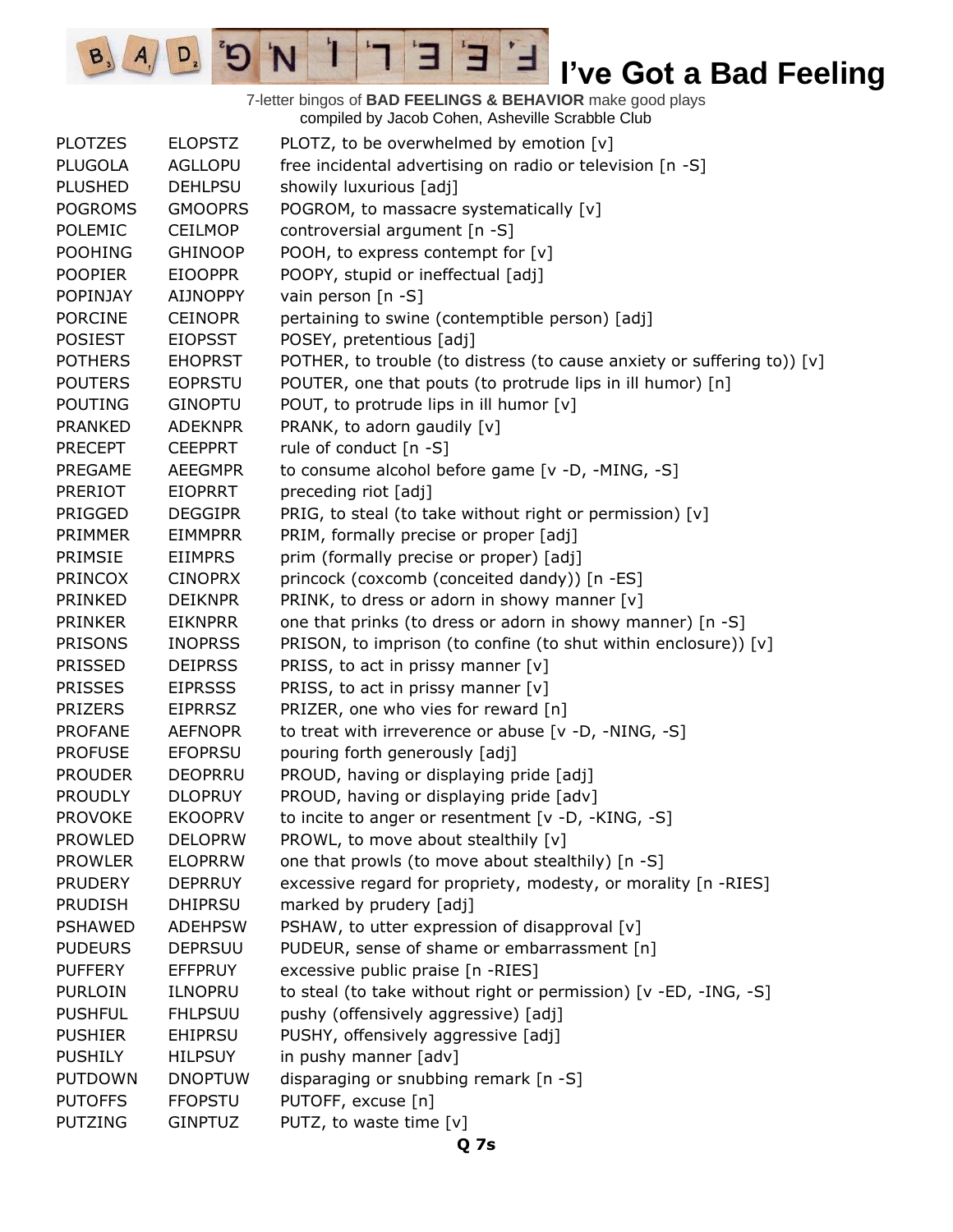# I've Got a Bad Feeling

7-letter bingos of **BAD FEELINGS & BEHAVIOR** make good plays
compiled by Jacob Cohen, Asheville Scrabble Club

| | | |
|---|---|---|
| PLOTZES | ELOPSTZ | PLOTZ, to be overwhelmed by emotion [v] |
| PLUGOLA | AGLLOPU | free incidental advertising on radio or television [n -S] |
| PLUSHED | DEHLPSU | showily luxurious [adj] |
| POGROMS | GMOOPRS | POGROM, to massacre systematically [v] |
| POLEMIC | CEILMOP | controversial argument [n -S] |
| POOHING | GHINOOP | POOH, to express contempt for [v] |
| POOPIER | EIOOPPR | POOPY, stupid or ineffectual [adj] |
| POPINJAY | AIJNOPPY | vain person [n -S] |
| PORCINE | CEINOPR | pertaining to swine (contemptible person) [adj] |
| POSIEST | EIOPSST | POSEY, pretentious [adj] |
| POTHERS | EHOPRST | POTHER, to trouble (to distress (to cause anxiety or suffering to)) [v] |
| POUTERS | EOPRSTU | POUTER, one that pouts (to protrude lips in ill humor) [n] |
| POUTING | GINOPTU | POUT, to protrude lips in ill humor [v] |
| PRANKED | ADEKNPR | PRANK, to adorn gaudily [v] |
| PRECEPT | CEEPPRT | rule of conduct [n -S] |
| PREGAME | AEEGMPR | to consume alcohol before game [v -D, -MING, -S] |
| PRERIOT | EIOPRRT | preceding riot [adj] |
| PRIGGED | DEGGIPR | PRIG, to steal (to take without right or permission) [v] |
| PRIMMER | EIMMPRR | PRIM, formally precise or proper [adj] |
| PRIMSIE | EIIMPRS | prim (formally precise or proper) [adj] |
| PRINCOX | CINOPRX | princock (coxcomb (conceited dandy)) [n -ES] |
| PRINKED | DEIKNPR | PRINK, to dress or adorn in showy manner [v] |
| PRINKER | EIKNPRR | one that prinks (to dress or adorn in showy manner) [n -S] |
| PRISONS | INOPRSS | PRISON, to imprison (to confine (to shut within enclosure)) [v] |
| PRISSED | DEIPRSS | PRISS, to act in prissy manner [v] |
| PRISSES | EIPRSSS | PRISS, to act in prissy manner [v] |
| PRIZERS | EIPRRSZ | PRIZER, one who vies for reward [n] |
| PROFANE | AEFNOPR | to treat with irreverence or abuse [v -D, -NING, -S] |
| PROFUSE | EFOPRSU | pouring forth generously [adj] |
| PROUDER | DEOPRRU | PROUD, having or displaying pride [adj] |
| PROUDLY | DLOPRUY | PROUD, having or displaying pride [adv] |
| PROVOKE | EKOOPRV | to incite to anger or resentment [v -D, -KING, -S] |
| PROWLED | DELOPRW | PROWL, to move about stealthily [v] |
| PROWLER | ELOPRRW | one that prowls (to move about stealthily) [n -S] |
| PRUDERY | DEPRRUY | excessive regard for propriety, modesty, or morality [n -RIES] |
| PRUDISH | DHIPRSU | marked by prudery [adj] |
| PSHAWED | ADEHPSW | PSHAW, to utter expression of disapproval [v] |
| PUDEURS | DEPRSUU | PUDEUR, sense of shame or embarrassment [n] |
| PUFFERY | EFFPRUY | excessive public praise [n -RIES] |
| PURLOIN | ILNOPRU | to steal (to take without right or permission) [v -ED, -ING, -S] |
| PUSHFUL | FHLPSUU | pushy (offensively aggressive) [adj] |
| PUSHIER | EHIPRSU | PUSHY, offensively aggressive [adj] |
| PUSHILY | HILPSUY | in pushy manner [adv] |
| PUTDOWN | DNOPTUW | disparaging or snubbing remark [n -S] |
| PUTOFFS | FFOPSTU | PUTOFF, excuse [n] |
| PUTZING | GINPTUZ | PUTZ, to waste time [v] |

**Q 7s**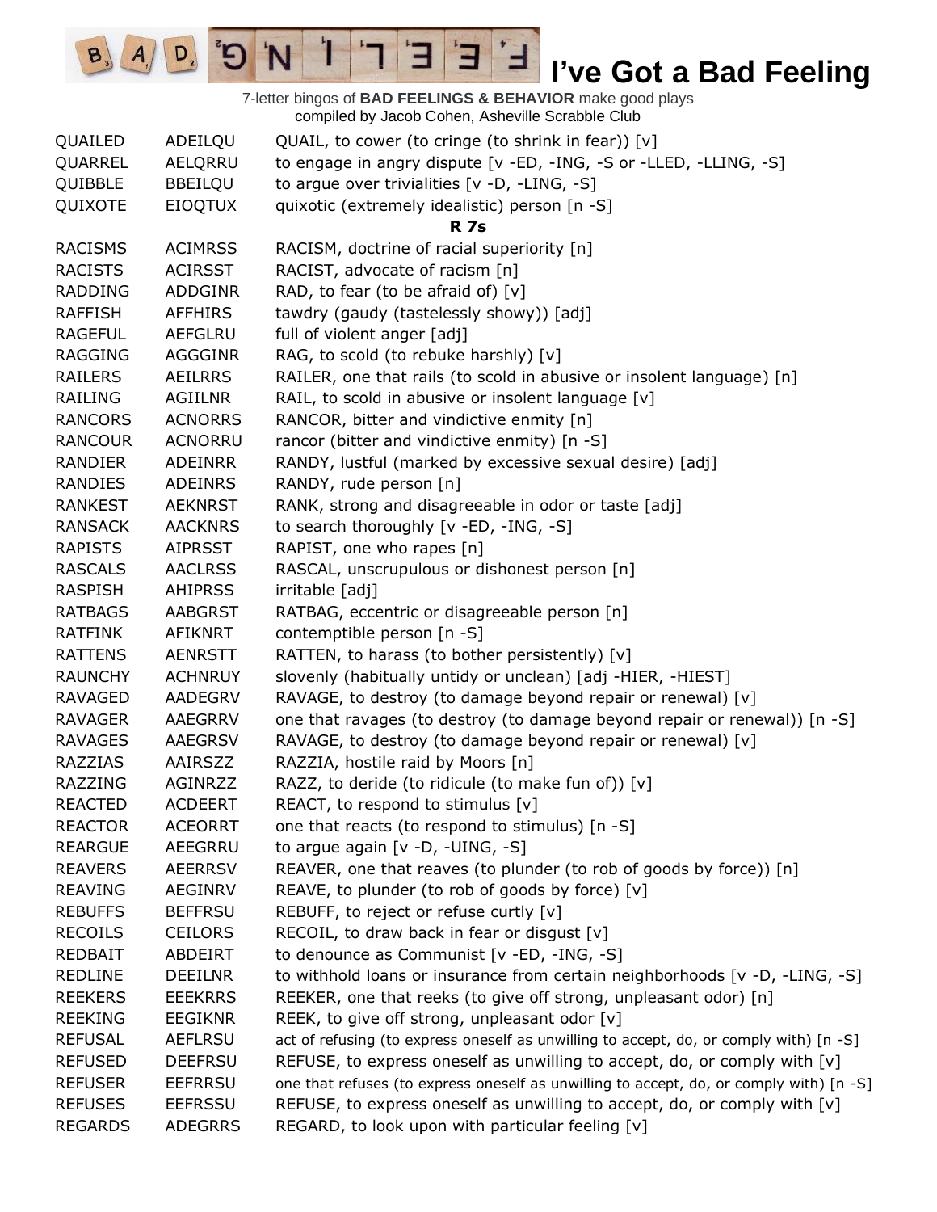# I've Got a Bad Feeling

7-letter bingos of **BAD FEELINGS & BEHAVIOR** make good plays
compiled by Jacob Cohen, Asheville Scrabble Club

| | | |
|---|---|---|
| QUAILED | ADEILQU | QUAIL, to cower (to cringe (to shrink in fear)) [v] |
| QUARREL | AELQRRU | to engage in angry dispute [v -ED, -ING, -S or -LLED, -LLING, -S] |
| QUIBBLE | BBEILQU | to argue over trivialities [v -D, -LING, -S] |
| QUIXOTE | EIOQTUX | quixotic (extremely idealistic) person [n -S] |
| | | **R 7s** |
| RACISMS | ACIMRSS | RACISM, doctrine of racial superiority [n] |
| RACISTS | ACIRSST | RACIST, advocate of racism [n] |
| RADDING | ADDGINR | RAD, to fear (to be afraid of) [v] |
| RAFFISH | AFFHIRS | tawdry (gaudy (tastelessly showy)) [adj] |
| RAGEFUL | AEFGLRU | full of violent anger [adj] |
| RAGGING | AGGGINR | RAG, to scold (to rebuke harshly) [v] |
| RAILERS | AEILRRS | RAILER, one that rails (to scold in abusive or insolent language) [n] |
| RAILING | AGIILNR | RAIL, to scold in abusive or insolent language [v] |
| RANCORS | ACNORRS | RANCOR, bitter and vindictive enmity [n] |
| RANCOUR | ACNORRU | rancor (bitter and vindictive enmity) [n -S] |
| RANDIER | ADEINRR | RANDY, lustful (marked by excessive sexual desire) [adj] |
| RANDIES | ADEINRS | RANDY, rude person [n] |
| RANKEST | AEKNRST | RANK, strong and disagreeable in odor or taste [adj] |
| RANSACK | AACKNRS | to search thoroughly [v -ED, -ING, -S] |
| RAPISTS | AIPRSST | RAPIST, one who rapes [n] |
| RASCALS | AACLRSS | RASCAL, unscrupulous or dishonest person [n] |
| RASPISH | AHIPRSS | irritable [adj] |
| RATBAGS | AABGRST | RATBAG, eccentric or disagreeable person [n] |
| RATFINK | AFIKNRT | contemptible person [n -S] |
| RATTENS | AENRSTT | RATTEN, to harass (to bother persistently) [v] |
| RAUNCHY | ACHNRUY | slovenly (habitually untidy or unclean) [adj -HIER, -HIEST] |
| RAVAGED | AADEGRV | RAVAGE, to destroy (to damage beyond repair or renewal) [v] |
| RAVAGER | AAEGRRV | one that ravages (to destroy (to damage beyond repair or renewal)) [n -S] |
| RAVAGES | AAEGRSV | RAVAGE, to destroy (to damage beyond repair or renewal) [v] |
| RAZZIAS | AAIRSZZ | RAZZIA, hostile raid by Moors [n] |
| RAZZING | AGINRZZ | RAZZ, to deride (to ridicule (to make fun of)) [v] |
| REACTED | ACDEERT | REACT, to respond to stimulus [v] |
| REACTOR | ACEORRT | one that reacts (to respond to stimulus) [n -S] |
| REARGUE | AEEGRRU | to argue again [v -D, -UING, -S] |
| REAVERS | AEERRSV | REAVER, one that reaves (to plunder (to rob of goods by force)) [n] |
| REAVING | AEGINRV | REAVE, to plunder (to rob of goods by force) [v] |
| REBUFFS | BEFFRSU | REBUFF, to reject or refuse curtly [v] |
| RECOILS | CEILORS | RECOIL, to draw back in fear or disgust [v] |
| REDBAIT | ABDEIRT | to denounce as Communist [v -ED, -ING, -S] |
| REDLINE | DEEILNR | to withhold loans or insurance from certain neighborhoods [v -D, -LING, -S] |
| REEKERS | EEEKRRS | REEKER, one that reeks (to give off strong, unpleasant odor) [n] |
| REEKING | EEGIKNR | REEK, to give off strong, unpleasant odor [v] |
| REFUSAL | AEFLRSU | act of refusing (to express oneself as unwilling to accept, do, or comply with) [n -S] |
| REFUSED | DEEFRSU | REFUSE, to express oneself as unwilling to accept, do, or comply with [v] |
| REFUSER | EEFRRSU | one that refuses (to express oneself as unwilling to accept, do, or comply with) [n -S] |
| REFUSES | EEFRSSU | REFUSE, to express oneself as unwilling to accept, do, or comply with [v] |
| REGARDS | ADEGRRS | REGARD, to look upon with particular feeling [v] |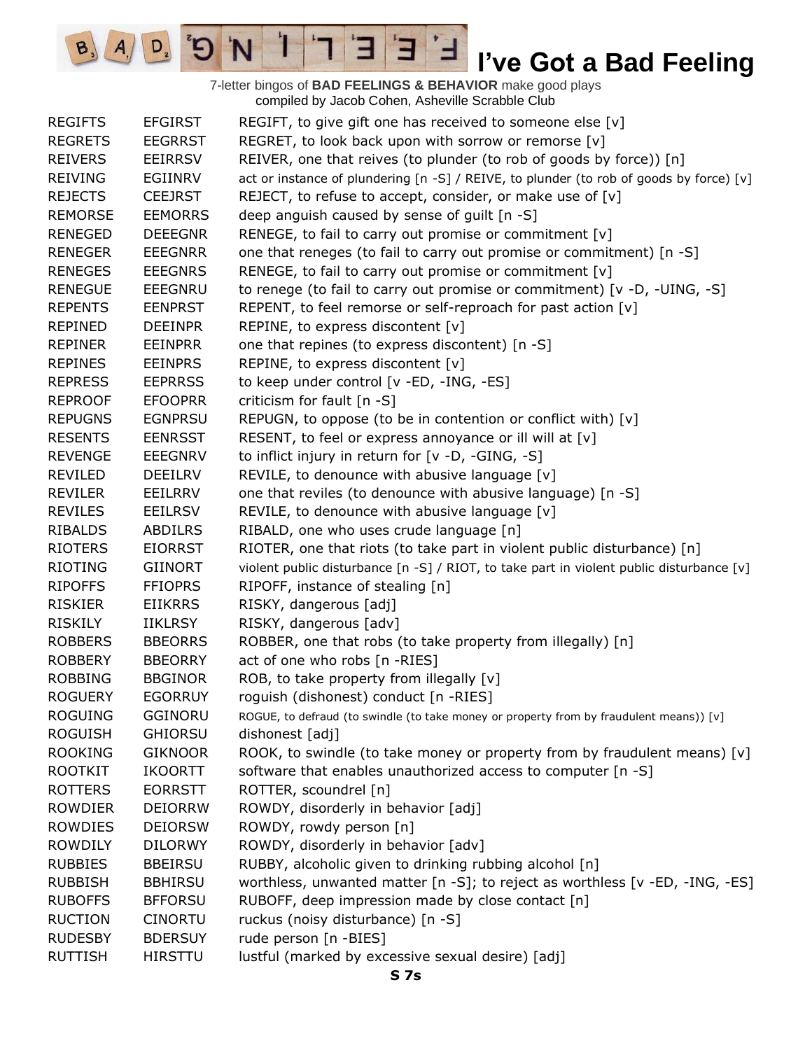# I've Got a Bad Feeling

7-letter bingos of **BAD FEELINGS & BEHAVIOR** make good plays
compiled by Jacob Cohen, Asheville Scrabble Club

| | | |
|---|---|---|
| REGIFTS | EFGIRST | REGIFT, to give gift one has received to someone else [v] |
| REGRETS | EEGRRST | REGRET, to look back upon with sorrow or remorse [v] |
| REIVERS | EEIRRSV | REIVER, one that reives (to plunder (to rob of goods by force)) [n] |
| REIVING | EGIINRV | act or instance of plundering [n -S] / REIVE, to plunder (to rob of goods by force) [v] |
| REJECTS | CEEJRST | REJECT, to refuse to accept, consider, or make use of [v] |
| REMORSE | EEMORRS | deep anguish caused by sense of guilt [n -S] |
| RENEGED | DEEEGNR | RENEGE, to fail to carry out promise or commitment [v] |
| RENEGER | EEEGNRR | one that reneges (to fail to carry out promise or commitment) [n -S] |
| RENEGES | EEEGNRS | RENEGE, to fail to carry out promise or commitment [v] |
| RENEGUE | EEEGNRU | to renege (to fail to carry out promise or commitment) [v -D, -UING, -S] |
| REPENTS | EENPRST | REPENT, to feel remorse or self-reproach for past action [v] |
| REPINED | DEEINPR | REPINE, to express discontent [v] |
| REPINER | EEINPRR | one that repines (to express discontent) [n -S] |
| REPINES | EEINPRS | REPINE, to express discontent [v] |
| REPRESS | EEPRRSS | to keep under control [v -ED, -ING, -ES] |
| REPROOF | EFOOPRR | criticism for fault [n -S] |
| REPUGNS | EGNPRSU | REPUGN, to oppose (to be in contention or conflict with) [v] |
| RESENTS | EENRSST | RESENT, to feel or express annoyance or ill will at [v] |
| REVENGE | EEEGNRV | to inflict injury in return for [v -D, -GING, -S] |
| REVILED | DEEILRV | REVILE, to denounce with abusive language [v] |
| REVILER | EEILRRV | one that reviles (to denounce with abusive language) [n -S] |
| REVILES | EEILRSV | REVILE, to denounce with abusive language [v] |
| RIBALDS | ABDILRS | RIBALD, one who uses crude language [n] |
| RIOTERS | EIORRST | RIOTER, one that riots (to take part in violent public disturbance) [n] |
| RIOTING | GIINORT | violent public disturbance [n -S] / RIOT, to take part in violent public disturbance [v] |
| RIPOFFS | FFIOPRS | RIPOFF, instance of stealing [n] |
| RISKIER | EIIKRRS | RISKY, dangerous [adj] |
| RISKILY | IIKLRSY | RISKY, dangerous [adv] |
| ROBBERS | BBEORRS | ROBBER, one that robs (to take property from illegally) [n] |
| ROBBERY | BBEORRY | act of one who robs [n -RIES] |
| ROBBING | BBGINOR | ROB, to take property from illegally [v] |
| ROGUERY | EGORRUY | roguish (dishonest) conduct [n -RIES] |
| ROGUING | GGINORU | ROGUE, to defraud (to swindle (to take money or property from by fraudulent means)) [v] |
| ROGUISH | GHIORSU | dishonest [adj] |
| ROOKING | GIKNOOR | ROOK, to swindle (to take money or property from by fraudulent means) [v] |
| ROOTKIT | IKOORTT | software that enables unauthorized access to computer [n -S] |
| ROTTERS | EORRSTT | ROTTER, scoundrel [n] |
| ROWDIER | DEIORRW | ROWDY, disorderly in behavior [adj] |
| ROWDIES | DEIORSW | ROWDY, rowdy person [n] |
| ROWDILY | DILORWY | ROWDY, disorderly in behavior [adv] |
| RUBBIES | BBEIRSU | RUBBY, alcoholic given to drinking rubbing alcohol [n] |
| RUBBISH | BBHIRSU | worthless, unwanted matter [n -S]; to reject as worthless [v -ED, -ING, -ES] |
| RUBOFFS | BFFORSU | RUBOFF, deep impression made by close contact [n] |
| RUCTION | CINORTU | ruckus (noisy disturbance) [n -S] |
| RUDESBY | BDERSUY | rude person [n -BIES] |
| RUTTISH | HIRSTTU | lustful (marked by excessive sexual desire) [adj] |

**S 7s**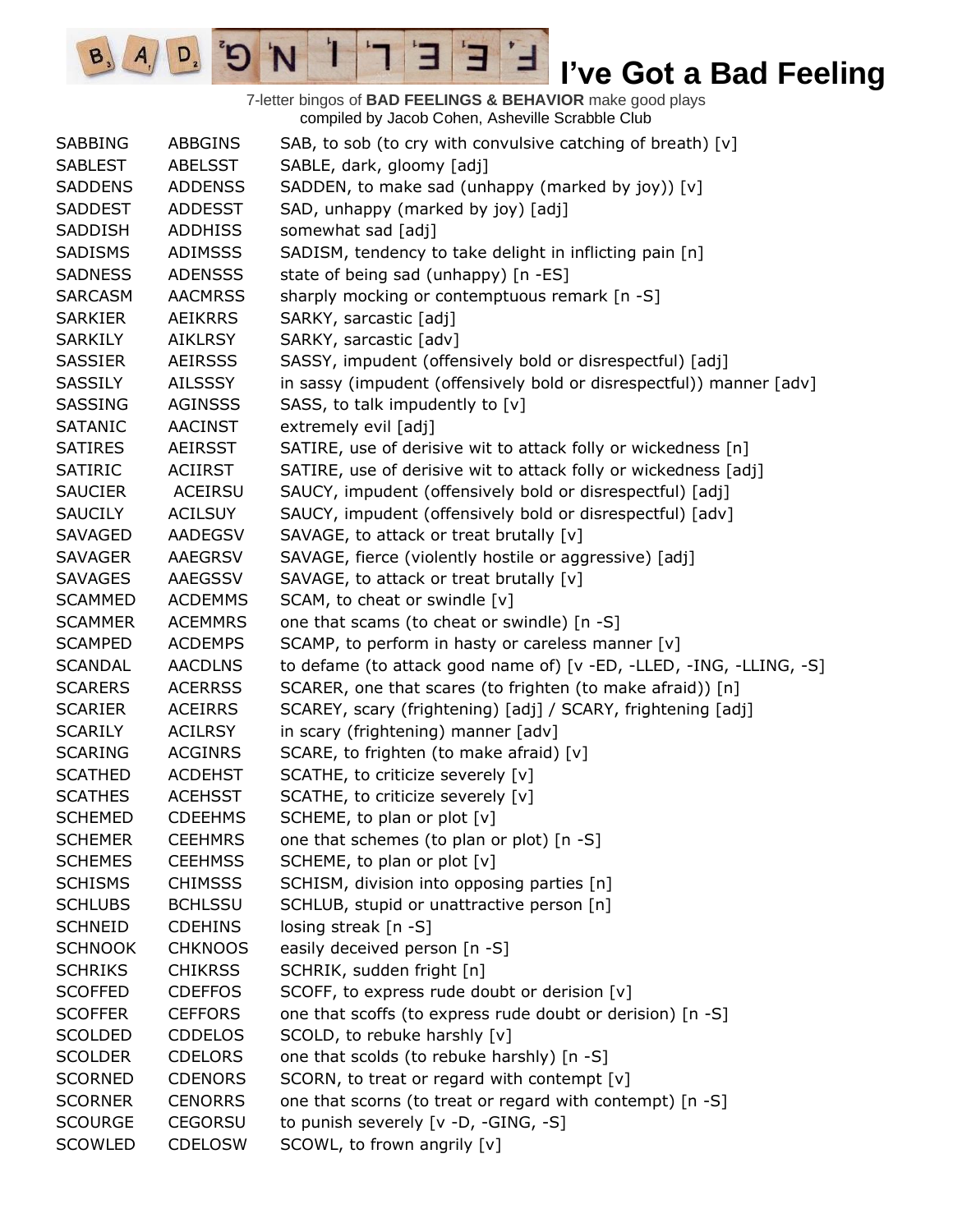# I've Got a Bad Feeling

7-letter bingos of **BAD FEELINGS & BEHAVIOR** make good plays
compiled by Jacob Cohen, Asheville Scrabble Club

| | | |
|---|---|---|
| SABBING | ABBGINS | SAB, to sob (to cry with convulsive catching of breath) [v] |
| SABLEST | ABELSST | SABLE, dark, gloomy [adj] |
| SADDENS | ADDENSS | SADDEN, to make sad (unhappy (marked by joy)) [v] |
| SADDEST | ADDESST | SAD, unhappy (marked by joy) [adj] |
| SADDISH | ADDHISS | somewhat sad [adj] |
| SADISMS | ADIMSSS | SADISM, tendency to take delight in inflicting pain [n] |
| SADNESS | ADENSSS | state of being sad (unhappy) [n -ES] |
| SARCASM | AACMRSS | sharply mocking or contemptuous remark [n -S] |
| SARKIER | AEIKRRS | SARKY, sarcastic [adj] |
| SARKILY | AIKLRSY | SARKY, sarcastic [adv] |
| SASSIER | AEIRSSS | SASSY, impudent (offensively bold or disrespectful) [adj] |
| SASSILY | AILSSSY | in sassy (impudent (offensively bold or disrespectful)) manner [adv] |
| SASSING | AGINSSS | SASS, to talk impudently to [v] |
| SATANIC | AACINST | extremely evil [adj] |
| SATIRES | AEIRSST | SATIRE, use of derisive wit to attack folly or wickedness [n] |
| SATIRIC | ACIIRST | SATIRE, use of derisive wit to attack folly or wickedness [adj] |
| SAUCIER | ACEIRSU | SAUCY, impudent (offensively bold or disrespectful) [adj] |
| SAUCILY | ACILSUY | SAUCY, impudent (offensively bold or disrespectful) [adv] |
| SAVAGED | AADEGSV | SAVAGE, to attack or treat brutally [v] |
| SAVAGER | AAEGRSV | SAVAGE, fierce (violently hostile or aggressive) [adj] |
| SAVAGES | AAEGSSV | SAVAGE, to attack or treat brutally [v] |
| SCAMMED | ACDEMMS | SCAM, to cheat or swindle [v] |
| SCAMMER | ACEMMRS | one that scams (to cheat or swindle) [n -S] |
| SCAMPED | ACDEMPS | SCAMP, to perform in hasty or careless manner [v] |
| SCANDAL | AACDLNS | to defame (to attack good name of) [v -ED, -LLED, -ING, -LLING, -S] |
| SCARERS | ACERRSS | SCARER, one that scares (to frighten (to make afraid)) [n] |
| SCARIER | ACEIRRS | SCAREY, scary (frightening) [adj] / SCARY, frightening [adj] |
| SCARILY | ACILRSY | in scary (frightening) manner [adv] |
| SCARING | ACGINRS | SCARE, to frighten (to make afraid) [v] |
| SCATHED | ACDEHST | SCATHE, to criticize severely [v] |
| SCATHES | ACEHSST | SCATHE, to criticize severely [v] |
| SCHEMED | CDEEHMS | SCHEME, to plan or plot [v] |
| SCHEMER | CEEHMRS | one that schemes (to plan or plot) [n -S] |
| SCHEMES | CEEHMSS | SCHEME, to plan or plot [v] |
| SCHISMS | CHIMSSS | SCHISM, division into opposing parties [n] |
| SCHLUBS | BCHLSSU | SCHLUB, stupid or unattractive person [n] |
| SCHNEID | CDEHINS | losing streak [n -S] |
| SCHNOOK | CHKNOOS | easily deceived person [n -S] |
| SCHRIKS | CHIKRSS | SCHRIK, sudden fright [n] |
| SCOFFED | CDEFFOS | SCOFF, to express rude doubt or derision [v] |
| SCOFFER | CEFFORS | one that scoffs (to express rude doubt or derision) [n -S] |
| SCOLDED | CDDELOS | SCOLD, to rebuke harshly [v] |
| SCOLDER | CDELORS | one that scolds (to rebuke harshly) [n -S] |
| SCORNED | CDENORS | SCORN, to treat or regard with contempt [v] |
| SCORNER | CENORRS | one that scorns (to treat or regard with contempt) [n -S] |
| SCOURGE | CEGORSU | to punish severely [v -D, -GING, -S] |
| SCOWLED | CDELOSW | SCOWL, to frown angrily [v] |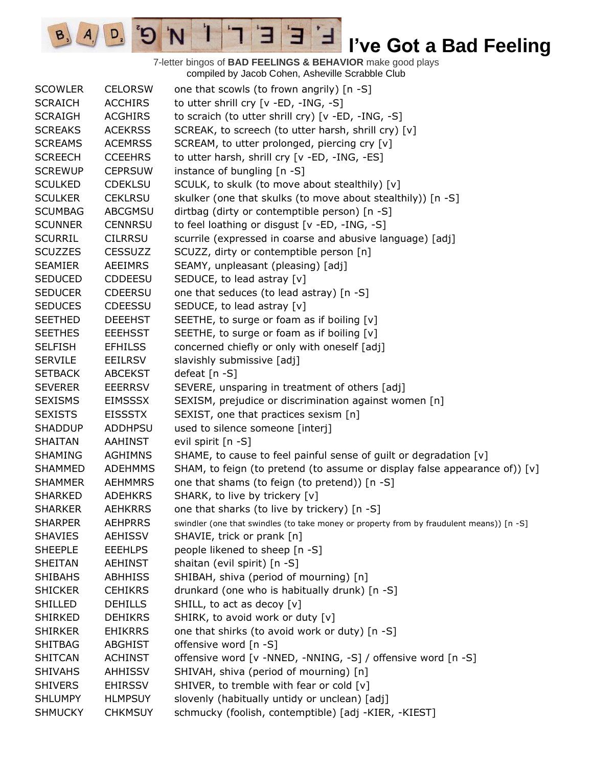# I've Got a Bad Feeling

7-letter bingos of **BAD FEELINGS & BEHAVIOR** make good plays
compiled by Jacob Cohen, Asheville Scrabble Club

| | | |
|---|---|---|
| SCOWLER | CELORSW | one that scowls (to frown angrily) [n -S] |
| SCRAICH | ACCHIRS | to utter shrill cry [v -ED, -ING, -S] |
| SCRAIGH | ACGHIRS | to scraich (to utter shrill cry) [v -ED, -ING, -S] |
| SCREAKS | ACEKRSS | SCREAK, to screech (to utter harsh, shrill cry) [v] |
| SCREAMS | ACEMRSS | SCREAM, to utter prolonged, piercing cry [v] |
| SCREECH | CCEEHRS | to utter harsh, shrill cry [v -ED, -ING, -ES] |
| SCREWUP | CEPRSUW | instance of bungling [n -S] |
| SCULKED | CDEKLSU | SCULK, to skulk (to move about stealthily) [v] |
| SCULKER | CEKLRSU | skulker (one that skulks (to move about stealthily)) [n -S] |
| SCUMBAG | ABCGMSU | dirtbag (dirty or contemptible person) [n -S] |
| SCUNNER | CENNRSU | to feel loathing or disgust [v -ED, -ING, -S] |
| SCURRIL | CILRRSU | scurrile (expressed in coarse and abusive language) [adj] |
| SCUZZES | CESSUZZ | SCUZZ, dirty or contemptible person [n] |
| SEAMIER | AEEIMRS | SEAMY, unpleasant (pleasing) [adj] |
| SEDUCED | CDDEESU | SEDUCE, to lead astray [v] |
| SEDUCER | CDEERSU | one that seduces (to lead astray) [n -S] |
| SEDUCES | CDEESSU | SEDUCE, to lead astray [v] |
| SEETHED | DEEEHST | SEETHE, to surge or foam as if boiling [v] |
| SEETHES | EEEHSST | SEETHE, to surge or foam as if boiling [v] |
| SELFISH | EFHILSS | concerned chiefly or only with oneself [adj] |
| SERVILE | EEILRSV | slavishly submissive [adj] |
| SETBACK | ABCEKST | defeat [n -S] |
| SEVERER | EEERRSV | SEVERE, unsparing in treatment of others [adj] |
| SEXISMS | EIMSSSX | SEXISM, prejudice or discrimination against women [n] |
| SEXISTS | EISSSTX | SEXIST, one that practices sexism [n] |
| SHADDUP | ADDHPSU | used to silence someone [interj] |
| SHAITAN | AAHINST | evil spirit [n -S] |
| SHAMING | AGHIMNS | SHAME, to cause to feel painful sense of guilt or degradation [v] |
| SHAMMED | ADEHMMS | SHAM, to feign (to pretend (to assume or display false appearance of)) [v] |
| SHAMMER | AEHMMRS | one that shams (to feign (to pretend)) [n -S] |
| SHARKED | ADEHKRS | SHARK, to live by trickery [v] |
| SHARKER | AEHKRRS | one that sharks (to live by trickery) [n -S] |
| SHARPER | AEHPRRS | swindler (one that swindles (to take money or property from by fraudulent means)) [n -S] |
| SHAVIES | AEHISSV | SHAVIE, trick or prank [n] |
| SHEEPLE | EEEHLPS | people likened to sheep [n -S] |
| SHEITAN | AEHINST | shaitan (evil spirit) [n -S] |
| SHIBAHS | ABHHISS | SHIBAH, shiva (period of mourning) [n] |
| SHICKER | CEHIKRS | drunkard (one who is habitually drunk) [n -S] |
| SHILLED | DEHILLS | SHILL, to act as decoy [v] |
| SHIRKED | DEHIKRS | SHIRK, to avoid work or duty [v] |
| SHIRKER | EHIKRRS | one that shirks (to avoid work or duty) [n -S] |
| SHITBAG | ABGHIST | offensive word [n -S] |
| SHITCAN | ACHINST | offensive word [v -NNED, -NNING, -S] / offensive word [n -S] |
| SHIVAHS | AHHISSV | SHIVAH, shiva (period of mourning) [n] |
| SHIVERS | EHIRSSV | SHIVER, to tremble with fear or cold [v] |
| SHLUMPY | HLMPSUY | slovenly (habitually untidy or unclean) [adj] |
| SHMUCKY | CHKMSUY | schmucky (foolish, contemptible) [adj -KIER, -KIEST] |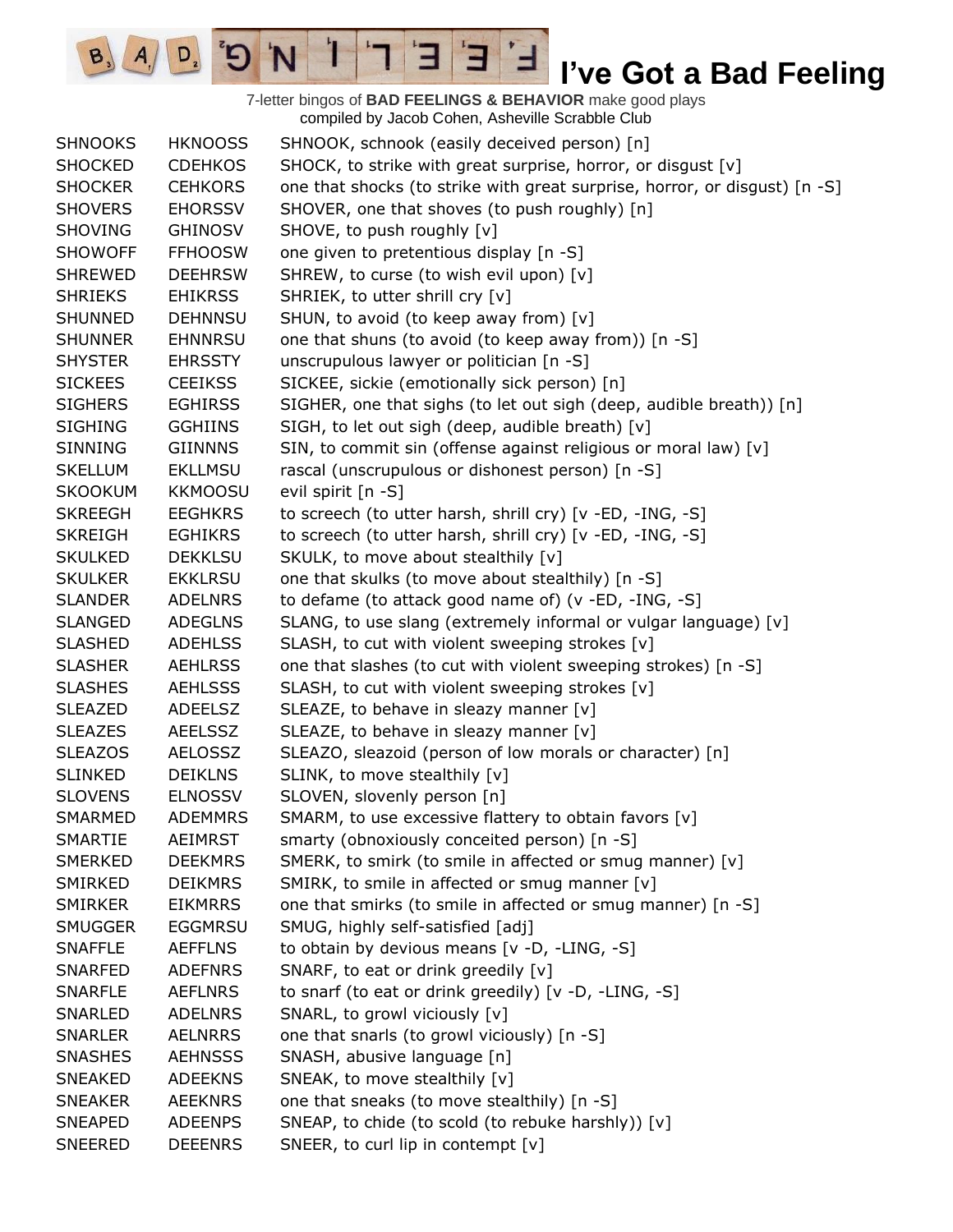# I've Got a Bad Feeling

7-letter bingos of **BAD FEELINGS & BEHAVIOR** make good plays
compiled by Jacob Cohen, Asheville Scrabble Club

| | | |
|---|---|---|
| SHNOOKS | HKNOOSS | SHNOOK, schnook (easily deceived person) [n] |
| SHOCKED | CDEHKOS | SHOCK, to strike with great surprise, horror, or disgust [v] |
| SHOCKER | CEHKORS | one that shocks (to strike with great surprise, horror, or disgust) [n -S] |
| SHOVERS | EHORSSV | SHOVER, one that shoves (to push roughly) [n] |
| SHOVING | GHINOSV | SHOVE, to push roughly [v] |
| SHOWOFF | FFHOOSW | one given to pretentious display [n -S] |
| SHREWED | DEEHRSW | SHREW, to curse (to wish evil upon) [v] |
| SHRIEKS | EHIKRSS | SHRIEK, to utter shrill cry [v] |
| SHUNNED | DEHNNSU | SHUN, to avoid (to keep away from) [v] |
| SHUNNER | EHNNRSU | one that shuns (to avoid (to keep away from)) [n -S] |
| SHYSTER | EHRSSTY | unscrupulous lawyer or politician [n -S] |
| SICKEES | CEEIKSS | SICKEE, sickie (emotionally sick person) [n] |
| SIGHERS | EGHIRSS | SIGHER, one that sighs (to let out sigh (deep, audible breath)) [n] |
| SIGHING | GGHIINS | SIGH, to let out sigh (deep, audible breath) [v] |
| SINNING | GIINNNS | SIN, to commit sin (offense against religious or moral law) [v] |
| SKELLUM | EKLLMSU | rascal (unscrupulous or dishonest person) [n -S] |
| SKOOKUM | KKMOOSU | evil spirit [n -S] |
| SKREEGH | EEGHKRS | to screech (to utter harsh, shrill cry) [v -ED, -ING, -S] |
| SKREIGH | EGHIKRS | to screech (to utter harsh, shrill cry) [v -ED, -ING, -S] |
| SKULKED | DEKKLSU | SKULK, to move about stealthily [v] |
| SKULKER | EKKLRSU | one that skulks (to move about stealthily) [n -S] |
| SLANDER | ADELNRS | to defame (to attack good name of) (v -ED, -ING, -S] |
| SLANGED | ADEGLNS | SLANG, to use slang (extremely informal or vulgar language) [v] |
| SLASHED | ADEHLSS | SLASH, to cut with violent sweeping strokes [v] |
| SLASHER | AEHLRSS | one that slashes (to cut with violent sweeping strokes) [n -S] |
| SLASHES | AEHLSSS | SLASH, to cut with violent sweeping strokes [v] |
| SLEAZED | ADEELSZ | SLEAZE, to behave in sleazy manner [v] |
| SLEAZES | AEELSSZ | SLEAZE, to behave in sleazy manner [v] |
| SLEAZOS | AELOSSZ | SLEAZO, sleazoid (person of low morals or character) [n] |
| SLINKED | DEIKLNS | SLINK, to move stealthily [v] |
| SLOVENS | ELNOSSV | SLOVEN, slovenly person [n] |
| SMARMED | ADEMMRS | SMARM, to use excessive flattery to obtain favors [v] |
| SMARTIE | AEIMRST | smarty (obnoxiously conceited person) [n -S] |
| SMERKED | DEEKMRS | SMERK, to smirk (to smile in affected or smug manner) [v] |
| SMIRKED | DEIKMRS | SMIRK, to smile in affected or smug manner [v] |
| SMIRKER | EIKMRRS | one that smirks (to smile in affected or smug manner) [n -S] |
| SMUGGER | EGGMRSU | SMUG, highly self-satisfied [adj] |
| SNAFFLE | AEFFLNS | to obtain by devious means [v -D, -LING, -S] |
| SNARFED | ADEFNRS | SNARF, to eat or drink greedily [v] |
| SNARFLE | AEFLNRS | to snarf (to eat or drink greedily) [v -D, -LING, -S] |
| SNARLED | ADELNRS | SNARL, to growl viciously [v] |
| SNARLER | AELNRRS | one that snarls (to growl viciously) [n -S] |
| SNASHES | AEHNSSS | SNASH, abusive language [n] |
| SNEAKED | ADEEKNS | SNEAK, to move stealthily [v] |
| SNEAKER | AEEKNRS | one that sneaks (to move stealthily) [n -S] |
| SNEAPED | ADEENPS | SNEAP, to chide (to scold (to rebuke harshly)) [v] |
| SNEERED | DEEENRS | SNEER, to curl lip in contempt [v] |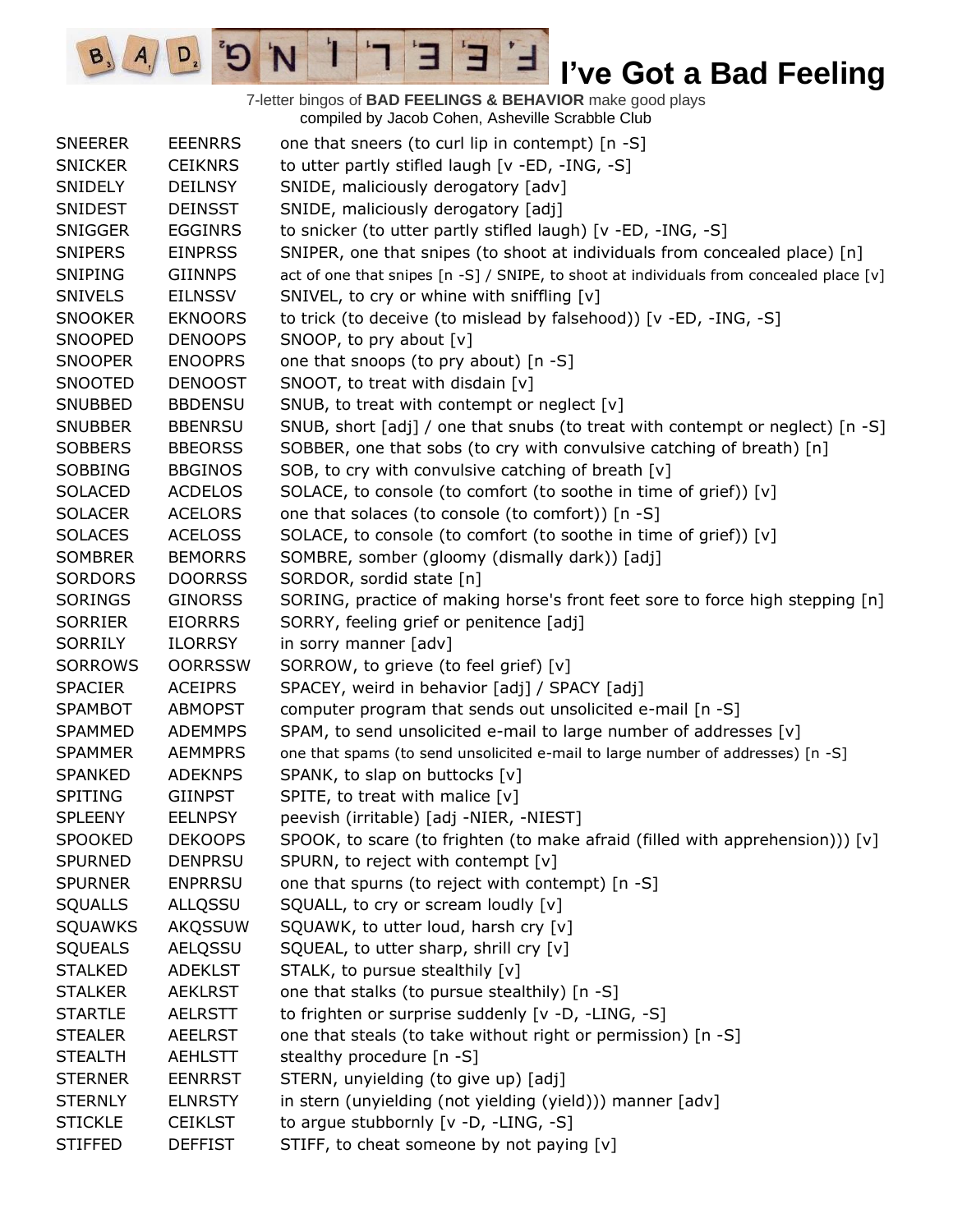# I've Got a Bad Feeling

7-letter bingos of **BAD FEELINGS & BEHAVIOR** make good plays
compiled by Jacob Cohen, Asheville Scrabble Club

| | | |
|---|---|---|
| SNEERER | EEENRRS | one that sneers (to curl lip in contempt) [n -S] |
| SNICKER | CEIKNRS | to utter partly stifled laugh [v -ED, -ING, -S] |
| SNIDELY | DEILNSY | SNIDE, maliciously derogatory [adv] |
| SNIDEST | DEINSST | SNIDE, maliciously derogatory [adj] |
| SNIGGER | EGGINRS | to snicker (to utter partly stifled laugh) [v -ED, -ING, -S] |
| SNIPERS | EINPRSS | SNIPER, one that snipes (to shoot at individuals from concealed place) [n] |
| SNIPING | GIINNPS | act of one that snipes [n -S] / SNIPE, to shoot at individuals from concealed place [v] |
| SNIVELS | EILNSSV | SNIVEL, to cry or whine with sniffling [v] |
| SNOOKER | EKNOORS | to trick (to deceive (to mislead by falsehood)) [v -ED, -ING, -S] |
| SNOOPED | DENOOPS | SNOOP, to pry about [v] |
| SNOOPER | ENOOPRS | one that snoops (to pry about) [n -S] |
| SNOOTED | DENOOST | SNOOT, to treat with disdain [v] |
| SNUBBED | BBDENSU | SNUB, to treat with contempt or neglect [v] |
| SNUBBER | BBENRSU | SNUB, short [adj] / one that snubs (to treat with contempt or neglect) [n -S] |
| SOBBERS | BBEORSS | SOBBER, one that sobs (to cry with convulsive catching of breath) [n] |
| SOBBING | BBGINOS | SOB, to cry with convulsive catching of breath [v] |
| SOLACED | ACDELOS | SOLACE, to console (to comfort (to soothe in time of grief)) [v] |
| SOLACER | ACELORS | one that solaces (to console (to comfort)) [n -S] |
| SOLACES | ACELOSS | SOLACE, to console (to comfort (to soothe in time of grief)) [v] |
| SOMBRER | BEMORRS | SOMBRE, somber (gloomy (dismally dark)) [adj] |
| SORDORS | DOORRSS | SORDOR, sordid state [n] |
| SORINGS | GINORSS | SORING, practice of making horse's front feet sore to force high stepping [n] |
| SORRIER | EIORRRS | SORRY, feeling grief or penitence [adj] |
| SORRILY | ILORRSY | in sorry manner [adv] |
| SORROWS | OORRSSW | SORROW, to grieve (to feel grief) [v] |
| SPACIER | ACEIPRS | SPACEY, weird in behavior [adj] / SPACY [adj] |
| SPAMBOT | ABMOPST | computer program that sends out unsolicited e-mail [n -S] |
| SPAMMED | ADEMMPS | SPAM, to send unsolicited e-mail to large number of addresses [v] |
| SPAMMER | AEMMPRS | one that spams (to send unsolicited e-mail to large number of addresses) [n -S] |
| SPANKED | ADEKNPS | SPANK, to slap on buttocks [v] |
| SPITING | GIINPST | SPITE, to treat with malice [v] |
| SPLEENY | EELNPSY | peevish (irritable) [adj -NIER, -NIEST] |
| SPOOKED | DEKOOPS | SPOOK, to scare (to frighten (to make afraid (filled with apprehension))) [v] |
| SPURNED | DENPRSU | SPURN, to reject with contempt [v] |
| SPURNER | ENPRRSU | one that spurns (to reject with contempt) [n -S] |
| SQUALLS | ALLQSSU | SQUALL, to cry or scream loudly [v] |
| SQUAWKS | AKQSSUW | SQUAWK, to utter loud, harsh cry [v] |
| SQUEALS | AELQSSU | SQUEAL, to utter sharp, shrill cry [v] |
| STALKED | ADEKLST | STALK, to pursue stealthily [v] |
| STALKER | AEKLRST | one that stalks (to pursue stealthily) [n -S] |
| STARTLE | AELRSTT | to frighten or surprise suddenly [v -D, -LING, -S] |
| STEALER | AEELRST | one that steals (to take without right or permission) [n -S] |
| STEALTH | AEHLSTT | stealthy procedure [n -S] |
| STERNER | EENRRST | STERN, unyielding (to give up) [adj] |
| STERNLY | ELNRSTY | in stern (unyielding (not yielding (yield))) manner [adv] |
| STICKLE | CEIKLST | to argue stubbornly [v -D, -LING, -S] |
| STIFFED | DEFFIST | STIFF, to cheat someone by not paying [v] |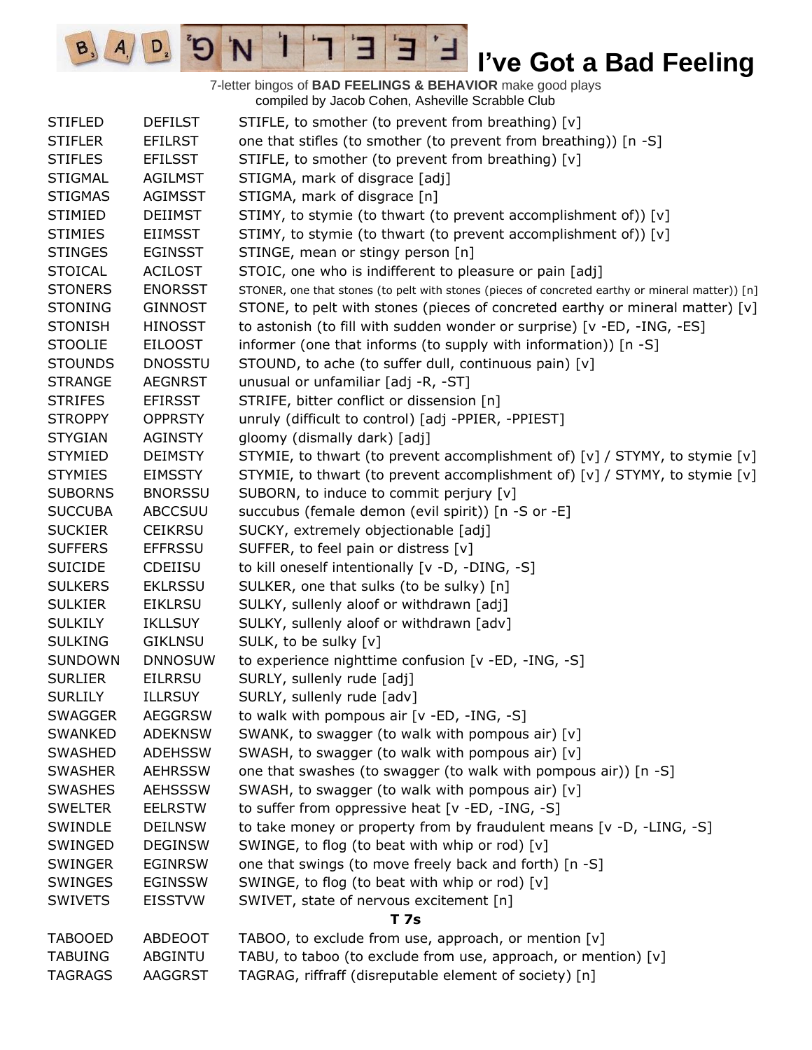# I've Got a Bad Feeling

7-letter bingos of **BAD FEELINGS & BEHAVIOR** make good plays
compiled by Jacob Cohen, Asheville Scrabble Club

| | | |
|---|---|---|
| STIFLED | DEFILST | STIFLE, to smother (to prevent from breathing) [v] |
| STIFLER | EFILRST | one that stifles (to smother (to prevent from breathing)) [n -S] |
| STIFLES | EFILSST | STIFLE, to smother (to prevent from breathing) [v] |
| STIGMAL | AGILMST | STIGMA, mark of disgrace [adj] |
| STIGMAS | AGIMSST | STIGMA, mark of disgrace [n] |
| STIMIED | DEIIMST | STIMY, to stymie (to thwart (to prevent accomplishment of)) [v] |
| STIMIES | EIIMSST | STIMY, to stymie (to thwart (to prevent accomplishment of)) [v] |
| STINGES | EGINSST | STINGE, mean or stingy person [n] |
| STOICAL | ACILOST | STOIC, one who is indifferent to pleasure or pain [adj] |
| STONERS | ENORSST | STONER, one that stones (to pelt with stones (pieces of concreted earthy or mineral matter)) [n] |
| STONING | GINNOST | STONE, to pelt with stones (pieces of concreted earthy or mineral matter) [v] |
| STONISH | HINOSST | to astonish (to fill with sudden wonder or surprise) [v -ED, -ING, -ES] |
| STOOLIE | EILOOST | informer (one that informs (to supply with information)) [n -S] |
| STOUNDS | DNOSSTU | STOUND, to ache (to suffer dull, continuous pain) [v] |
| STRANGE | AEGNRST | unusual or unfamiliar [adj -R, -ST] |
| STRIFES | EFIRSST | STRIFE, bitter conflict or dissension [n] |
| STROPPY | OPPRSTY | unruly (difficult to control) [adj -PPIER, -PPIEST] |
| STYGIAN | AGINSTY | gloomy (dismally dark) [adj] |
| STYMIED | DEIMSTY | STYMIE, to thwart (to prevent accomplishment of) [v] / STYMY, to stymie [v] |
| STYMIES | EIMSSTY | STYMIE, to thwart (to prevent accomplishment of) [v] / STYMY, to stymie [v] |
| SUBORNS | BNORSSU | SUBORN, to induce to commit perjury [v] |
| SUCCUBA | ABCCSUU | succubus (female demon (evil spirit)) [n -S or -E] |
| SUCKIER | CEIKRSU | SUCKY, extremely objectionable [adj] |
| SUFFERS | EFFRSSU | SUFFER, to feel pain or distress [v] |
| SUICIDE | CDEIISU | to kill oneself intentionally [v -D, -DING, -S] |
| SULKERS | EKLRSSU | SULKER, one that sulks (to be sulky) [n] |
| SULKIER | EIKLRSU | SULKY, sullenly aloof or withdrawn [adj] |
| SULKILY | IKLLSUY | SULKY, sullenly aloof or withdrawn [adv] |
| SULKING | GIKLNSU | SULK, to be sulky [v] |
| SUNDOWN | DNNOSUW | to experience nighttime confusion [v -ED, -ING, -S] |
| SURLIER | EILRRSU | SURLY, sullenly rude [adj] |
| SURLILY | ILLRSUY | SURLY, sullenly rude [adv] |
| SWAGGER | AEGGRSW | to walk with pompous air [v -ED, -ING, -S] |
| SWANKED | ADEKNSW | SWANK, to swagger (to walk with pompous air) [v] |
| SWASHED | ADEHSSW | SWASH, to swagger (to walk with pompous air) [v] |
| SWASHER | AEHRSSW | one that swashes (to swagger (to walk with pompous air)) [n -S] |
| SWASHES | AEHSSSW | SWASH, to swagger (to walk with pompous air) [v] |
| SWELTER | EELRSTW | to suffer from oppressive heat [v -ED, -ING, -S] |
| SWINDLE | DEILNSW | to take money or property from by fraudulent means [v -D, -LING, -S] |
| SWINGED | DEGINSW | SWINGE, to flog (to beat with whip or rod) [v] |
| SWINGER | EGINRSW | one that swings (to move freely back and forth) [n -S] |
| SWINGES | EGINSSW | SWINGE, to flog (to beat with whip or rod) [v] |
| SWIVETS | EISSTVW | SWIVET, state of nervous excitement [n] |
| | | **T 7s** |
| TABOOED | ABDEOOT | TABOO, to exclude from use, approach, or mention [v] |
| TABUING | ABGINTU | TABU, to taboo (to exclude from use, approach, or mention) [v] |
| TAGRAGS | AAGGRST | TAGRAG, riffraff (disreputable element of society) [n] |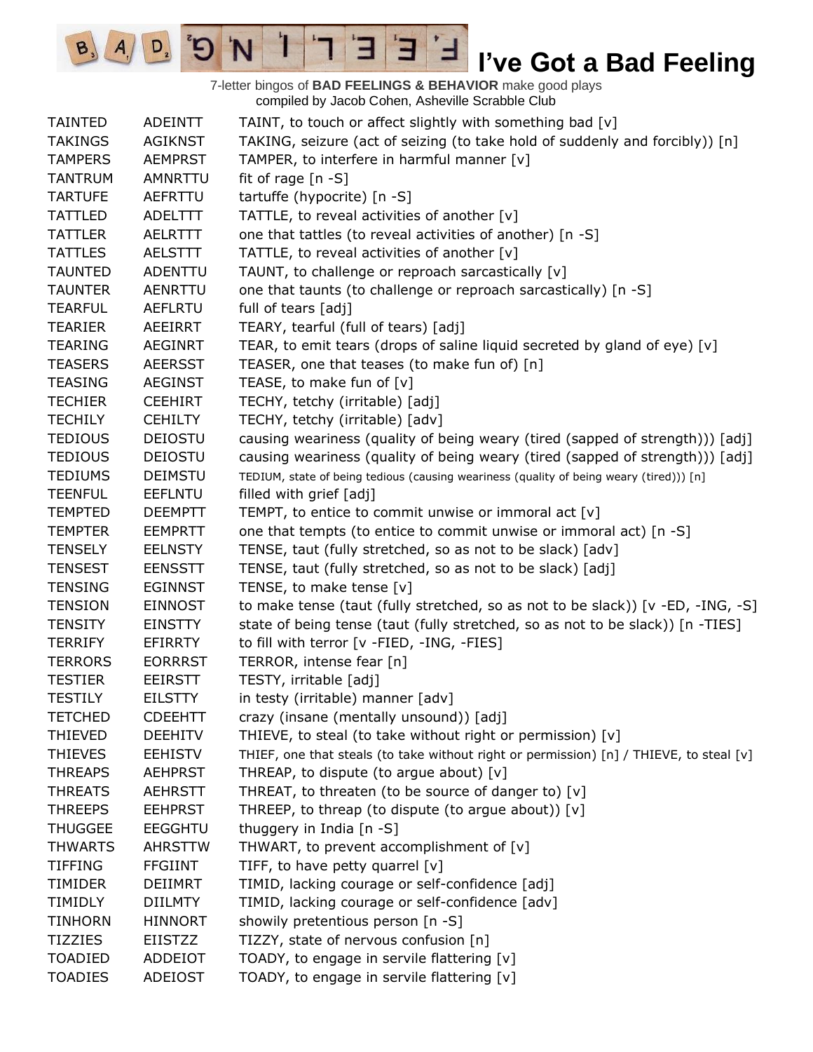# I've Got a Bad Feeling

7-letter bingos of **BAD FEELINGS & BEHAVIOR** make good plays
compiled by Jacob Cohen, Asheville Scrabble Club

| | | |
|---|---|---|
| TAINTED | ADEINTT | TAINT, to touch or affect slightly with something bad [v] |
| TAKINGS | AGIKNST | TAKING, seizure (act of seizing (to take hold of suddenly and forcibly)) [n] |
| TAMPERS | AEMPRST | TAMPER, to interfere in harmful manner [v] |
| TANTRUM | AMNRTTU | fit of rage [n -S] |
| TARTUFE | AEFRTTU | tartuffe (hypocrite) [n -S] |
| TATTLED | ADELTTT | TATTLE, to reveal activities of another [v] |
| TATTLER | AELRTTT | one that tattles (to reveal activities of another) [n -S] |
| TATTLES | AELSTTT | TATTLE, to reveal activities of another [v] |
| TAUNTED | ADENTTU | TAUNT, to challenge or reproach sarcastically [v] |
| TAUNTER | AENRTTU | one that taunts (to challenge or reproach sarcastically) [n -S] |
| TEARFUL | AEFLRTU | full of tears [adj] |
| TEARIER | AEEIRRT | TEARY, tearful (full of tears) [adj] |
| TEARING | AEGINRT | TEAR, to emit tears (drops of saline liquid secreted by gland of eye) [v] |
| TEASERS | AEERSST | TEASER, one that teases (to make fun of) [n] |
| TEASING | AEGINST | TEASE, to make fun of [v] |
| TECHIER | CEEHIRT | TECHY, tetchy (irritable) [adj] |
| TECHILY | CEHILTY | TECHY, tetchy (irritable) [adv] |
| TEDIOUS | DEIOSTU | causing weariness (quality of being weary (tired (sapped of strength))) [adj] |
| TEDIOUS | DEIOSTU | causing weariness (quality of being weary (tired (sapped of strength))) [adj] |
| TEDIUMS | DEIMSTU | TEDIUM, state of being tedious (causing weariness (quality of being weary (tired))) [n] |
| TEENFUL | EEFLNTU | filled with grief [adj] |
| TEMPTED | DEEMPTT | TEMPT, to entice to commit unwise or immoral act [v] |
| TEMPTER | EEMPRTT | one that tempts (to entice to commit unwise or immoral act) [n -S] |
| TENSELY | EELNSTY | TENSE, taut (fully stretched, so as not to be slack) [adv] |
| TENSEST | EENSSTT | TENSE, taut (fully stretched, so as not to be slack) [adj] |
| TENSING | EGINNST | TENSE, to make tense [v] |
| TENSION | EINNOST | to make tense (taut (fully stretched, so as not to be slack)) [v -ED, -ING, -S] |
| TENSITY | EINSTTY | state of being tense (taut (fully stretched, so as not to be slack)) [n -TIES] |
| TERRIFY | EFIRRTY | to fill with terror [v -FIED, -ING, -FIES] |
| TERRORS | EORRRST | TERROR, intense fear [n] |
| TESTIER | EEIRSTT | TESTY, irritable [adj] |
| TESTILY | EILSTTY | in testy (irritable) manner [adv] |
| TETCHED | CDEEHTT | crazy (insane (mentally unsound)) [adj] |
| THIEVED | DEEHITV | THIEVE, to steal (to take without right or permission) [v] |
| THIEVES | EEHISTV | THIEF, one that steals (to take without right or permission) [n] / THIEVE, to steal [v] |
| THREAPS | AEHPRST | THREAP, to dispute (to argue about) [v] |
| THREATS | AEHRSTT | THREAT, to threaten (to be source of danger to) [v] |
| THREEPS | EEHPRST | THREEP, to threap (to dispute (to argue about)) [v] |
| THUGGEE | EEGGHTU | thuggery in India [n -S] |
| THWARTS | AHRSTTW | THWART, to prevent accomplishment of [v] |
| TIFFING | FFGIINT | TIFF, to have petty quarrel [v] |
| TIMIDER | DEIIMRT | TIMID, lacking courage or self-confidence [adj] |
| TIMIDLY | DIILMTY | TIMID, lacking courage or self-confidence [adv] |
| TINHORN | HINNORT | showily pretentious person [n -S] |
| TIZZIES | EIISTZZ | TIZZY, state of nervous confusion [n] |
| TOADIED | ADDEIOT | TOADY, to engage in servile flattering [v] |
| TOADIES | ADEIOST | TOADY, to engage in servile flattering [v] |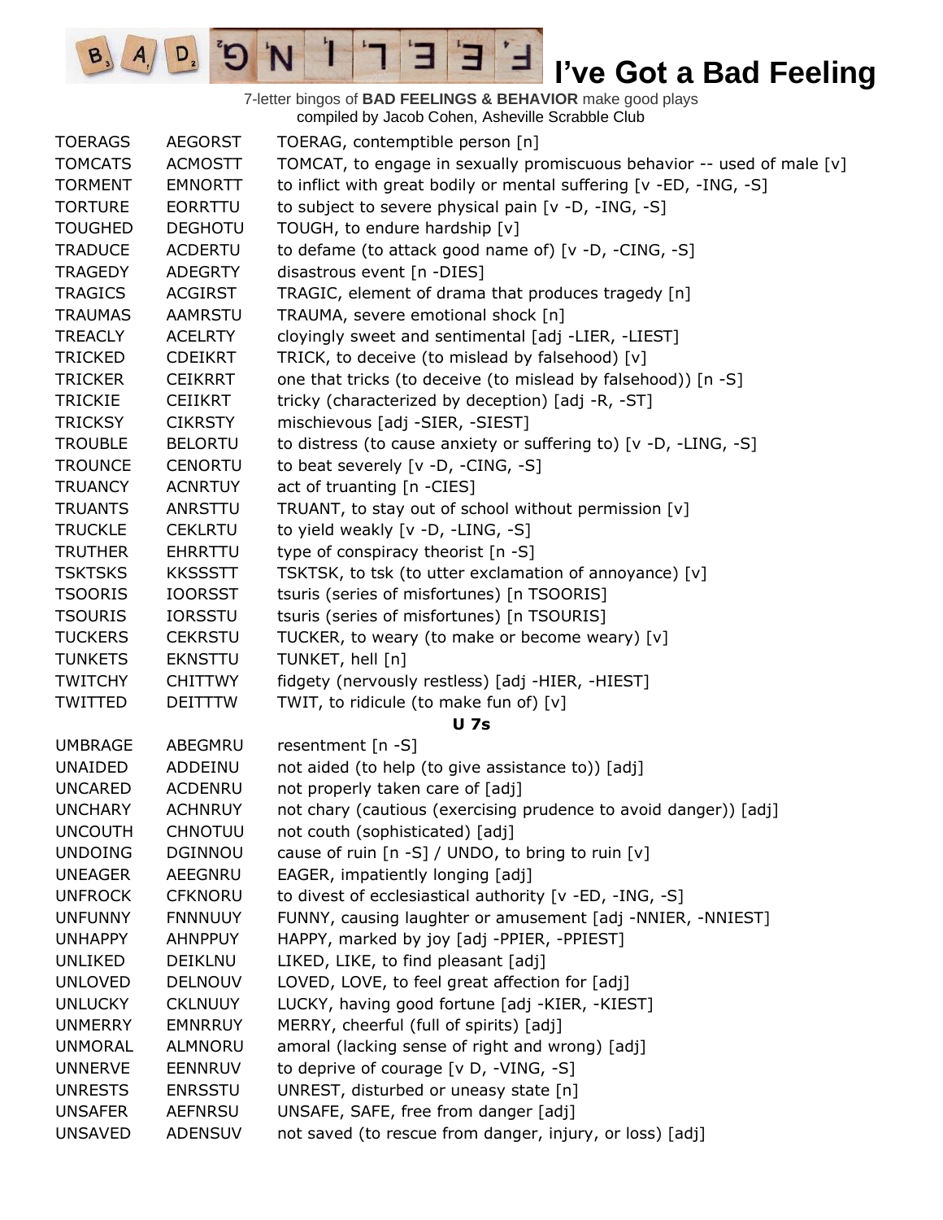# I've Got a Bad Feeling

7-letter bingos of **BAD FEELINGS & BEHAVIOR** make good plays
compiled by Jacob Cohen, Asheville Scrabble Club

| | | |
|---|---|---|
| TOERAGS | AEGORST | TOERAG, contemptible person [n] |
| TOMCATS | ACMOSTT | TOMCAT, to engage in sexually promiscuous behavior -- used of male [v] |
| TORMENT | EMNORTT | to inflict with great bodily or mental suffering [v -ED, -ING, -S] |
| TORTURE | EORRTTU | to subject to severe physical pain [v -D, -ING, -S] |
| TOUGHED | DEGHOTU | TOUGH, to endure hardship [v] |
| TRADUCE | ACDERTU | to defame (to attack good name of) [v -D, -CING, -S] |
| TRAGEDY | ADEGRTY | disastrous event [n -DIES] |
| TRAGICS | ACGIRST | TRAGIC, element of drama that produces tragedy [n] |
| TRAUMAS | AAMRSTU | TRAUMA, severe emotional shock [n] |
| TREACLY | ACELRTY | cloyingly sweet and sentimental [adj -LIER, -LIEST] |
| TRICKED | CDEIKRT | TRICK, to deceive (to mislead by falsehood) [v] |
| TRICKER | CEIKRRT | one that tricks (to deceive (to mislead by falsehood)) [n -S] |
| TRICKIE | CEIIKRT | tricky (characterized by deception) [adj -R, -ST] |
| TRICKSY | CIKRSTY | mischievous [adj -SIER, -SIEST] |
| TROUBLE | BELORTU | to distress (to cause anxiety or suffering to) [v -D, -LING, -S] |
| TROUNCE | CENORTU | to beat severely [v -D, -CING, -S] |
| TRUANCY | ACNRTUY | act of truanting [n -CIES] |
| TRUANTS | ANRSTTU | TRUANT, to stay out of school without permission [v] |
| TRUCKLE | CEKLRTU | to yield weakly [v -D, -LING, -S] |
| TRUTHER | EHRRTTU | type of conspiracy theorist [n -S] |
| TSKTSKS | KKSSSTT | TSKTSK, to tsk (to utter exclamation of annoyance) [v] |
| TSOORIS | IOORSST | tsuris (series of misfortunes) [n TSOORIS] |
| TSOURIS | IORSSTU | tsuris (series of misfortunes) [n TSOURIS] |
| TUCKERS | CEKRSTU | TUCKER, to weary (to make or become weary) [v] |
| TUNKETS | EKNSTTU | TUNKET, hell [n] |
| TWITCHY | CHITTWY | fidgety (nervously restless) [adj -HIER, -HIEST] |
| TWITTED | DEITTTW | TWIT, to ridicule (to make fun of) [v] |
| | | **U 7s** |
| UMBRAGE | ABEGMRU | resentment [n -S] |
| UNAIDED | ADDEINU | not aided (to help (to give assistance to)) [adj] |
| UNCARED | ACDENRU | not properly taken care of [adj] |
| UNCHARY | ACHNRUY | not chary (cautious (exercising prudence to avoid danger)) [adj] |
| UNCOUTH | CHNOTUU | not couth (sophisticated) [adj] |
| UNDOING | DGINNOU | cause of ruin [n -S] / UNDO, to bring to ruin [v] |
| UNEAGER | AEEGNRU | EAGER, impatiently longing [adj] |
| UNFROCK | CFKNORU | to divest of ecclesiastical authority [v -ED, -ING, -S] |
| UNFUNNY | FNNNUUY | FUNNY, causing laughter or amusement [adj -NNIER, -NNIEST] |
| UNHAPPY | AHNPPUY | HAPPY, marked by joy [adj -PPIER, -PPIEST] |
| UNLIKED | DEIKLNU | LIKED, LIKE, to find pleasant [adj] |
| UNLOVED | DELNOUV | LOVED, LOVE, to feel great affection for [adj] |
| UNLUCKY | CKLNUUY | LUCKY, having good fortune [adj -KIER, -KIEST] |
| UNMERRY | EMNRRUY | MERRY, cheerful (full of spirits) [adj] |
| UNMORAL | ALMNORU | amoral (lacking sense of right and wrong) [adj] |
| UNNERVE | EENNRUV | to deprive of courage [v D, -VING, -S] |
| UNRESTS | ENRSSTU | UNREST, disturbed or uneasy state [n] |
| UNSAFER | AEFNRSU | UNSAFE, SAFE, free from danger [adj] |
| UNSAVED | ADENSUV | not saved (to rescue from danger, injury, or loss) [adj] |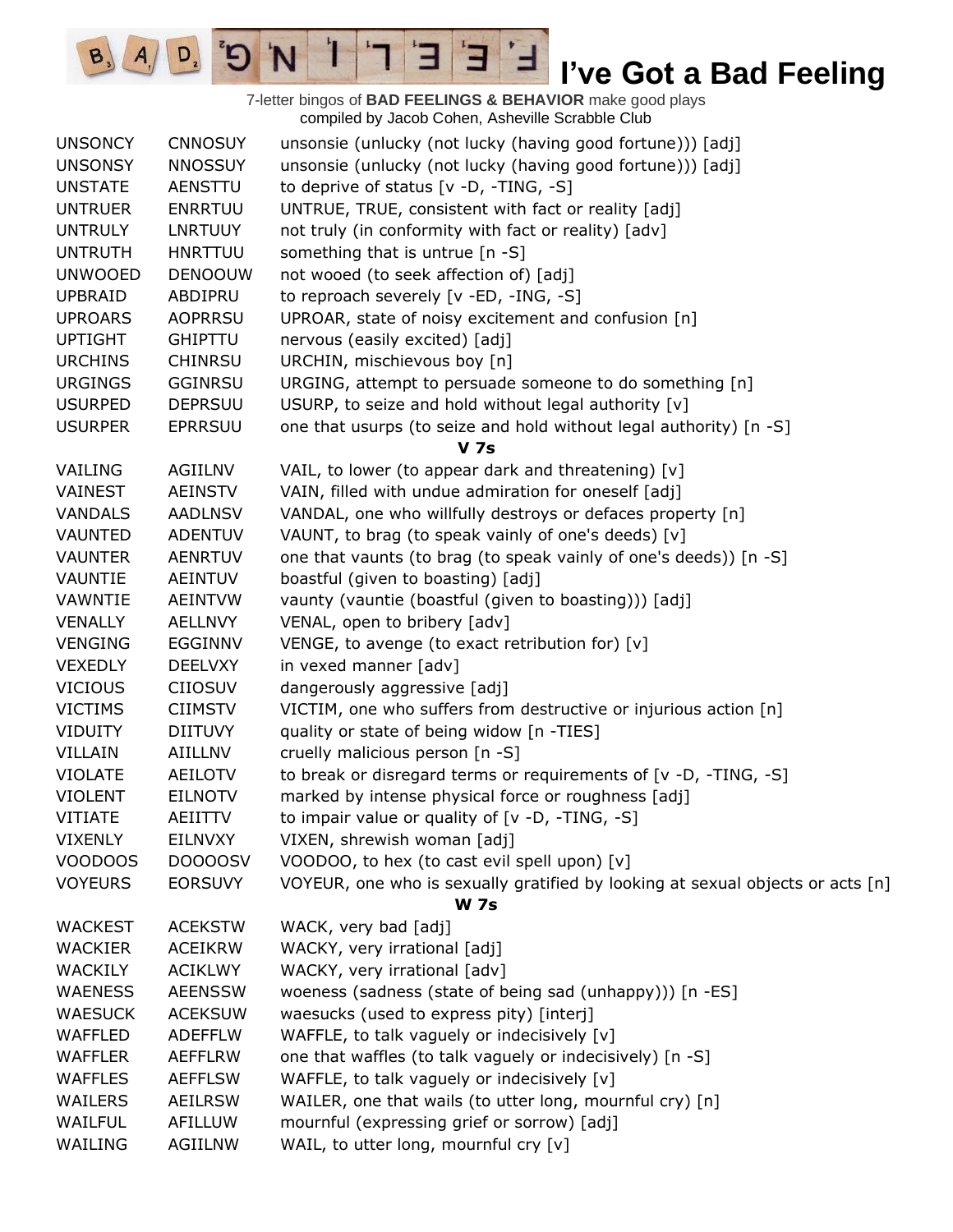# I've Got a Bad Feeling

7-letter bingos of **BAD FEELINGS & BEHAVIOR** make good plays
compiled by Jacob Cohen, Asheville Scrabble Club

| | | |
|---|---|---|
| UNSONCY | CNNOSUY | unsonsie (unlucky (not lucky (having good fortune))) [adj] |
| UNSONSY | NNOSSUY | unsonsie (unlucky (not lucky (having good fortune))) [adj] |
| UNSTATE | AENSTTU | to deprive of status [v -D, -TING, -S] |
| UNTRUER | ENRRTUU | UNTRUE, TRUE, consistent with fact or reality [adj] |
| UNTRULY | LNRTUUY | not truly (in conformity with fact or reality) [adv] |
| UNTRUTH | HNRTTUU | something that is untrue [n -S] |
| UNWOOED | DENOOUW | not wooed (to seek affection of) [adj] |
| UPBRAID | ABDIPRU | to reproach severely [v -ED, -ING, -S] |
| UPROARS | AOPRRSU | UPROAR, state of noisy excitement and confusion [n] |
| UPTIGHT | GHIPTTU | nervous (easily excited) [adj] |
| URCHINS | CHINRSU | URCHIN, mischievous boy [n] |
| URGINGS | GGINRSU | URGING, attempt to persuade someone to do something [n] |
| USURPED | DEPRSUU | USURP, to seize and hold without legal authority [v] |
| USURPER | EPRRSUU | one that usurps (to seize and hold without legal authority) [n -S] |
| | | **V 7s** |
| VAILING | AGIILNV | VAIL, to lower (to appear dark and threatening) [v] |
| VAINEST | AEINSTV | VAIN, filled with undue admiration for oneself [adj] |
| VANDALS | AADLNSV | VANDAL, one who willfully destroys or defaces property [n] |
| VAUNTED | ADENTUV | VAUNT, to brag (to speak vainly of one's deeds) [v] |
| VAUNTER | AENRTUV | one that vaunts (to brag (to speak vainly of one's deeds)) [n -S] |
| VAUNTIE | AEINTUV | boastful (given to boasting) [adj] |
| VAWNTIE | AEINTVW | vaunty (vauntie (boastful (given to boasting))) [adj] |
| VENALLY | AELLNVY | VENAL, open to bribery [adv] |
| VENGING | EGGINNV | VENGE, to avenge (to exact retribution for) [v] |
| VEXEDLY | DEELVXY | in vexed manner [adv] |
| VICIOUS | CIIOSUV | dangerously aggressive [adj] |
| VICTIMS | CIIMSTV | VICTIM, one who suffers from destructive or injurious action [n] |
| VIDUITY | DIITUVY | quality or state of being widow [n -TIES] |
| VILLAIN | AIILLNV | cruelly malicious person [n -S] |
| VIOLATE | AEILOTV | to break or disregard terms or requirements of [v -D, -TING, -S] |
| VIOLENT | EILNOTV | marked by intense physical force or roughness [adj] |
| VITIATE | AEIITTV | to impair value or quality of [v -D, -TING, -S] |
| VIXENLY | EILNVXY | VIXEN, shrewish woman [adj] |
| VOODOOS | DOOOOSV | VOODOO, to hex (to cast evil spell upon) [v] |
| VOYEURS | EORSUVY | VOYEUR, one who is sexually gratified by looking at sexual objects or acts [n] |
| | | **W 7s** |
| WACKEST | ACEKSTW | WACK, very bad [adj] |
| WACKIER | ACEIKRW | WACKY, very irrational [adj] |
| WACKILY | ACIKLWY | WACKY, very irrational [adv] |
| WAENESS | AEENSSW | woeness (sadness (state of being sad (unhappy))) [n -ES] |
| WAESUCK | ACEKSUW | waesucks (used to express pity) [interj] |
| WAFFLED | ADEFFLW | WAFFLE, to talk vaguely or indecisively [v] |
| WAFFLER | AEFFLRW | one that waffles (to talk vaguely or indecisively) [n -S] |
| WAFFLES | AEFFLSW | WAFFLE, to talk vaguely or indecisively [v] |
| WAILERS | AEILRSW | WAILER, one that wails (to utter long, mournful cry) [n] |
| WAILFUL | AFILLUW | mournful (expressing grief or sorrow) [adj] |
| WAILING | AGIILNW | WAIL, to utter long, mournful cry [v] |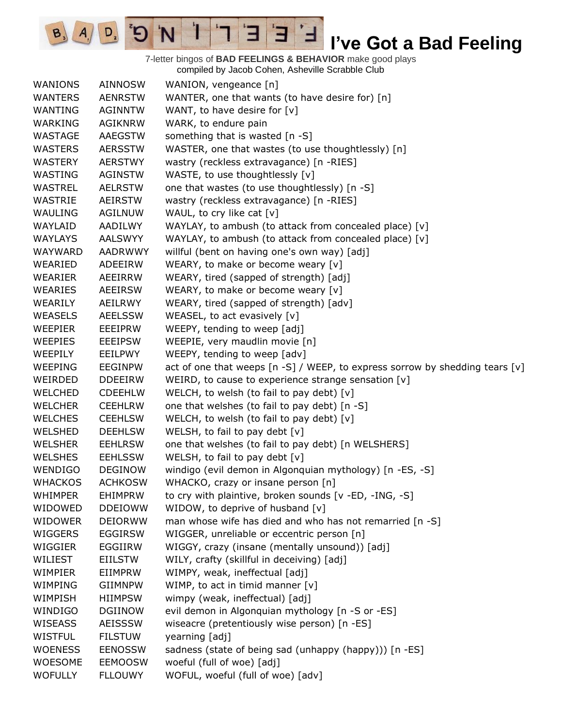# I've Got a Bad Feeling

7-letter bingos of **BAD FEELINGS & BEHAVIOR** make good plays
compiled by Jacob Cohen, Asheville Scrabble Club

| | | |
|---|---|---|
| WANIONS | AINNOSW | WANION, vengeance [n] |
| WANTERS | AENRSTW | WANTER, one that wants (to have desire for) [n] |
| WANTING | AGINNTW | WANT, to have desire for [v] |
| WARKING | AGIKNRW | WARK, to endure pain |
| WASTAGE | AAEGSTW | something that is wasted [n -S] |
| WASTERS | AERSSTW | WASTER, one that wastes (to use thoughtlessly) [n] |
| WASTERY | AERSTWY | wastry (reckless extravagance) [n -RIES] |
| WASTING | AGINSTW | WASTE, to use thoughtlessly [v] |
| WASTREL | AELRSTW | one that wastes (to use thoughtlessly) [n -S] |
| WASTRIE | AEIRSTW | wastry (reckless extravagance) [n -RIES] |
| WAULING | AGILNUW | WAUL, to cry like cat [v] |
| WAYLAID | AADILWY | WAYLAY, to ambush (to attack from concealed place) [v] |
| WAYLAYS | AALSWYY | WAYLAY, to ambush (to attack from concealed place) [v] |
| WAYWARD | AADRWWY | willful (bent on having one's own way) [adj] |
| WEARIED | ADEEIRW | WEARY, to make or become weary [v] |
| WEARIER | AEEIRRW | WEARY, tired (sapped of strength) [adj] |
| WEARIES | AEEIRSW | WEARY, to make or become weary [v] |
| WEARILY | AEILRWY | WEARY, tired (sapped of strength) [adv] |
| WEASELS | AEELSSW | WEASEL, to act evasively [v] |
| WEEPIER | EEEIPRW | WEEPY, tending to weep [adj] |
| WEEPIES | EEEIPSW | WEEPIE, very maudlin movie [n] |
| WEEPILY | EEILPWY | WEEPY, tending to weep [adv] |
| WEEPING | EEGINPW | act of one that weeps [n -S] / WEEP, to express sorrow by shedding tears [v] |
| WEIRDED | DDEEIRW | WEIRD, to cause to experience strange sensation [v] |
| WELCHED | CDEEHLW | WELCH, to welsh (to fail to pay debt) [v] |
| WELCHER | CEEHLRW | one that welshes (to fail to pay debt) [n -S] |
| WELCHES | CEEHLSW | WELCH, to welsh (to fail to pay debt) [v] |
| WELSHED | DEEHLSW | WELSH, to fail to pay debt [v] |
| WELSHER | EEHLRSW | one that welshes (to fail to pay debt) [n WELSHERS] |
| WELSHES | EEHLSSW | WELSH, to fail to pay debt [v] |
| WENDIGO | DEGINOW | windigo (evil demon in Algonquian mythology) [n -ES, -S] |
| WHACKOS | ACHKOSW | WHACKO, crazy or insane person [n] |
| WHIMPER | EHIMPRW | to cry with plaintive, broken sounds [v -ED, -ING, -S] |
| WIDOWED | DDEIOWW | WIDOW, to deprive of husband [v] |
| WIDOWER | DEIORWW | man whose wife has died and who has not remarried [n -S] |
| WIGGERS | EGGIRSW | WIGGER, unreliable or eccentric person [n] |
| WIGGIER | EGGIIRW | WIGGY, crazy (insane (mentally unsound)) [adj] |
| WILIEST | EIILSTW | WILY, crafty (skillful in deceiving) [adj] |
| WIMPIER | EIIMPRW | WIMPY, weak, ineffectual [adj] |
| WIMPING | GIIMNPW | WIMP, to act in timid manner [v] |
| WIMPISH | HIIMPSW | wimpy (weak, ineffectual) [adj] |
| WINDIGO | DGIINOW | evil demon in Algonquian mythology [n -S or -ES] |
| WISEASS | AEISSSW | wiseacre (pretentiously wise person) [n -ES] |
| WISTFUL | FILSTUW | yearning [adj] |
| WOENESS | EENOSSW | sadness (state of being sad (unhappy (happy))) [n -ES] |
| WOESOME | EEMOOSW | woeful (full of woe) [adj] |
| WOFULLY | FLLOUWY | WOFUL, woeful (full of woe) [adv] |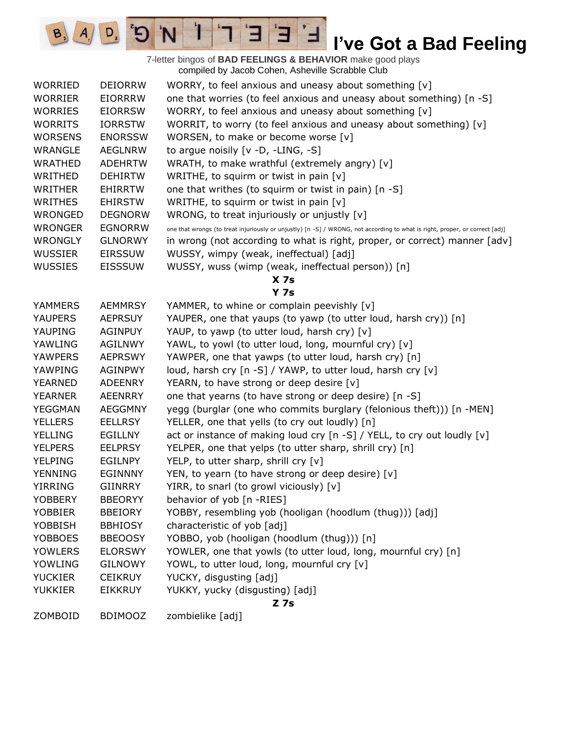# I've Got a Bad Feeling

7-letter bingos of **BAD FEELINGS & BEHAVIOR** make good plays
compiled by Jacob Cohen, Asheville Scrabble Club

| | | |
|---|---|---|
| WORRIED | DEIORRW | WORRY, to feel anxious and uneasy about something [v] |
| WORRIER | EIORRRW | one that worries (to feel anxious and uneasy about something) [n -S] |
| WORRIES | EIORRSW | WORRY, to feel anxious and uneasy about something [v] |
| WORRITS | IORRSTW | WORRIT, to worry (to feel anxious and uneasy about something) [v] |
| WORSENS | ENORSSW | WORSEN, to make or become worse [v] |
| WRANGLE | AEGLNRW | to argue noisily [v -D, -LING, -S] |
| WRATHED | ADEHRTW | WRATH, to make wrathful (extremely angry) [v] |
| WRITHED | DEHIRTW | WRITHE, to squirm or twist in pain [v] |
| WRITHER | EHIRRTW | one that writhes (to squirm or twist in pain) [n -S] |
| WRITHES | EHIRSTW | WRITHE, to squirm or twist in pain [v] |
| WRONGED | DEGNORW | WRONG, to treat injuriously or unjustly [v] |
| WRONGER | EGNORRW | one that wrongs (to treat injuriously or unjustly) [n -S] / WRONG, not according to what is right, proper, or correct [adj] |
| WRONGLY | GLNORWY | in wrong (not according to what is right, proper, or correct) manner [adv] |
| WUSSIER | EIRSSUW | WUSSY, wimpy (weak, ineffectual) [adj] |
| WUSSIES | EISSSUW | WUSSY, wuss (wimp (weak, ineffectual person)) [n] |
| | | **X 7s** |
| | | **Y 7s** |
| YAMMERS | AEMMRSY | YAMMER, to whine or complain peevishly [v] |
| YAUPERS | AEPRSUY | YAUPER, one that yaups (to yawp (to utter loud, harsh cry)) [n] |
| YAUPING | AGINPUY | YAUP, to yawp (to utter loud, harsh cry) [v] |
| YAWLING | AGILNWY | YAWL, to yowl (to utter loud, long, mournful cry) [v] |
| YAWPERS | AEPRSWY | YAWPER, one that yawps (to utter loud, harsh cry) [n] |
| YAWPING | AGINPWY | loud, harsh cry [n -S] / YAWP, to utter loud, harsh cry [v] |
| YEARNED | ADEENRY | YEARN, to have strong or deep desire [v] |
| YEARNER | AEENRRY | one that yearns (to have strong or deep desire) [n -S] |
| YEGGMAN | AEGGMNY | yegg (burglar (one who commits burglary (felonious theft))) [n -MEN] |
| YELLERS | EELLRSY | YELLER, one that yells (to cry out loudly) [n] |
| YELLING | EGILLNY | act or instance of making loud cry [n -S] / YELL, to cry out loudly [v] |
| YELPERS | EELPRSY | YELPER, one that yelps (to utter sharp, shrill cry) [n] |
| YELPING | EGILNPY | YELP, to utter sharp, shrill cry [v] |
| YENNING | EGINNNY | YEN, to yearn (to have strong or deep desire) [v] |
| YIRRING | GIINRRY | YIRR, to snarl (to growl viciously) [v] |
| YOBBERY | BBEORYY | behavior of yob [n -RIES] |
| YOBBIER | BBEIORY | YOBBY, resembling yob (hooligan (hoodlum (thug))) [adj] |
| YOBBISH | BBHIOSY | characteristic of yob [adj] |
| YOBBOES | BBEOOSY | YOBBO, yob (hooligan (hoodlum (thug))) [n] |
| YOWLERS | ELORSWY | YOWLER, one that yowls (to utter loud, long, mournful cry) [n] |
| YOWLING | GILNOWY | YOWL, to utter loud, long, mournful cry [v] |
| YUCKIER | CEIKRUY | YUCKY, disgusting [adj] |
| YUKKIER | EIKKRUY | YUKKY, yucky (disgusting) [adj] |
| | | **Z 7s** |
| ZOMBOID | BDIMOOZ | zombielike [adj] |